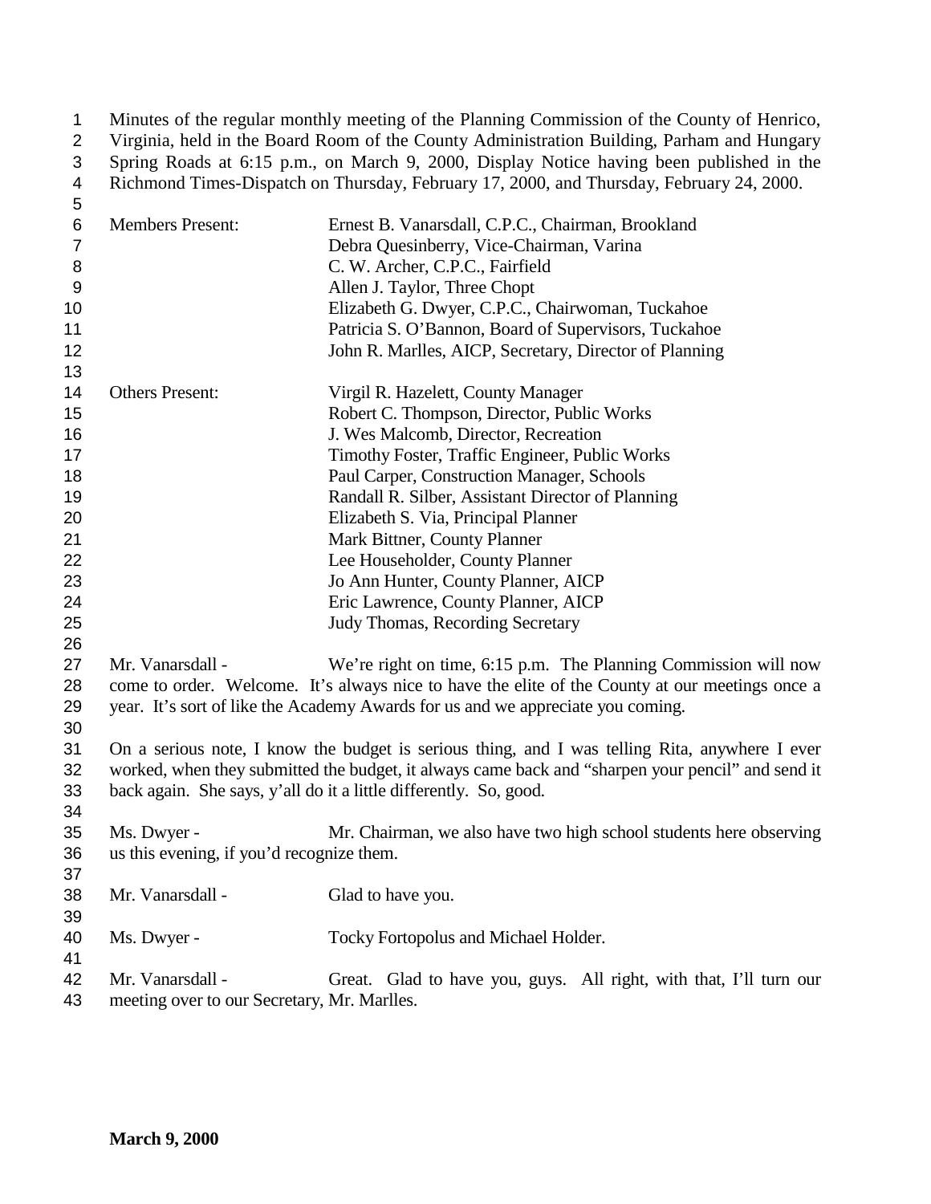Minutes of the regular monthly meeting of the Planning Commission of the County of Henrico, Virginia, held in the Board Room of the County Administration Building, Parham and Hungary Spring Roads at 6:15 p.m., on March 9, 2000, Display Notice having been published in the Richmond Times-Dispatch on Thursday, February 17, 2000, and Thursday, February 24, 2000.

Members Present: Ernest B. Vanarsdall, C.P.C., Chairman, Brookland
Debra Quesinberry, Vice-Chairman, Varina
C. W. Archer, C.P.C., Fairfield
Allen J. Taylor, Three Chopt
Elizabeth G. Dwyer, C.P.C., Chairwoman, Tuckahoe
Patricia S. O'Bannon, Board of Supervisors, Tuckahoe
John R. Marlles, AICP, Secretary, Director of Planning

Others Present: Virgil R. Hazelett, County Manager
Robert C. Thompson, Director, Public Works
J. Wes Malcomb, Director, Recreation
Timothy Foster, Traffic Engineer, Public Works
Paul Carper, Construction Manager, Schools
Randall R. Silber, Assistant Director of Planning
Elizabeth S. Via, Principal Planner
Mark Bittner, County Planner
Lee Householder, County Planner
Jo Ann Hunter, County Planner, AICP
Eric Lawrence, County Planner, AICP
Judy Thomas, Recording Secretary

Mr. Vanarsdall - We're right on time, 6:15 p.m. The Planning Commission will now come to order. Welcome. It's always nice to have the elite of the County at our meetings once a year. It's sort of like the Academy Awards for us and we appreciate you coming.

On a serious note, I know the budget is serious thing, and I was telling Rita, anywhere I ever worked, when they submitted the budget, it always came back and "sharpen your pencil" and send it back again. She says, y'all do it a little differently. So, good.

Ms. Dwyer - Mr. Chairman, we also have two high school students here observing us this evening, if you'd recognize them.

Mr. Vanarsdall - Glad to have you.

Ms. Dwyer - Tocky Fortopolus and Michael Holder.

Mr. Vanarsdall - Great. Glad to have you, guys. All right, with that, I'll turn our meeting over to our Secretary, Mr. Marlles.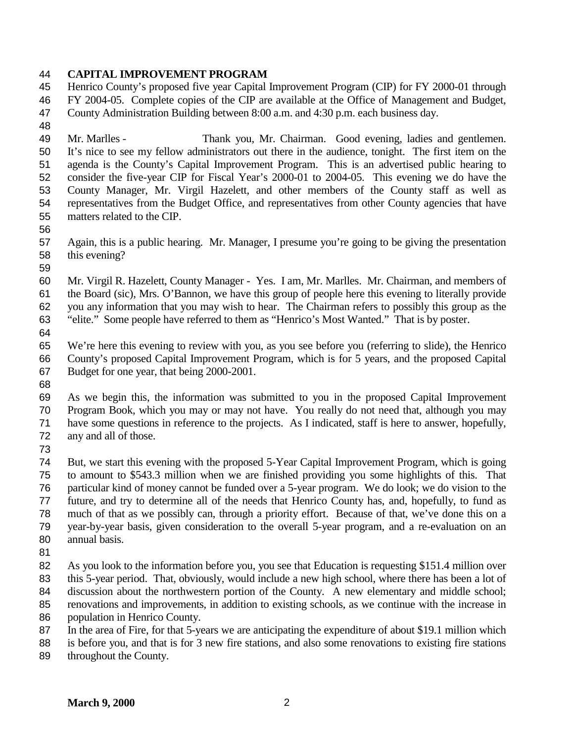**CAPITAL IMPROVEMENT PROGRAM**
Henrico County's proposed five year Capital Improvement Program (CIP) for FY 2000-01 through FY 2004-05. Complete copies of the CIP are available at the Office of Management and Budget, County Administration Building between 8:00 a.m. and 4:30 p.m. each business day.

Mr. Marlles - Thank you, Mr. Chairman. Good evening, ladies and gentlemen. It's nice to see my fellow administrators out there in the audience, tonight. The first item on the agenda is the County's Capital Improvement Program. This is an advertised public hearing to consider the five-year CIP for Fiscal Year's 2000-01 to 2004-05. This evening we do have the County Manager, Mr. Virgil Hazelett, and other members of the County staff as well as representatives from the Budget Office, and representatives from other County agencies that have matters related to the CIP.

Again, this is a public hearing. Mr. Manager, I presume you're going to be giving the presentation this evening?

Mr. Virgil R. Hazelett, County Manager - Yes. I am, Mr. Marlles. Mr. Chairman, and members of the Board (sic), Mrs. O'Bannon, we have this group of people here this evening to literally provide you any information that you may wish to hear. The Chairman refers to possibly this group as the "elite." Some people have referred to them as "Henrico's Most Wanted." That is by poster.

We're here this evening to review with you, as you see before you (referring to slide), the Henrico County's proposed Capital Improvement Program, which is for 5 years, and the proposed Capital Budget for one year, that being 2000-2001.

As we begin this, the information was submitted to you in the proposed Capital Improvement Program Book, which you may or may not have. You really do not need that, although you may have some questions in reference to the projects. As I indicated, staff is here to answer, hopefully, any and all of those.

But, we start this evening with the proposed 5-Year Capital Improvement Program, which is going to amount to $543.3 million when we are finished providing you some highlights of this. That particular kind of money cannot be funded over a 5-year program. We do look; we do vision to the future, and try to determine all of the needs that Henrico County has, and, hopefully, to fund as much of that as we possibly can, through a priority effort. Because of that, we've done this on a year-by-year basis, given consideration to the overall 5-year program, and a re-evaluation on an annual basis.

As you look to the information before you, you see that Education is requesting $151.4 million over this 5-year period. That, obviously, would include a new high school, where there has been a lot of discussion about the northwestern portion of the County. A new elementary and middle school; renovations and improvements, in addition to existing schools, as we continue with the increase in population in Henrico County.
In the area of Fire, for that 5-years we are anticipating the expenditure of about $19.1 million which is before you, and that is for 3 new fire stations, and also some renovations to existing fire stations throughout the County.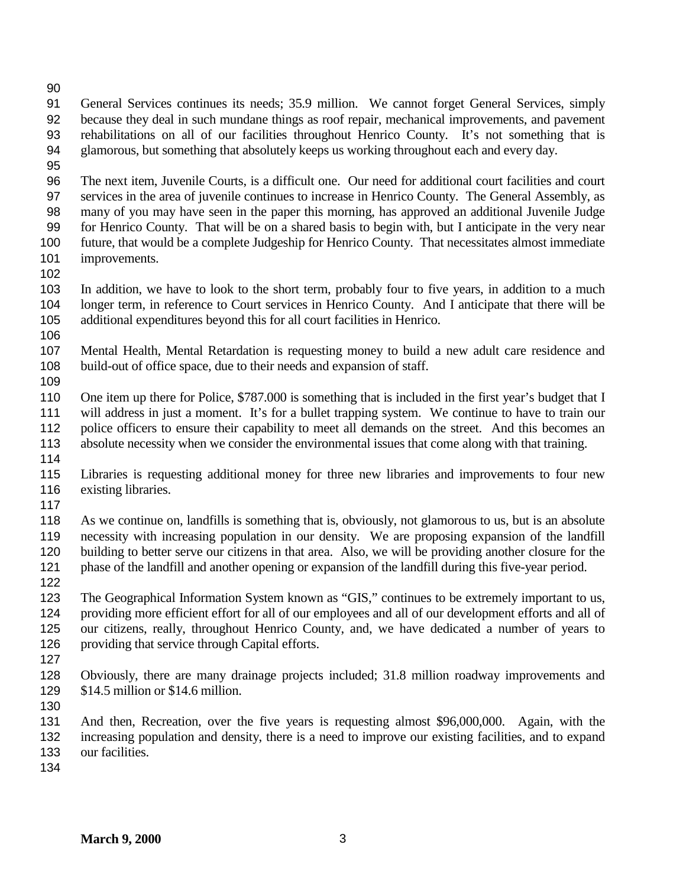General Services continues its needs; 35.9 million. We cannot forget General Services, simply because they deal in such mundane things as roof repair, mechanical improvements, and pavement rehabilitations on all of our facilities throughout Henrico County. It's not something that is glamorous, but something that absolutely keeps us working throughout each and every day.

The next item, Juvenile Courts, is a difficult one. Our need for additional court facilities and court services in the area of juvenile continues to increase in Henrico County. The General Assembly, as many of you may have seen in the paper this morning, has approved an additional Juvenile Judge for Henrico County. That will be on a shared basis to begin with, but I anticipate in the very near future, that would be a complete Judgeship for Henrico County. That necessitates almost immediate improvements.

In addition, we have to look to the short term, probably four to five years, in addition to a much longer term, in reference to Court services in Henrico County. And I anticipate that there will be additional expenditures beyond this for all court facilities in Henrico.

Mental Health, Mental Retardation is requesting money to build a new adult care residence and build-out of office space, due to their needs and expansion of staff.

One item up there for Police, $787.000 is something that is included in the first year's budget that I will address in just a moment. It's for a bullet trapping system. We continue to have to train our police officers to ensure their capability to meet all demands on the street. And this becomes an absolute necessity when we consider the environmental issues that come along with that training.

Libraries is requesting additional money for three new libraries and improvements to four new existing libraries.

As we continue on, landfills is something that is, obviously, not glamorous to us, but is an absolute necessity with increasing population in our density. We are proposing expansion of the landfill building to better serve our citizens in that area. Also, we will be providing another closure for the phase of the landfill and another opening or expansion of the landfill during this five-year period.

The Geographical Information System known as "GIS," continues to be extremely important to us, providing more efficient effort for all of our employees and all of our development efforts and all of our citizens, really, throughout Henrico County, and, we have dedicated a number of years to providing that service through Capital efforts.

Obviously, there are many drainage projects included; 31.8 million roadway improvements and $14.5 million or $14.6 million.

And then, Recreation, over the five years is requesting almost $96,000,000. Again, with the increasing population and density, there is a need to improve our existing facilities, and to expand our facilities.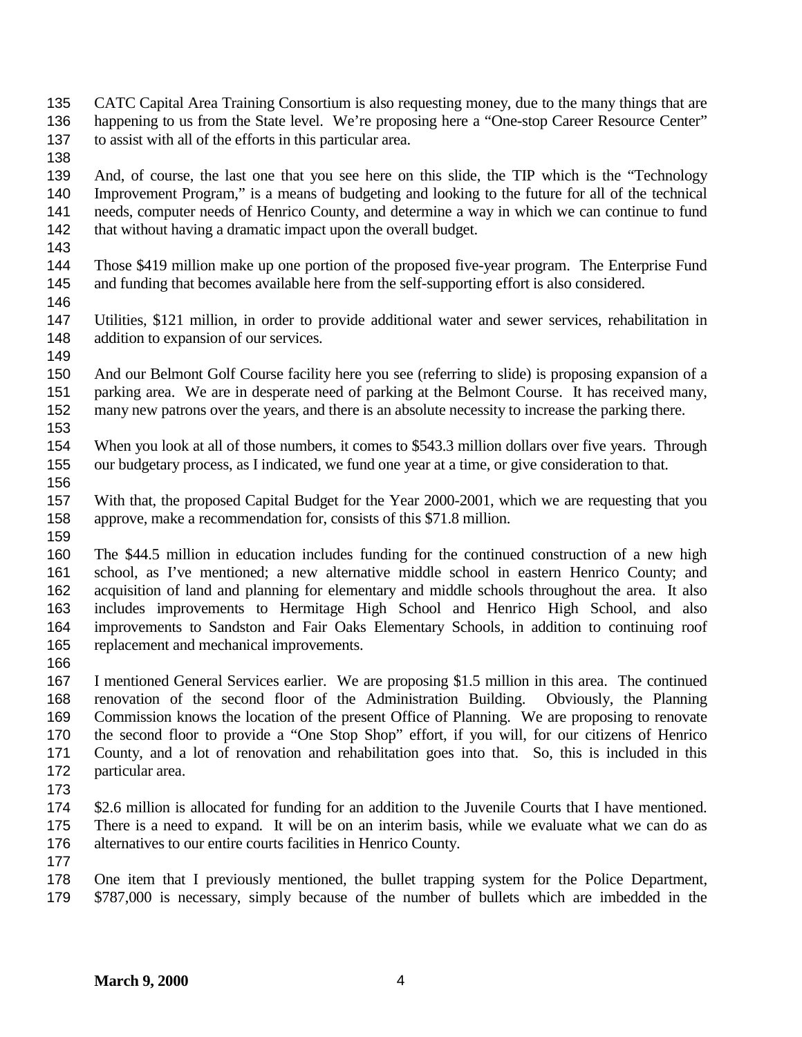CATC Capital Area Training Consortium is also requesting money, due to the many things that are happening to us from the State level. We're proposing here a "One-stop Career Resource Center" to assist with all of the efforts in this particular area.

And, of course, the last one that you see here on this slide, the TIP which is the "Technology Improvement Program," is a means of budgeting and looking to the future for all of the technical needs, computer needs of Henrico County, and determine a way in which we can continue to fund that without having a dramatic impact upon the overall budget.

Those $419 million make up one portion of the proposed five-year program. The Enterprise Fund and funding that becomes available here from the self-supporting effort is also considered.

Utilities, $121 million, in order to provide additional water and sewer services, rehabilitation in addition to expansion of our services.

And our Belmont Golf Course facility here you see (referring to slide) is proposing expansion of a parking area. We are in desperate need of parking at the Belmont Course. It has received many, many new patrons over the years, and there is an absolute necessity to increase the parking there.

When you look at all of those numbers, it comes to $543.3 million dollars over five years. Through our budgetary process, as I indicated, we fund one year at a time, or give consideration to that.

With that, the proposed Capital Budget for the Year 2000-2001, which we are requesting that you approve, make a recommendation for, consists of this $71.8 million.

The $44.5 million in education includes funding for the continued construction of a new high school, as I've mentioned; a new alternative middle school in eastern Henrico County; and acquisition of land and planning for elementary and middle schools throughout the area. It also includes improvements to Hermitage High School and Henrico High School, and also improvements to Sandston and Fair Oaks Elementary Schools, in addition to continuing roof replacement and mechanical improvements.

I mentioned General Services earlier. We are proposing $1.5 million in this area. The continued renovation of the second floor of the Administration Building. Obviously, the Planning Commission knows the location of the present Office of Planning. We are proposing to renovate the second floor to provide a "One Stop Shop" effort, if you will, for our citizens of Henrico County, and a lot of renovation and rehabilitation goes into that. So, this is included in this particular area.

$2.6 million is allocated for funding for an addition to the Juvenile Courts that I have mentioned. There is a need to expand. It will be on an interim basis, while we evaluate what we can do as alternatives to our entire courts facilities in Henrico County.

One item that I previously mentioned, the bullet trapping system for the Police Department, $787,000 is necessary, simply because of the number of bullets which are imbedded in the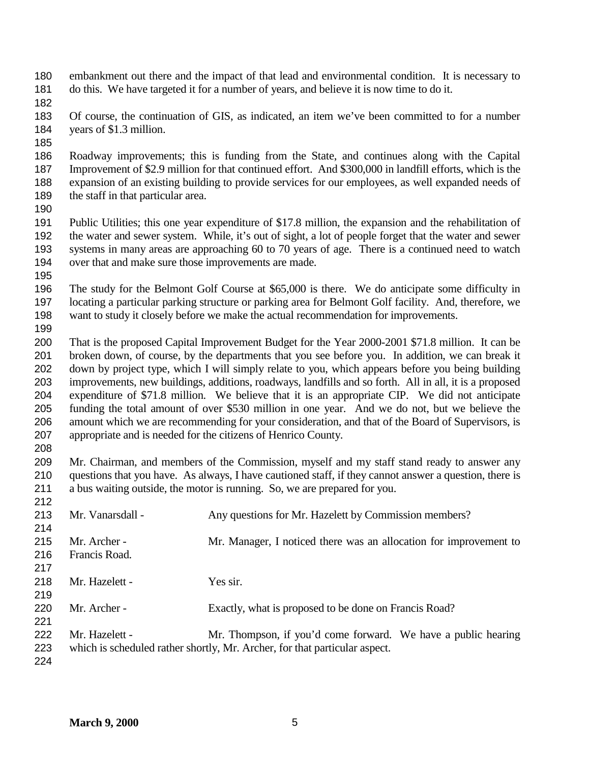embankment out there and the impact of that lead and environmental condition. It is necessary to do this. We have targeted it for a number of years, and believe it is now time to do it.

Of course, the continuation of GIS, as indicated, an item we've been committed to for a number years of $1.3 million.

Roadway improvements; this is funding from the State, and continues along with the Capital Improvement of $2.9 million for that continued effort. And $300,000 in landfill efforts, which is the expansion of an existing building to provide services for our employees, as well expanded needs of the staff in that particular area.

Public Utilities; this one year expenditure of $17.8 million, the expansion and the rehabilitation of the water and sewer system. While, it's out of sight, a lot of people forget that the water and sewer systems in many areas are approaching 60 to 70 years of age. There is a continued need to watch over that and make sure those improvements are made.

The study for the Belmont Golf Course at $65,000 is there. We do anticipate some difficulty in locating a particular parking structure or parking area for Belmont Golf facility. And, therefore, we want to study it closely before we make the actual recommendation for improvements.

That is the proposed Capital Improvement Budget for the Year 2000-2001 $71.8 million. It can be broken down, of course, by the departments that you see before you. In addition, we can break it down by project type, which I will simply relate to you, which appears before you being building improvements, new buildings, additions, roadways, landfills and so forth. All in all, it is a proposed expenditure of $71.8 million. We believe that it is an appropriate CIP. We did not anticipate funding the total amount of over $530 million in one year. And we do not, but we believe the amount which we are recommending for your consideration, and that of the Board of Supervisors, is appropriate and is needed for the citizens of Henrico County.

Mr. Chairman, and members of the Commission, myself and my staff stand ready to answer any questions that you have. As always, I have cautioned staff, if they cannot answer a question, there is a bus waiting outside, the motor is running. So, we are prepared for you.

Mr. Vanarsdall - Any questions for Mr. Hazelett by Commission members?

Mr. Archer - Mr. Manager, I noticed there was an allocation for improvement to Francis Road.

Mr. Hazelett - Yes sir.

Mr. Archer - Exactly, what is proposed to be done on Francis Road?

Mr. Hazelett - Mr. Thompson, if you'd come forward. We have a public hearing which is scheduled rather shortly, Mr. Archer, for that particular aspect.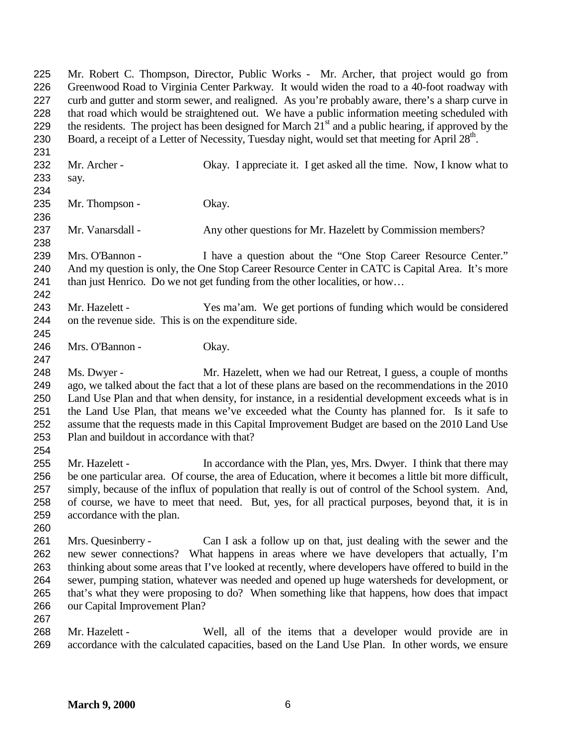Mr. Robert C. Thompson, Director, Public Works - Mr. Archer, that project would go from Greenwood Road to Virginia Center Parkway. It would widen the road to a 40-foot roadway with curb and gutter and storm sewer, and realigned. As you're probably aware, there's a sharp curve in that road which would be straightened out. We have a public information meeting scheduled with the residents. The project has been designed for March 21st and a public hearing, if approved by the Board, a receipt of a Letter of Necessity, Tuesday night, would set that meeting for April 28th.

Mr. Archer - Okay. I appreciate it. I get asked all the time. Now, I know what to say.

Mr. Thompson - Okay.

Mr. Vanarsdall - Any other questions for Mr. Hazelett by Commission members?

Mrs. O'Bannon - I have a question about the "One Stop Career Resource Center." And my question is only, the One Stop Career Resource Center in CATC is Capital Area. It's more than just Henrico. Do we not get funding from the other localities, or how…

Mr. Hazelett - Yes ma'am. We get portions of funding which would be considered on the revenue side. This is on the expenditure side.

Mrs. O'Bannon - Okay.

Ms. Dwyer - Mr. Hazelett, when we had our Retreat, I guess, a couple of months ago, we talked about the fact that a lot of these plans are based on the recommendations in the 2010 Land Use Plan and that when density, for instance, in a residential development exceeds what is in the Land Use Plan, that means we've exceeded what the County has planned for. Is it safe to assume that the requests made in this Capital Improvement Budget are based on the 2010 Land Use Plan and buildout in accordance with that?

Mr. Hazelett - In accordance with the Plan, yes, Mrs. Dwyer. I think that there may be one particular area. Of course, the area of Education, where it becomes a little bit more difficult, simply, because of the influx of population that really is out of control of the School system. And, of course, we have to meet that need. But, yes, for all practical purposes, beyond that, it is in accordance with the plan.

Mrs. Quesinberry - Can I ask a follow up on that, just dealing with the sewer and the new sewer connections? What happens in areas where we have developers that actually, I'm thinking about some areas that I've looked at recently, where developers have offered to build in the sewer, pumping station, whatever was needed and opened up huge watersheds for development, or that's what they were proposing to do? When something like that happens, how does that impact our Capital Improvement Plan?

Mr. Hazelett - Well, all of the items that a developer would provide are in accordance with the calculated capacities, based on the Land Use Plan. In other words, we ensure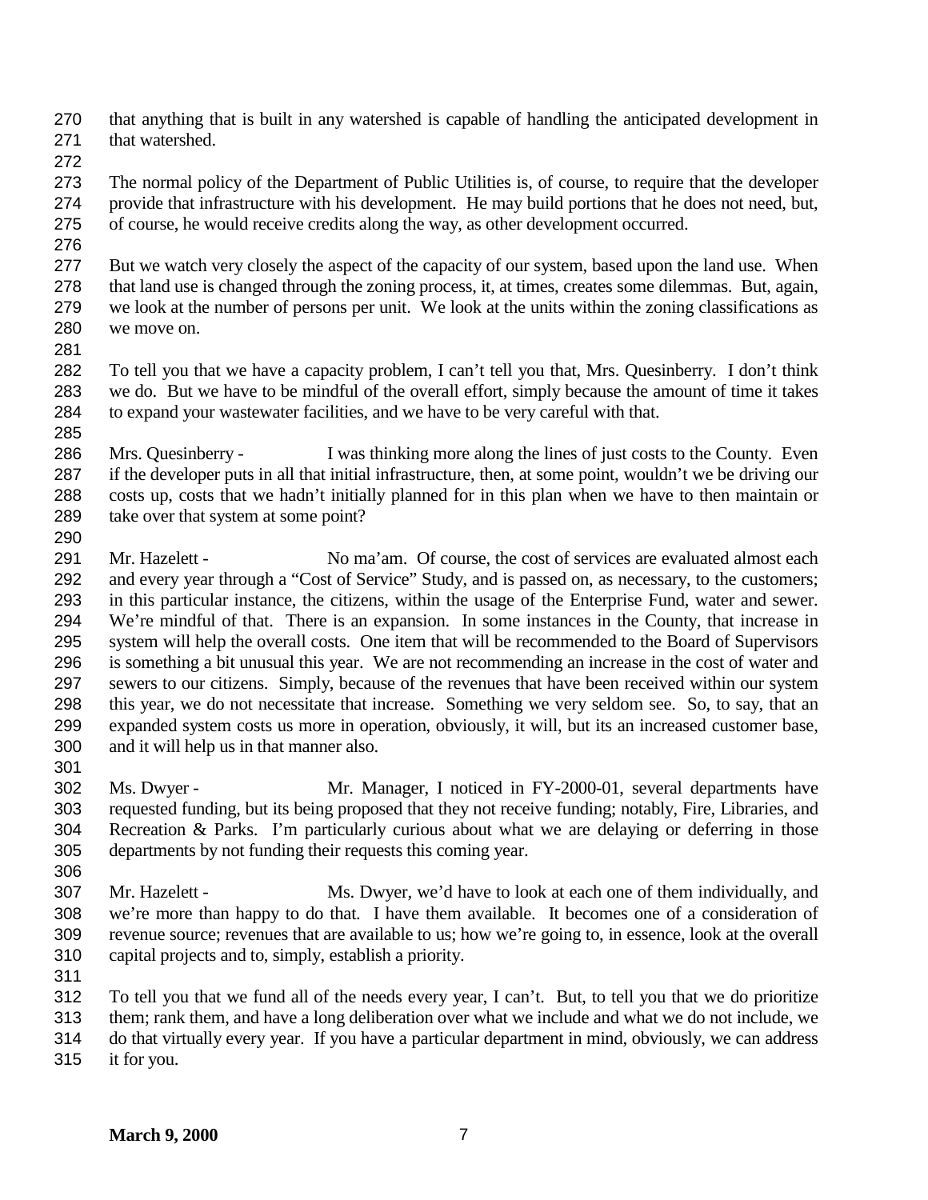that anything that is built in any watershed is capable of handling the anticipated development in that watershed.

The normal policy of the Department of Public Utilities is, of course, to require that the developer provide that infrastructure with his development. He may build portions that he does not need, but, of course, he would receive credits along the way, as other development occurred.

But we watch very closely the aspect of the capacity of our system, based upon the land use. When that land use is changed through the zoning process, it, at times, creates some dilemmas. But, again, we look at the number of persons per unit. We look at the units within the zoning classifications as we move on.

To tell you that we have a capacity problem, I can't tell you that, Mrs. Quesinberry. I don't think we do. But we have to be mindful of the overall effort, simply because the amount of time it takes to expand your wastewater facilities, and we have to be very careful with that.

Mrs. Quesinberry - I was thinking more along the lines of just costs to the County. Even if the developer puts in all that initial infrastructure, then, at some point, wouldn't we be driving our costs up, costs that we hadn't initially planned for in this plan when we have to then maintain or take over that system at some point?

Mr. Hazelett - No ma'am. Of course, the cost of services are evaluated almost each and every year through a "Cost of Service" Study, and is passed on, as necessary, to the customers; in this particular instance, the citizens, within the usage of the Enterprise Fund, water and sewer. We're mindful of that. There is an expansion. In some instances in the County, that increase in system will help the overall costs. One item that will be recommended to the Board of Supervisors is something a bit unusual this year. We are not recommending an increase in the cost of water and sewers to our citizens. Simply, because of the revenues that have been received within our system this year, we do not necessitate that increase. Something we very seldom see. So, to say, that an expanded system costs us more in operation, obviously, it will, but its an increased customer base, and it will help us in that manner also.

Ms. Dwyer - Mr. Manager, I noticed in FY-2000-01, several departments have requested funding, but its being proposed that they not receive funding; notably, Fire, Libraries, and Recreation & Parks. I'm particularly curious about what we are delaying or deferring in those departments by not funding their requests this coming year.

Mr. Hazelett - Ms. Dwyer, we'd have to look at each one of them individually, and we're more than happy to do that. I have them available. It becomes one of a consideration of revenue source; revenues that are available to us; how we're going to, in essence, look at the overall capital projects and to, simply, establish a priority.

To tell you that we fund all of the needs every year, I can't. But, to tell you that we do prioritize them; rank them, and have a long deliberation over what we include and what we do not include, we do that virtually every year. If you have a particular department in mind, obviously, we can address it for you.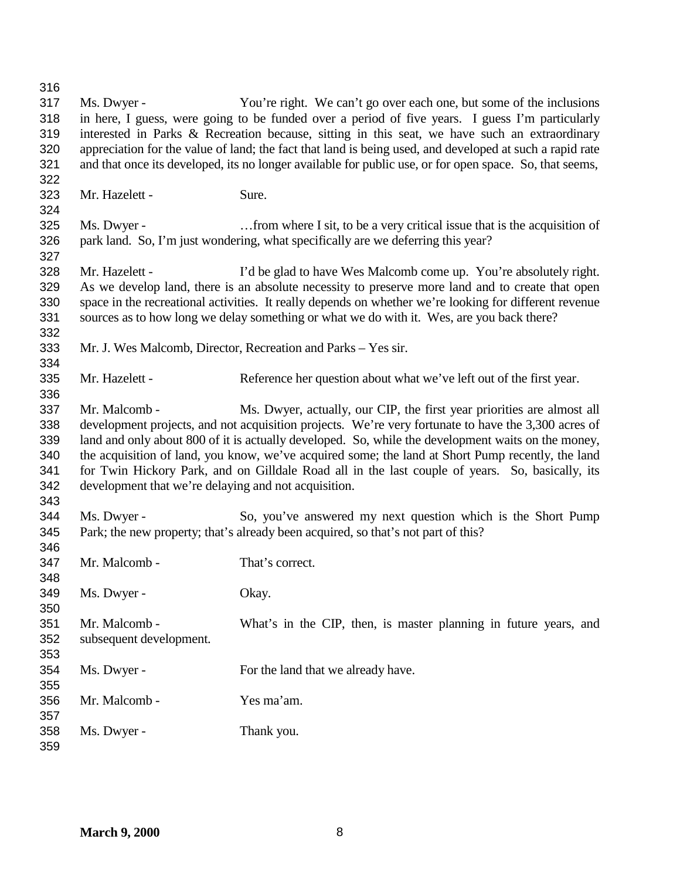Ms. Dwyer - You're right. We can't go over each one, but some of the inclusions in here, I guess, were going to be funded over a period of five years. I guess I'm particularly interested in Parks & Recreation because, sitting in this seat, we have such an extraordinary appreciation for the value of land; the fact that land is being used, and developed at such a rapid rate and that once its developed, its no longer available for public use, or for open space. So, that seems,

Mr. Hazelett - Sure.

Ms. Dwyer - …from where I sit, to be a very critical issue that is the acquisition of park land. So, I'm just wondering, what specifically are we deferring this year?

Mr. Hazelett - I'd be glad to have Wes Malcomb come up. You're absolutely right. As we develop land, there is an absolute necessity to preserve more land and to create that open space in the recreational activities. It really depends on whether we're looking for different revenue sources as to how long we delay something or what we do with it. Wes, are you back there?

Mr. J. Wes Malcomb, Director, Recreation and Parks – Yes sir.

Mr. Hazelett - Reference her question about what we've left out of the first year.

Mr. Malcomb - Ms. Dwyer, actually, our CIP, the first year priorities are almost all development projects, and not acquisition projects. We're very fortunate to have the 3,300 acres of land and only about 800 of it is actually developed. So, while the development waits on the money, the acquisition of land, you know, we've acquired some; the land at Short Pump recently, the land for Twin Hickory Park, and on Gilldale Road all in the last couple of years. So, basically, its development that we're delaying and not acquisition.

Ms. Dwyer - So, you've answered my next question which is the Short Pump Park; the new property; that's already been acquired, so that's not part of this?

Mr. Malcomb - That's correct.

Ms. Dwyer - Okay.

Mr. Malcomb - What's in the CIP, then, is master planning in future years, and subsequent development.

Ms. Dwyer - For the land that we already have.

Mr. Malcomb - Yes ma'am.

Ms. Dwyer - Thank you.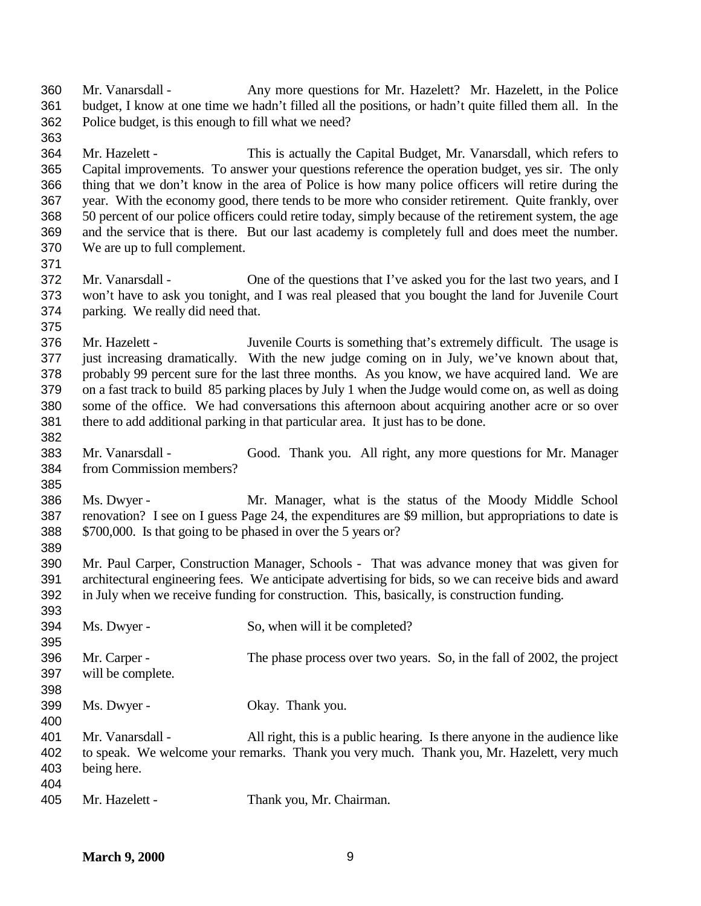Mr. Vanarsdall - Any more questions for Mr. Hazelett? Mr. Hazelett, in the Police budget, I know at one time we hadn't filled all the positions, or hadn't quite filled them all. In the Police budget, is this enough to fill what we need?

Mr. Hazelett - This is actually the Capital Budget, Mr. Vanarsdall, which refers to Capital improvements. To answer your questions reference the operation budget, yes sir. The only thing that we don't know in the area of Police is how many police officers will retire during the year. With the economy good, there tends to be more who consider retirement. Quite frankly, over 50 percent of our police officers could retire today, simply because of the retirement system, the age and the service that is there. But our last academy is completely full and does meet the number. We are up to full complement.

Mr. Vanarsdall - One of the questions that I've asked you for the last two years, and I won't have to ask you tonight, and I was real pleased that you bought the land for Juvenile Court parking. We really did need that.

Mr. Hazelett - Juvenile Courts is something that's extremely difficult. The usage is just increasing dramatically. With the new judge coming on in July, we've known about that, probably 99 percent sure for the last three months. As you know, we have acquired land. We are on a fast track to build 85 parking places by July 1 when the Judge would come on, as well as doing some of the office. We had conversations this afternoon about acquiring another acre or so over there to add additional parking in that particular area. It just has to be done.

Mr. Vanarsdall - Good. Thank you. All right, any more questions for Mr. Manager from Commission members?

Ms. Dwyer - Mr. Manager, what is the status of the Moody Middle School renovation? I see on I guess Page 24, the expenditures are $9 million, but appropriations to date is $700,000. Is that going to be phased in over the 5 years or?

Mr. Paul Carper, Construction Manager, Schools - That was advance money that was given for architectural engineering fees. We anticipate advertising for bids, so we can receive bids and award in July when we receive funding for construction. This, basically, is construction funding.

Ms. Dwyer - So, when will it be completed?

Mr. Carper - The phase process over two years. So, in the fall of 2002, the project will be complete.

Ms. Dwyer - Okay. Thank you.

Mr. Vanarsdall - All right, this is a public hearing. Is there anyone in the audience like to speak. We welcome your remarks. Thank you very much. Thank you, Mr. Hazelett, very much being here.

Mr. Hazelett - Thank you, Mr. Chairman.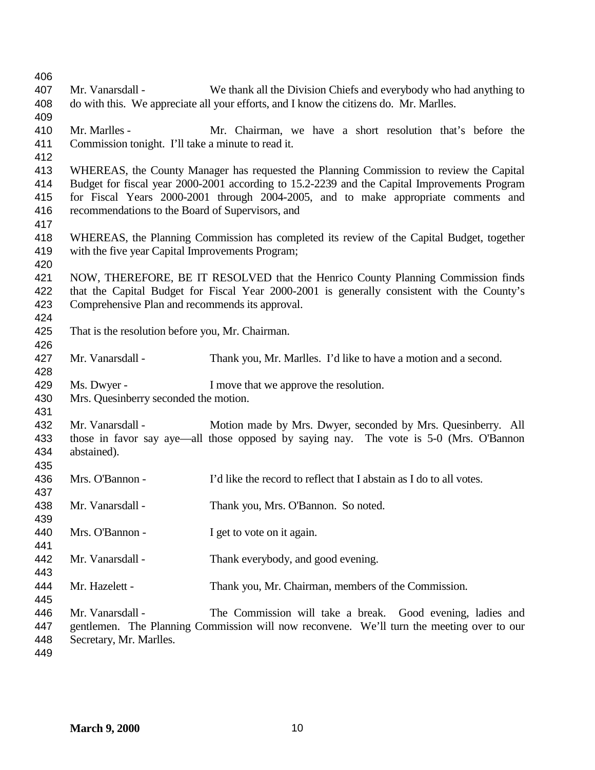Mr. Vanarsdall - We thank all the Division Chiefs and everybody who had anything to do with this. We appreciate all your efforts, and I know the citizens do. Mr. Marlles.

Mr. Marlles - Mr. Chairman, we have a short resolution that's before the Commission tonight. I'll take a minute to read it.

WHEREAS, the County Manager has requested the Planning Commission to review the Capital Budget for fiscal year 2000-2001 according to 15.2-2239 and the Capital Improvements Program for Fiscal Years 2000-2001 through 2004-2005, and to make appropriate comments and recommendations to the Board of Supervisors, and

WHEREAS, the Planning Commission has completed its review of the Capital Budget, together with the five year Capital Improvements Program;

NOW, THEREFORE, BE IT RESOLVED that the Henrico County Planning Commission finds that the Capital Budget for Fiscal Year 2000-2001 is generally consistent with the County's Comprehensive Plan and recommends its approval.

That is the resolution before you, Mr. Chairman.

Mr. Vanarsdall - Thank you, Mr. Marlles. I'd like to have a motion and a second.

Ms. Dwyer - I move that we approve the resolution.
Mrs. Quesinberry seconded the motion.

Mr. Vanarsdall - Motion made by Mrs. Dwyer, seconded by Mrs. Quesinberry. All those in favor say aye—all those opposed by saying nay. The vote is 5-0 (Mrs. O'Bannon abstained).

Mrs. O'Bannon - I'd like the record to reflect that I abstain as I do to all votes.

Mr. Vanarsdall - Thank you, Mrs. O'Bannon. So noted.

Mrs. O'Bannon - I get to vote on it again.

Mr. Vanarsdall - Thank everybody, and good evening.

Mr. Hazelett - Thank you, Mr. Chairman, members of the Commission.

Mr. Vanarsdall - The Commission will take a break. Good evening, ladies and gentlemen. The Planning Commission will now reconvene. We'll turn the meeting over to our Secretary, Mr. Marlles.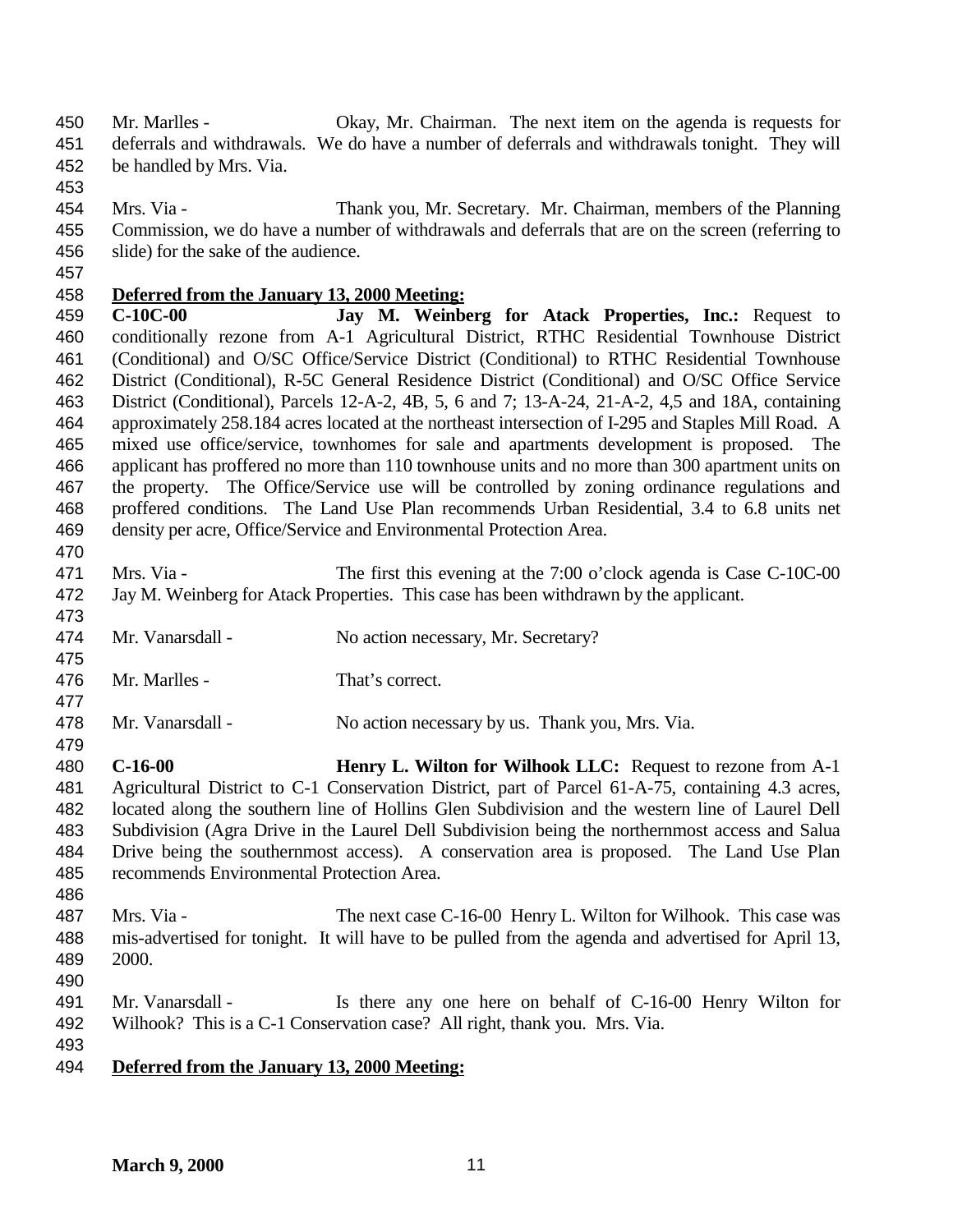Mr. Marlles - Okay, Mr. Chairman. The next item on the agenda is requests for deferrals and withdrawals. We do have a number of deferrals and withdrawals tonight. They will be handled by Mrs. Via.

Mrs. Via - Thank you, Mr. Secretary. Mr. Chairman, members of the Planning Commission, we do have a number of withdrawals and deferrals that are on the screen (referring to slide) for the sake of the audience.

**Deferred from the January 13, 2000 Meeting:**

**C-10C-00 Jay M. Weinberg for Atack Properties, Inc.:** Request to conditionally rezone from A-1 Agricultural District, RTHC Residential Townhouse District (Conditional) and O/SC Office/Service District (Conditional) to RTHC Residential Townhouse District (Conditional), R-5C General Residence District (Conditional) and O/SC Office Service District (Conditional), Parcels 12-A-2, 4B, 5, 6 and 7; 13-A-24, 21-A-2, 4,5 and 18A, containing approximately 258.184 acres located at the northeast intersection of I-295 and Staples Mill Road. A mixed use office/service, townhomes for sale and apartments development is proposed. The applicant has proffered no more than 110 townhouse units and no more than 300 apartment units on the property. The Office/Service use will be controlled by zoning ordinance regulations and proffered conditions. The Land Use Plan recommends Urban Residential, 3.4 to 6.8 units net density per acre, Office/Service and Environmental Protection Area.

Mrs. Via - The first this evening at the 7:00 o'clock agenda is Case C-10C-00 Jay M. Weinberg for Atack Properties. This case has been withdrawn by the applicant.

Mr. Vanarsdall - No action necessary, Mr. Secretary?

Mr. Marlles - That's correct.

Mr. Vanarsdall - No action necessary by us. Thank you, Mrs. Via.

**C-16-00 Henry L. Wilton for Wilhook LLC:** Request to rezone from A-1 Agricultural District to C-1 Conservation District, part of Parcel 61-A-75, containing 4.3 acres, located along the southern line of Hollins Glen Subdivision and the western line of Laurel Dell Subdivision (Agra Drive in the Laurel Dell Subdivision being the northernmost access and Salua Drive being the southernmost access). A conservation area is proposed. The Land Use Plan recommends Environmental Protection Area.

Mrs. Via - The next case C-16-00 Henry L. Wilton for Wilhook. This case was mis-advertised for tonight. It will have to be pulled from the agenda and advertised for April 13, 2000.

Mr. Vanarsdall - Is there any one here on behalf of C-16-00 Henry Wilton for Wilhook? This is a C-1 Conservation case? All right, thank you. Mrs. Via.

**Deferred from the January 13, 2000 Meeting:**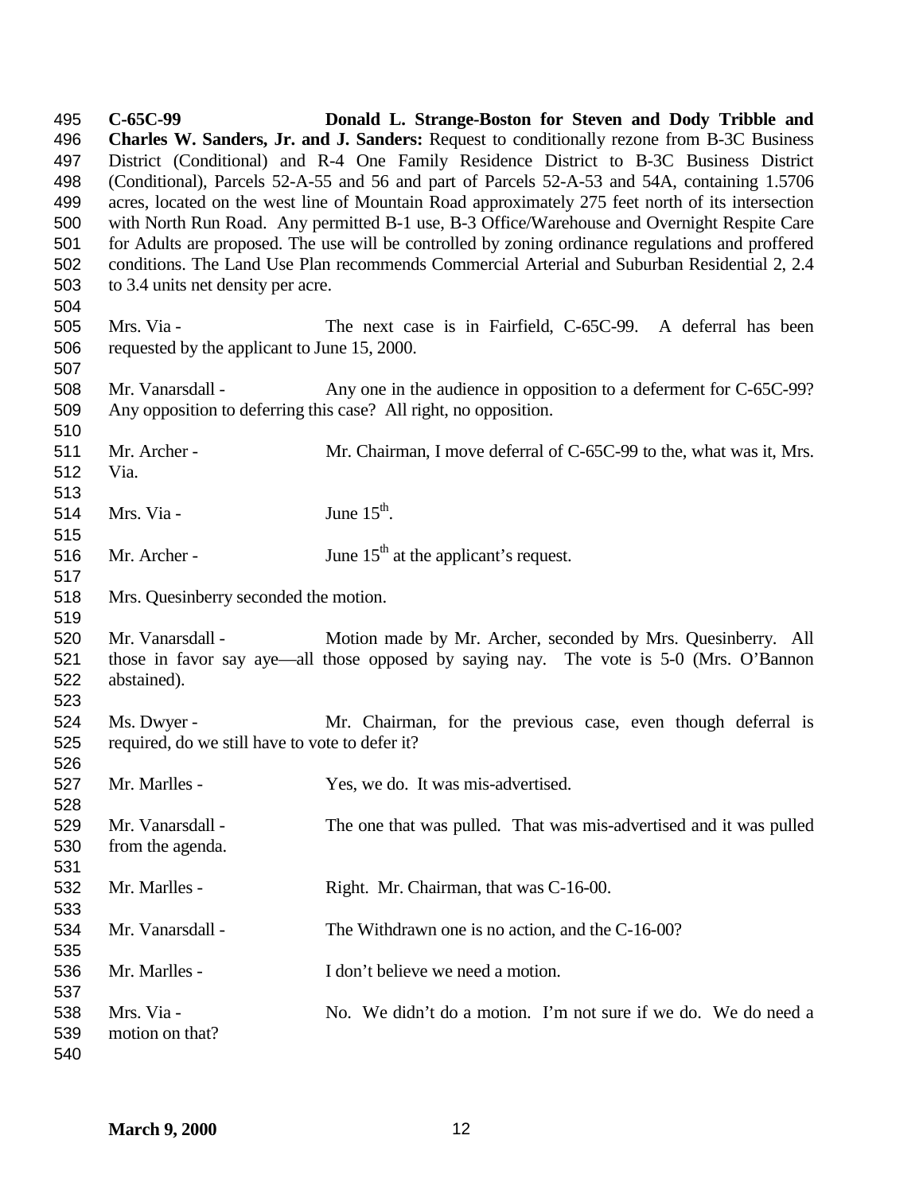**C-65C-99 Donald L. Strange-Boston for Steven and Dody Tribble and Charles W. Sanders, Jr. and J. Sanders:** Request to conditionally rezone from B-3C Business District (Conditional) and R-4 One Family Residence District to B-3C Business District (Conditional), Parcels 52-A-55 and 56 and part of Parcels 52-A-53 and 54A, containing 1.5706 acres, located on the west line of Mountain Road approximately 275 feet north of its intersection with North Run Road. Any permitted B-1 use, B-3 Office/Warehouse and Overnight Respite Care for Adults are proposed. The use will be controlled by zoning ordinance regulations and proffered conditions. The Land Use Plan recommends Commercial Arterial and Suburban Residential 2, 2.4 to 3.4 units net density per acre.

Mrs. Via - The next case is in Fairfield, C-65C-99. A deferral has been requested by the applicant to June 15, 2000.

Mr. Vanarsdall - Any one in the audience in opposition to a deferment for C-65C-99? Any opposition to deferring this case? All right, no opposition.

Mr. Archer - Mr. Chairman, I move deferral of C-65C-99 to the, what was it, Mrs. Via.

Mrs. Via - June 15th.

Mr. Archer - June 15th at the applicant's request.

Mrs. Quesinberry seconded the motion.

Mr. Vanarsdall - Motion made by Mr. Archer, seconded by Mrs. Quesinberry. All those in favor say aye—all those opposed by saying nay. The vote is 5-0 (Mrs. O'Bannon abstained).

Ms. Dwyer - Mr. Chairman, for the previous case, even though deferral is required, do we still have to vote to defer it?

Mr. Marlles - Yes, we do. It was mis-advertised.

Mr. Vanarsdall - The one that was pulled. That was mis-advertised and it was pulled from the agenda.

Mr. Marlles - Right. Mr. Chairman, that was C-16-00.

Mr. Vanarsdall - The Withdrawn one is no action, and the C-16-00?

Mr. Marlles - I don't believe we need a motion.

Mrs. Via - No. We didn't do a motion. I'm not sure if we do. We do need a motion on that?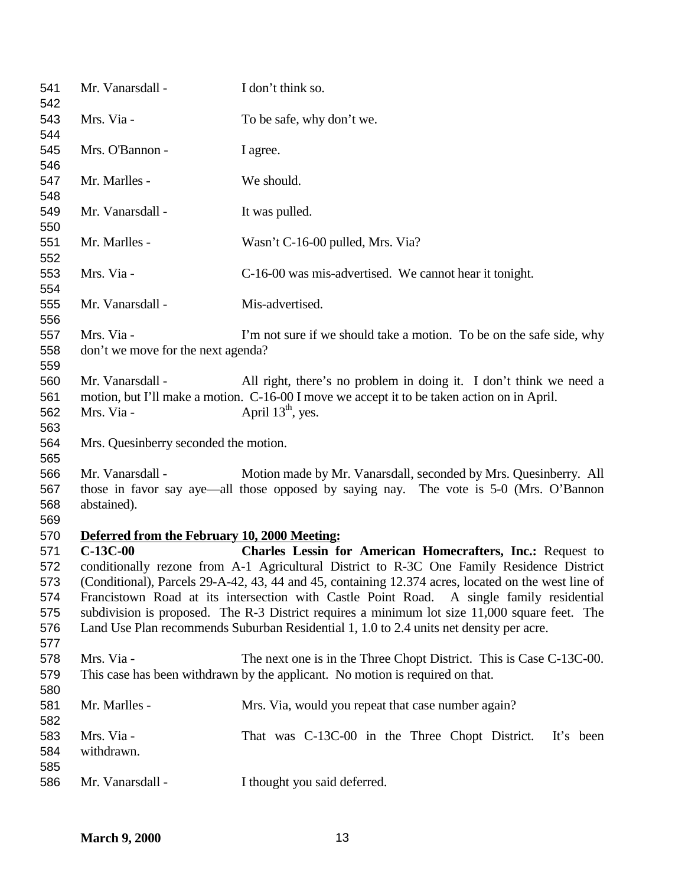Mr. Vanarsdall - I don't think so.

Mrs. Via - To be safe, why don't we.

Mrs. O'Bannon - I agree.

Mr. Marlles - We should.

Mr. Vanarsdall - It was pulled.

Mr. Marlles - Wasn't C-16-00 pulled, Mrs. Via?

Mrs. Via - C-16-00 was mis-advertised. We cannot hear it tonight.

Mr. Vanarsdall - Mis-advertised.

Mrs. Via - I'm not sure if we should take a motion. To be on the safe side, why don't we move for the next agenda?

Mr. Vanarsdall - All right, there's no problem in doing it. I don't think we need a motion, but I'll make a motion. C-16-00 I move we accept it to be taken action on in April.

Mrs. Via - April 13th, yes.

Mrs. Quesinberry seconded the motion.

Mr. Vanarsdall - Motion made by Mr. Vanarsdall, seconded by Mrs. Quesinberry. All those in favor say aye—all those opposed by saying nay. The vote is 5-0 (Mrs. O'Bannon abstained).

**Deferred from the February 10, 2000 Meeting:**

**C-13C-00** **Charles Lessin for American Homecrafters, Inc.:** Request to conditionally rezone from A-1 Agricultural District to R-3C One Family Residence District (Conditional), Parcels 29-A-42, 43, 44 and 45, containing 12.374 acres, located on the west line of Francistown Road at its intersection with Castle Point Road. A single family residential subdivision is proposed. The R-3 District requires a minimum lot size 11,000 square feet. The Land Use Plan recommends Suburban Residential 1, 1.0 to 2.4 units net density per acre.

Mrs. Via - The next one is in the Three Chopt District. This is Case C-13C-00. This case has been withdrawn by the applicant. No motion is required on that.

Mr. Marlles - Mrs. Via, would you repeat that case number again?

Mrs. Via - That was C-13C-00 in the Three Chopt District. It's been withdrawn.

Mr. Vanarsdall - I thought you said deferred.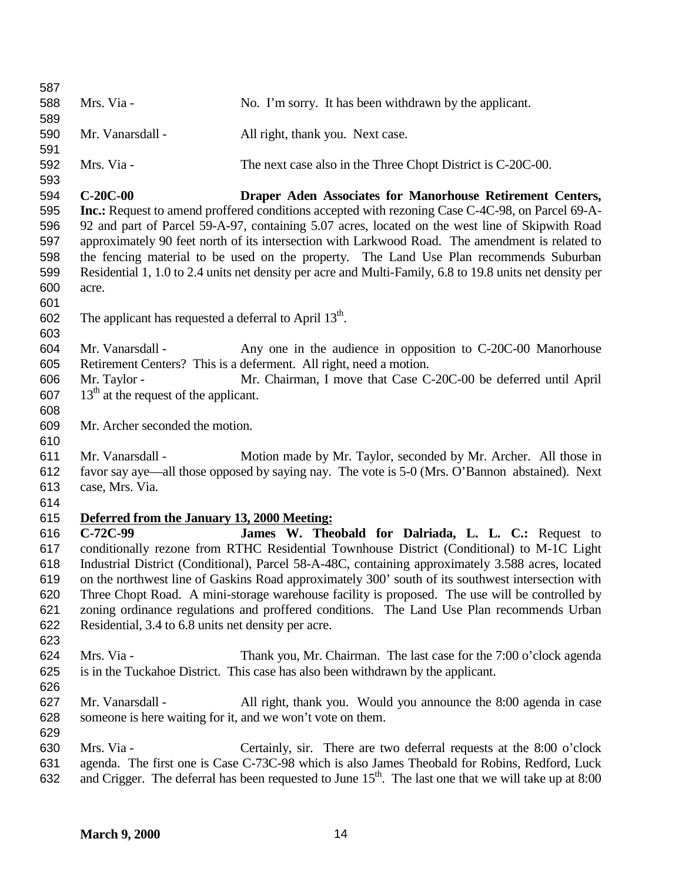Mrs. Via - No. I'm sorry. It has been withdrawn by the applicant.

Mr. Vanarsdall - All right, thank you. Next case.

Mrs. Via - The next case also in the Three Chopt District is C-20C-00.

**C-20C-00** **Draper Aden Associates for Manorhouse Retirement Centers, Inc.:** Request to amend proffered conditions accepted with rezoning Case C-4C-98, on Parcel 69-A-92 and part of Parcel 59-A-97, containing 5.07 acres, located on the west line of Skipwith Road approximately 90 feet north of its intersection with Larkwood Road. The amendment is related to the fencing material to be used on the property. The Land Use Plan recommends Suburban Residential 1, 1.0 to 2.4 units net density per acre and Multi-Family, 6.8 to 19.8 units net density per acre.

The applicant has requested a deferral to April 13th.

Mr. Vanarsdall - Any one in the audience in opposition to C-20C-00 Manorhouse Retirement Centers? This is a deferment. All right, need a motion.

Mr. Taylor - Mr. Chairman, I move that Case C-20C-00 be deferred until April 13th at the request of the applicant.

Mr. Archer seconded the motion.

Mr. Vanarsdall - Motion made by Mr. Taylor, seconded by Mr. Archer. All those in favor say aye—all those opposed by saying nay. The vote is 5-0 (Mrs. O'Bannon abstained). Next case, Mrs. Via.

**<u>Deferred from the January 13, 2000 Meeting:</u>**

**C-72C-99** **James W. Theobald for Dalriada, L. L. C.:** Request to conditionally rezone from RTHC Residential Townhouse District (Conditional) to M-1C Light Industrial District (Conditional), Parcel 58-A-48C, containing approximately 3.588 acres, located on the northwest line of Gaskins Road approximately 300' south of its southwest intersection with Three Chopt Road. A mini-storage warehouse facility is proposed. The use will be controlled by zoning ordinance regulations and proffered conditions. The Land Use Plan recommends Urban Residential, 3.4 to 6.8 units net density per acre.

Mrs. Via - Thank you, Mr. Chairman. The last case for the 7:00 o'clock agenda is in the Tuckahoe District. This case has also been withdrawn by the applicant.

Mr. Vanarsdall - All right, thank you. Would you announce the 8:00 agenda in case someone is here waiting for it, and we won't vote on them.

Mrs. Via - Certainly, sir. There are two deferral requests at the 8:00 o'clock agenda. The first one is Case C-73C-98 which is also James Theobald for Robins, Redford, Luck and Crigger. The deferral has been requested to June 15th. The last one that we will take up at 8:00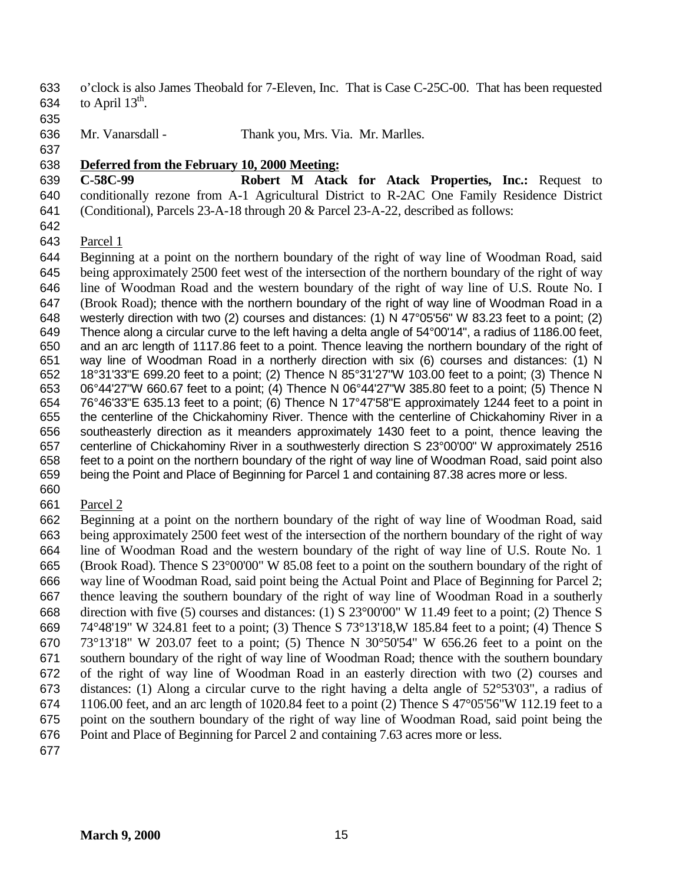o'clock is also James Theobald for 7-Eleven, Inc. That is Case C-25C-00. That has been requested to April 13th.

Mr. Vanarsdall - Thank you, Mrs. Via. Mr. Marlles.

**Deferred from the February 10, 2000 Meeting:**

**C-58C-99** **Robert M Atack for Atack Properties, Inc.:** Request to conditionally rezone from A-1 Agricultural District to R-2AC One Family Residence District (Conditional), Parcels 23-A-18 through 20 & Parcel 23-A-22, described as follows:

Parcel 1

Beginning at a point on the northern boundary of the right of way line of Woodman Road, said being approximately 2500 feet west of the intersection of the northern boundary of the right of way line of Woodman Road and the western boundary of the right of way line of U.S. Route No. I (Brook Road); thence with the northern boundary of the right of way line of Woodman Road in a westerly direction with two (2) courses and distances: (1) N 47°05'56" W 83.23 feet to a point; (2) Thence along a circular curve to the left having a delta angle of 54°00'14", a radius of 1186.00 feet, and an arc length of 1117.86 feet to a point. Thence leaving the northern boundary of the right of way line of Woodman Road in a northerly direction with six (6) courses and distances: (1) N 18°31'33"E 699.20 feet to a point; (2) Thence N 85°31'27"W 103.00 feet to a point; (3) Thence N 06°44'27"W 660.67 feet to a point; (4) Thence N 06°44'27"W 385.80 feet to a point; (5) Thence N 76°46'33"E 635.13 feet to a point; (6) Thence N 17°47'58"E approximately 1244 feet to a point in the centerline of the Chickahominy River. Thence with the centerline of Chickahominy River in a southeasterly direction as it meanders approximately 1430 feet to a point, thence leaving the centerline of Chickahominy River in a southwesterly direction S 23°00'00" W approximately 2516 feet to a point on the northern boundary of the right of way line of Woodman Road, said point also being the Point and Place of Beginning for Parcel 1 and containing 87.38 acres more or less.

Parcel 2

Beginning at a point on the northern boundary of the right of way line of Woodman Road, said being approximately 2500 feet west of the intersection of the northern boundary of the right of way line of Woodman Road and the western boundary of the right of way line of U.S. Route No. 1 (Brook Road). Thence S 23°00'00" W 85.08 feet to a point on the southern boundary of the right of way line of Woodman Road, said point being the Actual Point and Place of Beginning for Parcel 2; thence leaving the southern boundary of the right of way line of Woodman Road in a southerly direction with five (5) courses and distances: (1) S 23°00'00" W 11.49 feet to a point; (2) Thence S 74°48'19" W 324.81 feet to a point; (3) Thence S 73°13'18,W 185.84 feet to a point; (4) Thence S 73°13'18" W 203.07 feet to a point; (5) Thence N 30°50'54" W 656.26 feet to a point on the southern boundary of the right of way line of Woodman Road; thence with the southern boundary of the right of way line of Woodman Road in an easterly direction with two (2) courses and distances: (1) Along a circular curve to the right having a delta angle of 52°53'03", a radius of 1106.00 feet, and an arc length of 1020.84 feet to a point (2) Thence S 47°05'56"W 112.19 feet to a point on the southern boundary of the right of way line of Woodman Road, said point being the Point and Place of Beginning for Parcel 2 and containing 7.63 acres more or less.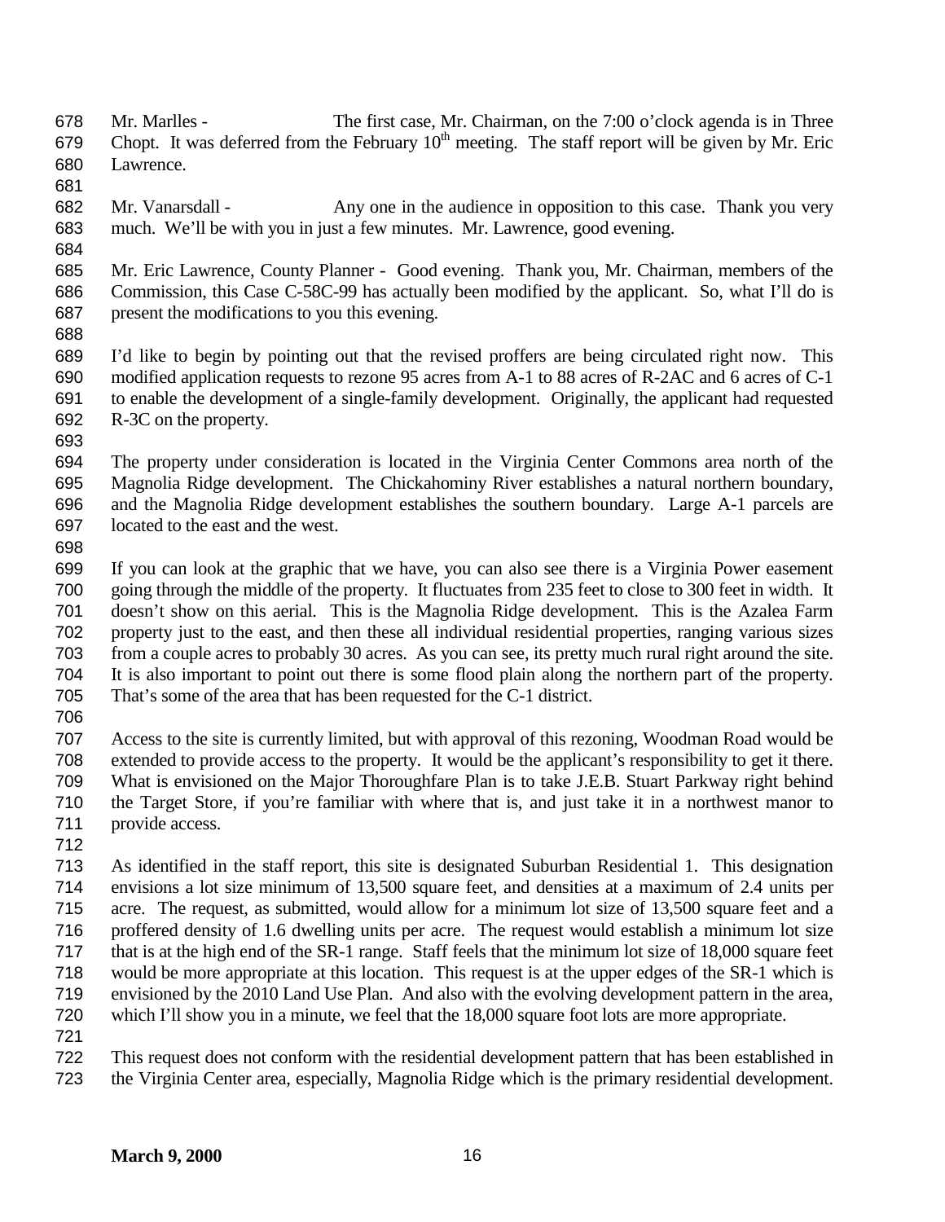Mr. Marlles - The first case, Mr. Chairman, on the 7:00 o'clock agenda is in Three Chopt. It was deferred from the February 10th meeting. The staff report will be given by Mr. Eric Lawrence.

Mr. Vanarsdall - Any one in the audience in opposition to this case. Thank you very much. We'll be with you in just a few minutes. Mr. Lawrence, good evening.

Mr. Eric Lawrence, County Planner - Good evening. Thank you, Mr. Chairman, members of the Commission, this Case C-58C-99 has actually been modified by the applicant. So, what I'll do is present the modifications to you this evening.

I'd like to begin by pointing out that the revised proffers are being circulated right now. This modified application requests to rezone 95 acres from A-1 to 88 acres of R-2AC and 6 acres of C-1 to enable the development of a single-family development. Originally, the applicant had requested R-3C on the property.

The property under consideration is located in the Virginia Center Commons area north of the Magnolia Ridge development. The Chickahominy River establishes a natural northern boundary, and the Magnolia Ridge development establishes the southern boundary. Large A-1 parcels are located to the east and the west.

If you can look at the graphic that we have, you can also see there is a Virginia Power easement going through the middle of the property. It fluctuates from 235 feet to close to 300 feet in width. It doesn't show on this aerial. This is the Magnolia Ridge development. This is the Azalea Farm property just to the east, and then these all individual residential properties, ranging various sizes from a couple acres to probably 30 acres. As you can see, its pretty much rural right around the site. It is also important to point out there is some flood plain along the northern part of the property. That's some of the area that has been requested for the C-1 district.

Access to the site is currently limited, but with approval of this rezoning, Woodman Road would be extended to provide access to the property. It would be the applicant's responsibility to get it there. What is envisioned on the Major Thoroughfare Plan is to take J.E.B. Stuart Parkway right behind the Target Store, if you're familiar with where that is, and just take it in a northwest manor to provide access.

As identified in the staff report, this site is designated Suburban Residential 1. This designation envisions a lot size minimum of 13,500 square feet, and densities at a maximum of 2.4 units per acre. The request, as submitted, would allow for a minimum lot size of 13,500 square feet and a proffered density of 1.6 dwelling units per acre. The request would establish a minimum lot size that is at the high end of the SR-1 range. Staff feels that the minimum lot size of 18,000 square feet would be more appropriate at this location. This request is at the upper edges of the SR-1 which is envisioned by the 2010 Land Use Plan. And also with the evolving development pattern in the area, which I'll show you in a minute, we feel that the 18,000 square foot lots are more appropriate.

This request does not conform with the residential development pattern that has been established in the Virginia Center area, especially, Magnolia Ridge which is the primary residential development.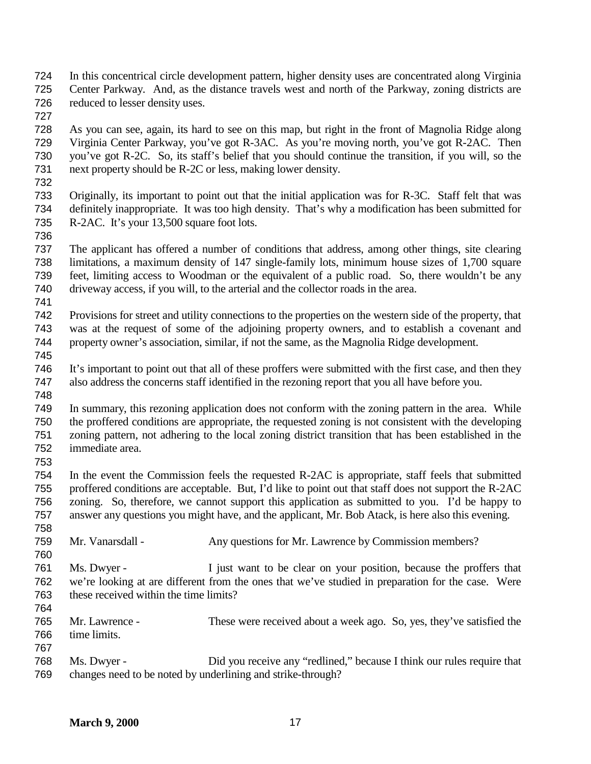In this concentrical circle development pattern, higher density uses are concentrated along Virginia Center Parkway. And, as the distance travels west and north of the Parkway, zoning districts are reduced to lesser density uses.

As you can see, again, its hard to see on this map, but right in the front of Magnolia Ridge along Virginia Center Parkway, you've got R-3AC. As you're moving north, you've got R-2AC. Then you've got R-2C. So, its staff's belief that you should continue the transition, if you will, so the next property should be R-2C or less, making lower density.

Originally, its important to point out that the initial application was for R-3C. Staff felt that was definitely inappropriate. It was too high density. That's why a modification has been submitted for R-2AC. It's your 13,500 square foot lots.

The applicant has offered a number of conditions that address, among other things, site clearing limitations, a maximum density of 147 single-family lots, minimum house sizes of 1,700 square feet, limiting access to Woodman or the equivalent of a public road. So, there wouldn't be any driveway access, if you will, to the arterial and the collector roads in the area.

Provisions for street and utility connections to the properties on the western side of the property, that was at the request of some of the adjoining property owners, and to establish a covenant and property owner's association, similar, if not the same, as the Magnolia Ridge development.

It's important to point out that all of these proffers were submitted with the first case, and then they also address the concerns staff identified in the rezoning report that you all have before you.

In summary, this rezoning application does not conform with the zoning pattern in the area. While the proffered conditions are appropriate, the requested zoning is not consistent with the developing zoning pattern, not adhering to the local zoning district transition that has been established in the immediate area.

In the event the Commission feels the requested R-2AC is appropriate, staff feels that submitted proffered conditions are acceptable. But, I'd like to point out that staff does not support the R-2AC zoning. So, therefore, we cannot support this application as submitted to you. I'd be happy to answer any questions you might have, and the applicant, Mr. Bob Atack, is here also this evening.

Mr. Vanarsdall - Any questions for Mr. Lawrence by Commission members?

Ms. Dwyer - I just want to be clear on your position, because the proffers that we're looking at are different from the ones that we've studied in preparation for the case. Were these received within the time limits?

Mr. Lawrence - These were received about a week ago. So, yes, they've satisfied the time limits.

Ms. Dwyer - Did you receive any "redlined," because I think our rules require that changes need to be noted by underlining and strike-through?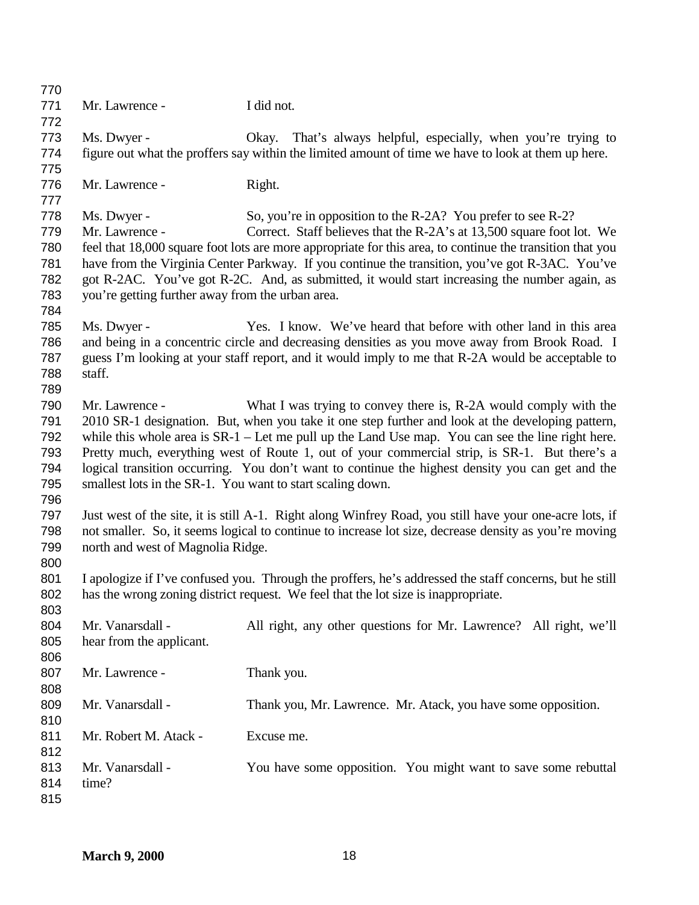Mr. Lawrence - I did not.

Ms. Dwyer - Okay. That's always helpful, especially, when you're trying to figure out what the proffers say within the limited amount of time we have to look at them up here.

Mr. Lawrence - Right.

Ms. Dwyer - So, you're in opposition to the R-2A? You prefer to see R-2?

Mr. Lawrence - Correct. Staff believes that the R-2A's at 13,500 square foot lot. We feel that 18,000 square foot lots are more appropriate for this area, to continue the transition that you have from the Virginia Center Parkway. If you continue the transition, you've got R-3AC. You've got R-2AC. You've got R-2C. And, as submitted, it would start increasing the number again, as you're getting further away from the urban area.

Ms. Dwyer - Yes. I know. We've heard that before with other land in this area and being in a concentric circle and decreasing densities as you move away from Brook Road. I guess I'm looking at your staff report, and it would imply to me that R-2A would be acceptable to staff.

Mr. Lawrence - What I was trying to convey there is, R-2A would comply with the 2010 SR-1 designation. But, when you take it one step further and look at the developing pattern, while this whole area is SR-1 – Let me pull up the Land Use map. You can see the line right here. Pretty much, everything west of Route 1, out of your commercial strip, is SR-1. But there's a logical transition occurring. You don't want to continue the highest density you can get and the smallest lots in the SR-1. You want to start scaling down.

Just west of the site, it is still A-1. Right along Winfrey Road, you still have your one-acre lots, if not smaller. So, it seems logical to continue to increase lot size, decrease density as you're moving north and west of Magnolia Ridge.

I apologize if I've confused you. Through the proffers, he's addressed the staff concerns, but he still has the wrong zoning district request. We feel that the lot size is inappropriate.

Mr. Vanarsdall - All right, any other questions for Mr. Lawrence? All right, we'll hear from the applicant.

Mr. Lawrence - Thank you.

Mr. Vanarsdall - Thank you, Mr. Lawrence. Mr. Atack, you have some opposition.

Mr. Robert M. Atack - Excuse me.

Mr. Vanarsdall - You have some opposition. You might want to save some rebuttal time?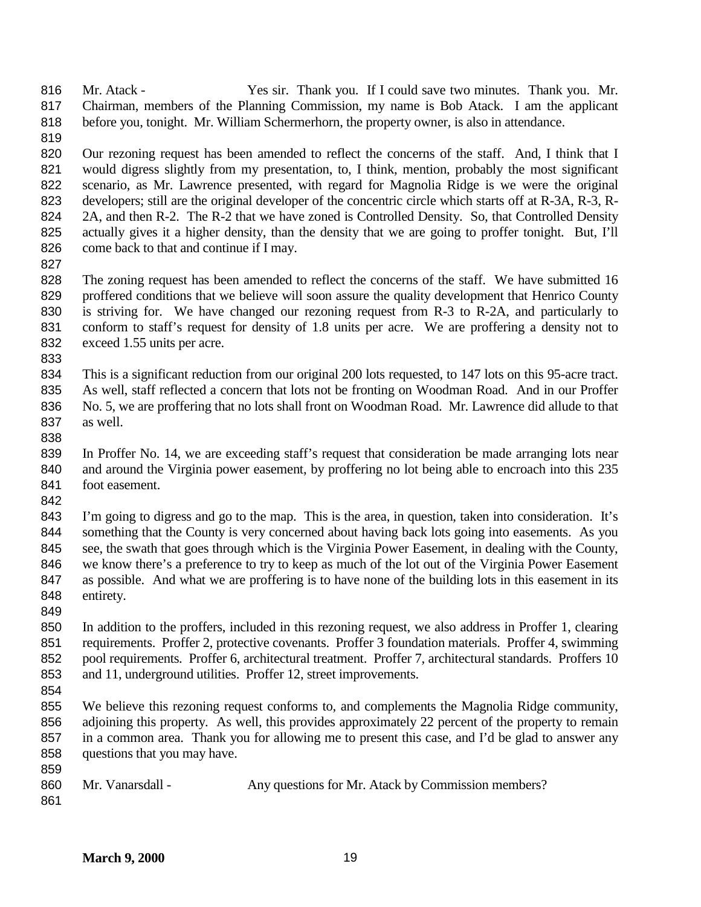Mr. Atack - Yes sir. Thank you. If I could save two minutes. Thank you. Mr. Chairman, members of the Planning Commission, my name is Bob Atack. I am the applicant before you, tonight. Mr. William Schermerhorn, the property owner, is also in attendance.

Our rezoning request has been amended to reflect the concerns of the staff. And, I think that I would digress slightly from my presentation, to, I think, mention, probably the most significant scenario, as Mr. Lawrence presented, with regard for Magnolia Ridge is we were the original developers; still are the original developer of the concentric circle which starts off at R-3A, R-3, R-2A, and then R-2. The R-2 that we have zoned is Controlled Density. So, that Controlled Density actually gives it a higher density, than the density that we are going to proffer tonight. But, I'll come back to that and continue if I may.

The zoning request has been amended to reflect the concerns of the staff. We have submitted 16 proffered conditions that we believe will soon assure the quality development that Henrico County is striving for. We have changed our rezoning request from R-3 to R-2A, and particularly to conform to staff's request for density of 1.8 units per acre. We are proffering a density not to exceed 1.55 units per acre.

This is a significant reduction from our original 200 lots requested, to 147 lots on this 95-acre tract. As well, staff reflected a concern that lots not be fronting on Woodman Road. And in our Proffer No. 5, we are proffering that no lots shall front on Woodman Road. Mr. Lawrence did allude to that as well.

In Proffer No. 14, we are exceeding staff's request that consideration be made arranging lots near and around the Virginia power easement, by proffering no lot being able to encroach into this 235 foot easement.

I'm going to digress and go to the map. This is the area, in question, taken into consideration. It's something that the County is very concerned about having back lots going into easements. As you see, the swath that goes through which is the Virginia Power Easement, in dealing with the County, we know there's a preference to try to keep as much of the lot out of the Virginia Power Easement as possible. And what we are proffering is to have none of the building lots in this easement in its entirety.

In addition to the proffers, included in this rezoning request, we also address in Proffer 1, clearing requirements. Proffer 2, protective covenants. Proffer 3 foundation materials. Proffer 4, swimming pool requirements. Proffer 6, architectural treatment. Proffer 7, architectural standards. Proffers 10 and 11, underground utilities. Proffer 12, street improvements.

We believe this rezoning request conforms to, and complements the Magnolia Ridge community, adjoining this property. As well, this provides approximately 22 percent of the property to remain in a common area. Thank you for allowing me to present this case, and I'd be glad to answer any questions that you may have.

Mr. Vanarsdall - Any questions for Mr. Atack by Commission members?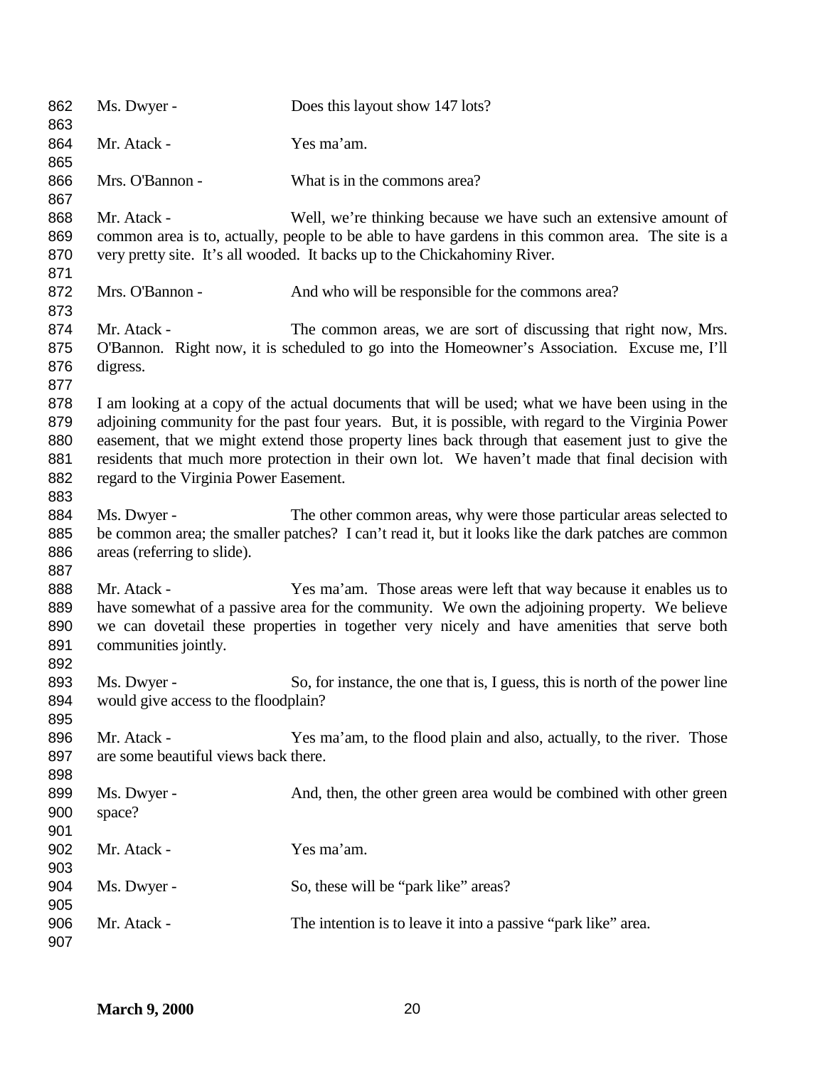Ms. Dwyer - Does this layout show 147 lots?

Mr. Atack - Yes ma'am.

Mrs. O'Bannon - What is in the commons area?

Mr. Atack - Well, we're thinking because we have such an extensive amount of common area is to, actually, people to be able to have gardens in this common area. The site is a very pretty site. It's all wooded. It backs up to the Chickahominy River.

Mrs. O'Bannon - And who will be responsible for the commons area?

Mr. Atack - The common areas, we are sort of discussing that right now, Mrs. O'Bannon. Right now, it is scheduled to go into the Homeowner's Association. Excuse me, I'll digress.

I am looking at a copy of the actual documents that will be used; what we have been using in the adjoining community for the past four years. But, it is possible, with regard to the Virginia Power easement, that we might extend those property lines back through that easement just to give the residents that much more protection in their own lot. We haven't made that final decision with regard to the Virginia Power Easement.

Ms. Dwyer - The other common areas, why were those particular areas selected to be common area; the smaller patches? I can't read it, but it looks like the dark patches are common areas (referring to slide).

Mr. Atack - Yes ma'am. Those areas were left that way because it enables us to have somewhat of a passive area for the community. We own the adjoining property. We believe we can dovetail these properties in together very nicely and have amenities that serve both communities jointly.

Ms. Dwyer - So, for instance, the one that is, I guess, this is north of the power line would give access to the floodplain?

Mr. Atack - Yes ma'am, to the flood plain and also, actually, to the river. Those are some beautiful views back there.

Ms. Dwyer - And, then, the other green area would be combined with other green space?

Mr. Atack - Yes ma'am.

Ms. Dwyer - So, these will be "park like" areas?

Mr. Atack - The intention is to leave it into a passive "park like" area.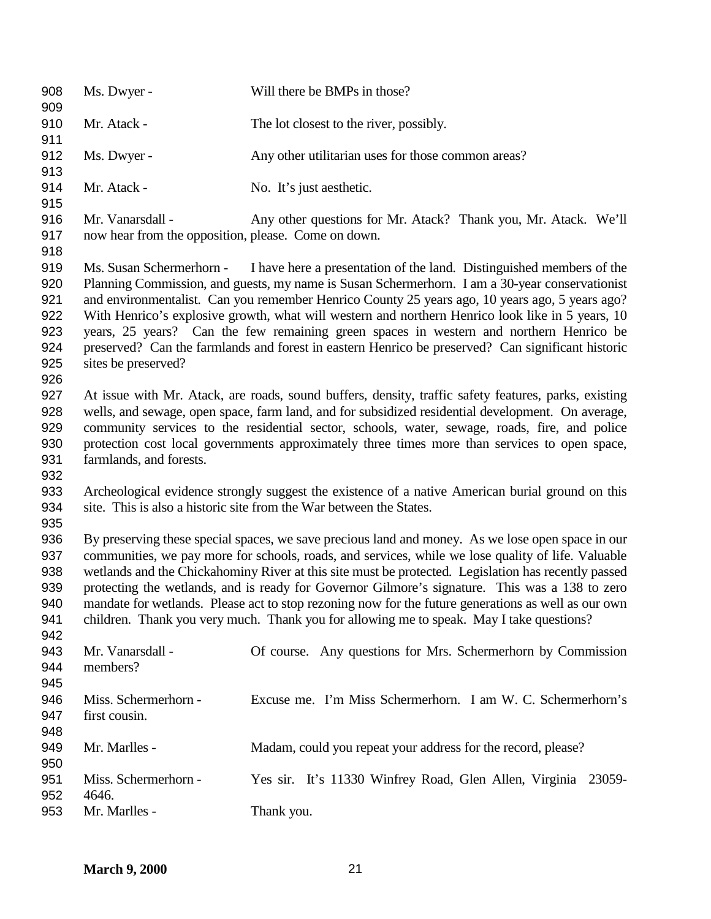Ms. Dwyer - Will there be BMPs in those?

Mr. Atack - The lot closest to the river, possibly.

Ms. Dwyer - Any other utilitarian uses for those common areas?

Mr. Atack - No. It's just aesthetic.

Mr. Vanarsdall - Any other questions for Mr. Atack? Thank you, Mr. Atack. We'll now hear from the opposition, please. Come on down.

Ms. Susan Schermerhorn - I have here a presentation of the land. Distinguished members of the Planning Commission, and guests, my name is Susan Schermerhorn. I am a 30-year conservationist and environmentalist. Can you remember Henrico County 25 years ago, 10 years ago, 5 years ago? With Henrico's explosive growth, what will western and northern Henrico look like in 5 years, 10 years, 25 years? Can the few remaining green spaces in western and northern Henrico be preserved? Can the farmlands and forest in eastern Henrico be preserved? Can significant historic sites be preserved?

At issue with Mr. Atack, are roads, sound buffers, density, traffic safety features, parks, existing wells, and sewage, open space, farm land, and for subsidized residential development. On average, community services to the residential sector, schools, water, sewage, roads, fire, and police protection cost local governments approximately three times more than services to open space, farmlands, and forests.

Archeological evidence strongly suggest the existence of a native American burial ground on this site. This is also a historic site from the War between the States.

By preserving these special spaces, we save precious land and money. As we lose open space in our communities, we pay more for schools, roads, and services, while we lose quality of life. Valuable wetlands and the Chickahominy River at this site must be protected. Legislation has recently passed protecting the wetlands, and is ready for Governor Gilmore's signature. This was a 138 to zero mandate for wetlands. Please act to stop rezoning now for the future generations as well as our own children. Thank you very much. Thank you for allowing me to speak. May I take questions?

Mr. Vanarsdall - Of course. Any questions for Mrs. Schermerhorn by Commission members?

Miss. Schermerhorn - Excuse me. I'm Miss Schermerhorn. I am W. C. Schermerhorn's first cousin.

Mr. Marlles - Madam, could you repeat your address for the record, please?

Miss. Schermerhorn - Yes sir. It's 11330 Winfrey Road, Glen Allen, Virginia 23059-4646.

Mr. Marlles - Thank you.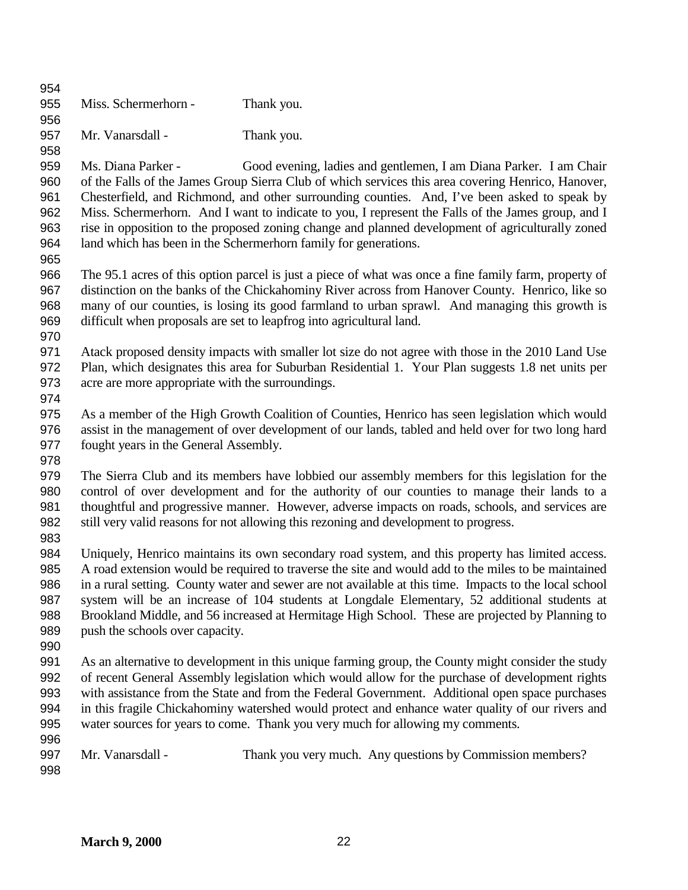Miss. Schermerhorn - Thank you.

Mr. Vanarsdall - Thank you.

Ms. Diana Parker - Good evening, ladies and gentlemen, I am Diana Parker. I am Chair of the Falls of the James Group Sierra Club of which services this area covering Henrico, Hanover, Chesterfield, and Richmond, and other surrounding counties. And, I've been asked to speak by Miss. Schermerhorn. And I want to indicate to you, I represent the Falls of the James group, and I rise in opposition to the proposed zoning change and planned development of agriculturally zoned land which has been in the Schermerhorn family for generations.

The 95.1 acres of this option parcel is just a piece of what was once a fine family farm, property of distinction on the banks of the Chickahominy River across from Hanover County. Henrico, like so many of our counties, is losing its good farmland to urban sprawl. And managing this growth is difficult when proposals are set to leapfrog into agricultural land.

Atack proposed density impacts with smaller lot size do not agree with those in the 2010 Land Use Plan, which designates this area for Suburban Residential 1. Your Plan suggests 1.8 net units per acre are more appropriate with the surroundings.

As a member of the High Growth Coalition of Counties, Henrico has seen legislation which would assist in the management of over development of our lands, tabled and held over for two long hard fought years in the General Assembly.

The Sierra Club and its members have lobbied our assembly members for this legislation for the control of over development and for the authority of our counties to manage their lands to a thoughtful and progressive manner. However, adverse impacts on roads, schools, and services are still very valid reasons for not allowing this rezoning and development to progress.

Uniquely, Henrico maintains its own secondary road system, and this property has limited access. A road extension would be required to traverse the site and would add to the miles to be maintained in a rural setting. County water and sewer are not available at this time. Impacts to the local school system will be an increase of 104 students at Longdale Elementary, 52 additional students at Brookland Middle, and 56 increased at Hermitage High School. These are projected by Planning to push the schools over capacity.

As an alternative to development in this unique farming group, the County might consider the study of recent General Assembly legislation which would allow for the purchase of development rights with assistance from the State and from the Federal Government. Additional open space purchases in this fragile Chickahominy watershed would protect and enhance water quality of our rivers and water sources for years to come. Thank you very much for allowing my comments.

Mr. Vanarsdall - Thank you very much. Any questions by Commission members?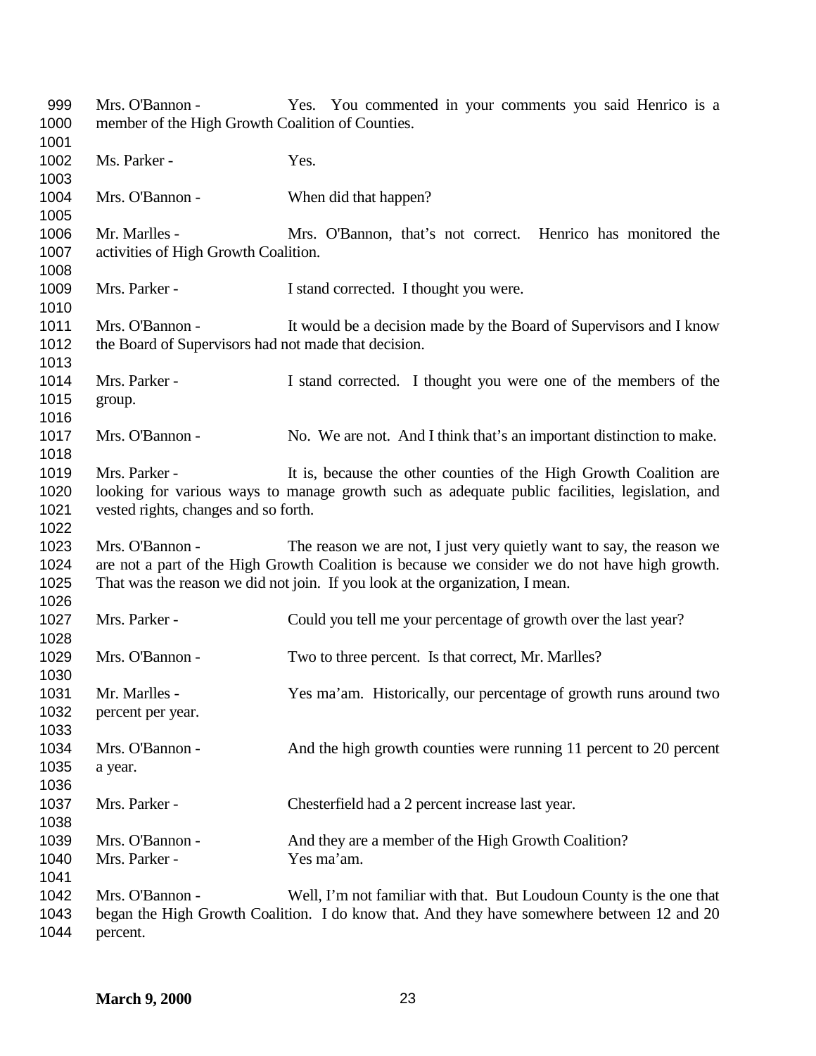Mrs. O'Bannon - Yes. You commented in your comments you said Henrico is a member of the High Growth Coalition of Counties.

Ms. Parker - Yes.

Mrs. O'Bannon - When did that happen?

Mr. Marlles - Mrs. O'Bannon, that's not correct. Henrico has monitored the activities of High Growth Coalition.

Mrs. Parker - I stand corrected. I thought you were.

Mrs. O'Bannon - It would be a decision made by the Board of Supervisors and I know the Board of Supervisors had not made that decision.

Mrs. Parker - I stand corrected. I thought you were one of the members of the group.

Mrs. O'Bannon - No. We are not. And I think that's an important distinction to make.

Mrs. Parker - It is, because the other counties of the High Growth Coalition are looking for various ways to manage growth such as adequate public facilities, legislation, and vested rights, changes and so forth.

Mrs. O'Bannon - The reason we are not, I just very quietly want to say, the reason we are not a part of the High Growth Coalition is because we consider we do not have high growth. That was the reason we did not join. If you look at the organization, I mean.

Mrs. Parker - Could you tell me your percentage of growth over the last year?

Mrs. O'Bannon - Two to three percent. Is that correct, Mr. Marlles?

Mr. Marlles - Yes ma'am. Historically, our percentage of growth runs around two percent per year.

Mrs. O'Bannon - And the high growth counties were running 11 percent to 20 percent a year.

Mrs. Parker - Chesterfield had a 2 percent increase last year.

Mrs. O'Bannon - And they are a member of the High Growth Coalition?
Mrs. Parker - Yes ma'am.

Mrs. O'Bannon - Well, I'm not familiar with that. But Loudoun County is the one that began the High Growth Coalition. I do know that. And they have somewhere between 12 and 20 percent.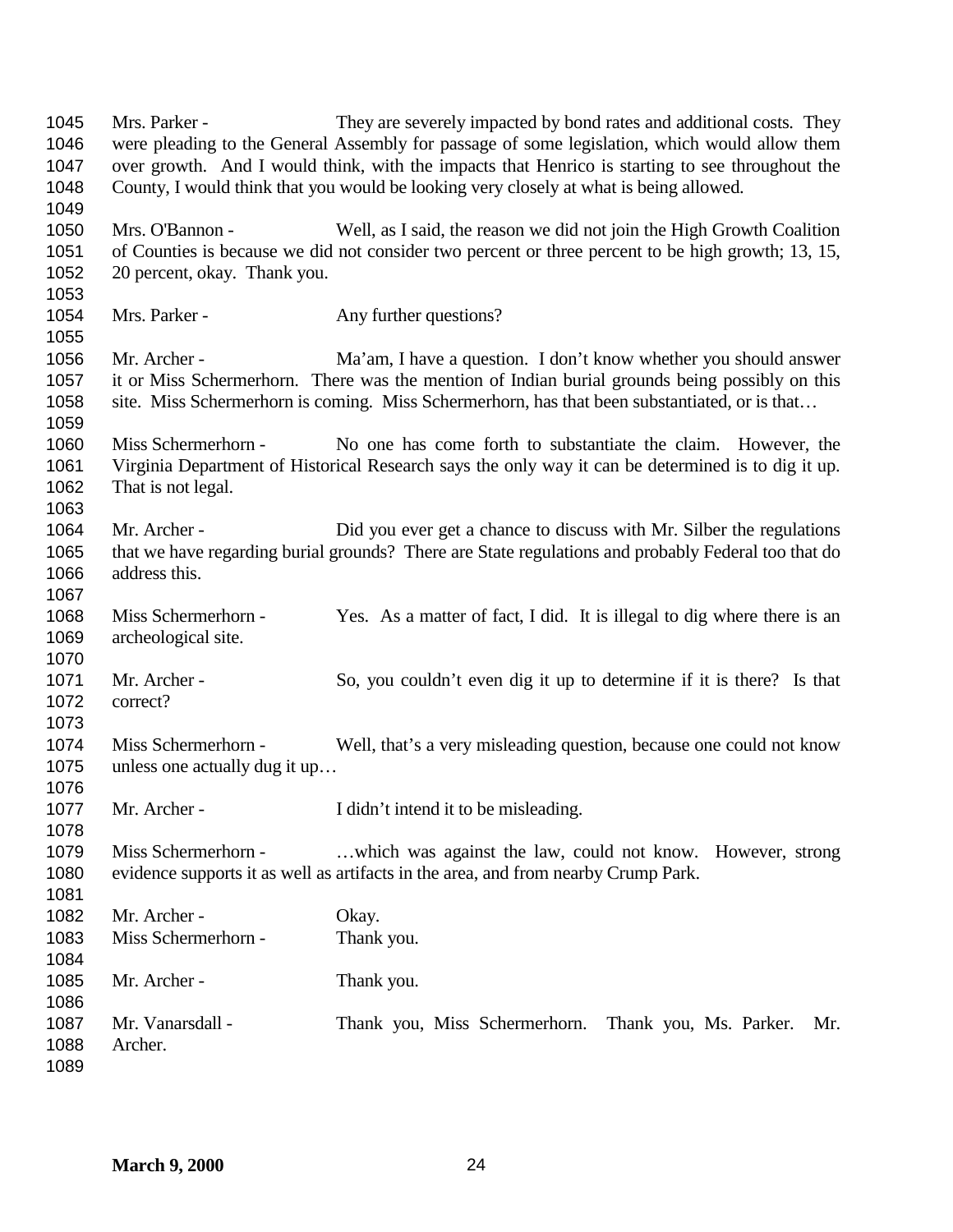Mrs. Parker - They are severely impacted by bond rates and additional costs. They were pleading to the General Assembly for passage of some legislation, which would allow them over growth. And I would think, with the impacts that Henrico is starting to see throughout the County, I would think that you would be looking very closely at what is being allowed.

Mrs. O'Bannon - Well, as I said, the reason we did not join the High Growth Coalition of Counties is because we did not consider two percent or three percent to be high growth; 13, 15, 20 percent, okay. Thank you.

Mrs. Parker - Any further questions?

Mr. Archer - Ma'am, I have a question. I don't know whether you should answer it or Miss Schermerhorn. There was the mention of Indian burial grounds being possibly on this site. Miss Schermerhorn is coming. Miss Schermerhorn, has that been substantiated, or is that…

Miss Schermerhorn - No one has come forth to substantiate the claim. However, the Virginia Department of Historical Research says the only way it can be determined is to dig it up. That is not legal.

Mr. Archer - Did you ever get a chance to discuss with Mr. Silber the regulations that we have regarding burial grounds? There are State regulations and probably Federal too that do address this.

Miss Schermerhorn - Yes. As a matter of fact, I did. It is illegal to dig where there is an archeological site.

Mr. Archer - So, you couldn't even dig it up to determine if it is there? Is that correct?

Miss Schermerhorn - Well, that's a very misleading question, because one could not know unless one actually dug it up…

Mr. Archer - I didn't intend it to be misleading.

Miss Schermerhorn - …which was against the law, could not know. However, strong evidence supports it as well as artifacts in the area, and from nearby Crump Park.

Mr. Archer - Okay.
Miss Schermerhorn - Thank you.

Mr. Archer - Thank you.

Mr. Vanarsdall - Thank you, Miss Schermerhorn. Thank you, Ms. Parker. Mr. Archer.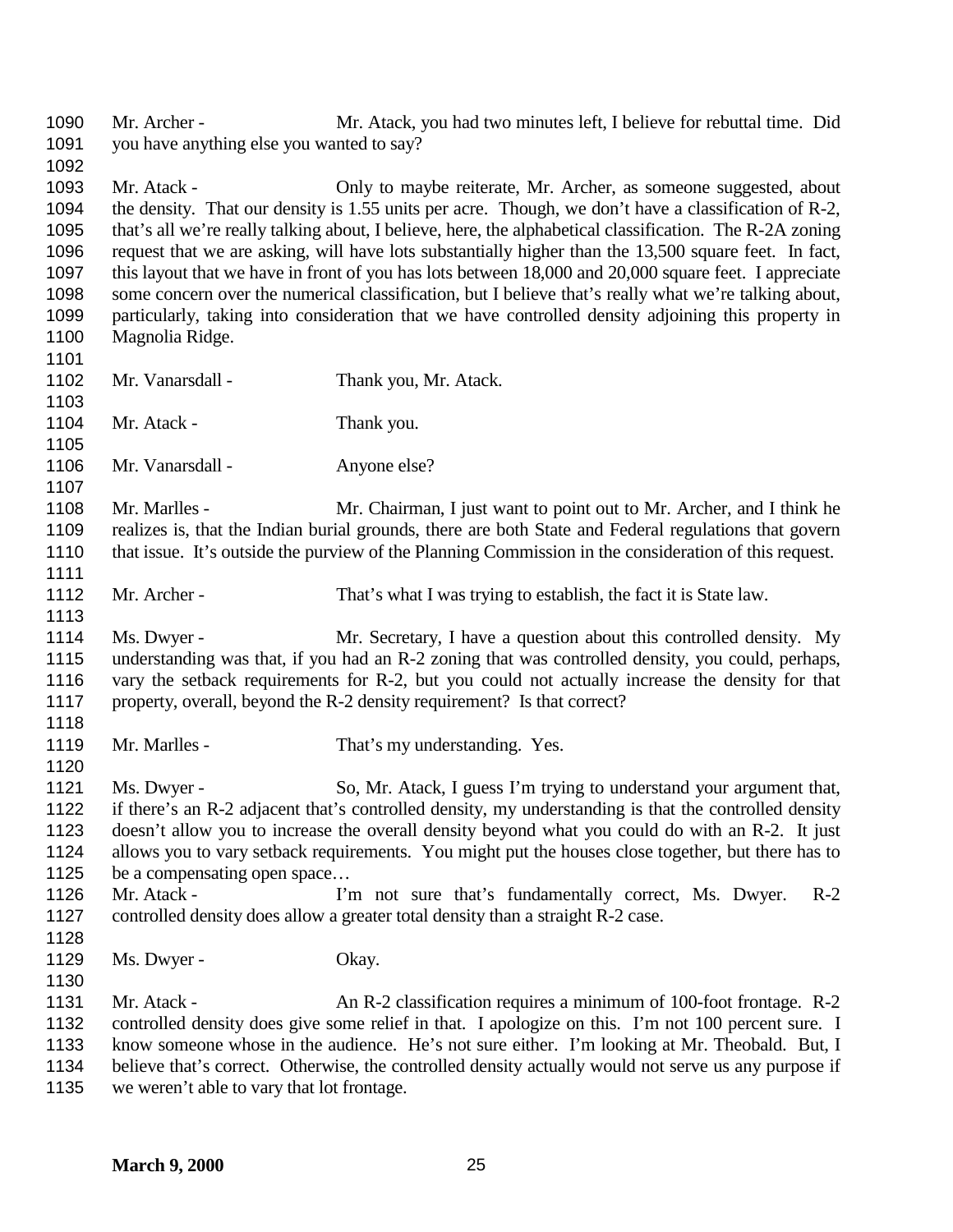Mr. Archer - Mr. Atack, you had two minutes left, I believe for rebuttal time. Did you have anything else you wanted to say?

Mr. Atack - Only to maybe reiterate, Mr. Archer, as someone suggested, about the density. That our density is 1.55 units per acre. Though, we don't have a classification of R-2, that's all we're really talking about, I believe, here, the alphabetical classification. The R-2A zoning request that we are asking, will have lots substantially higher than the 13,500 square feet. In fact, this layout that we have in front of you has lots between 18,000 and 20,000 square feet. I appreciate some concern over the numerical classification, but I believe that's really what we're talking about, particularly, taking into consideration that we have controlled density adjoining this property in Magnolia Ridge.

Mr. Vanarsdall - Thank you, Mr. Atack.

Mr. Atack - Thank you.

Mr. Vanarsdall - Anyone else?

Mr. Marlles - Mr. Chairman, I just want to point out to Mr. Archer, and I think he realizes is, that the Indian burial grounds, there are both State and Federal regulations that govern that issue. It's outside the purview of the Planning Commission in the consideration of this request.

Mr. Archer - That's what I was trying to establish, the fact it is State law.

Ms. Dwyer - Mr. Secretary, I have a question about this controlled density. My understanding was that, if you had an R-2 zoning that was controlled density, you could, perhaps, vary the setback requirements for R-2, but you could not actually increase the density for that property, overall, beyond the R-2 density requirement? Is that correct?

Mr. Marlles - That's my understanding. Yes.

Ms. Dwyer - So, Mr. Atack, I guess I'm trying to understand your argument that, if there's an R-2 adjacent that's controlled density, my understanding is that the controlled density doesn't allow you to increase the overall density beyond what you could do with an R-2. It just allows you to vary setback requirements. You might put the houses close together, but there has to be a compensating open space…

Mr. Atack - I'm not sure that's fundamentally correct, Ms. Dwyer. R-2 controlled density does allow a greater total density than a straight R-2 case.

Ms. Dwyer - Okay.

Mr. Atack - An R-2 classification requires a minimum of 100-foot frontage. R-2 controlled density does give some relief in that. I apologize on this. I'm not 100 percent sure. I know someone whose in the audience. He's not sure either. I'm looking at Mr. Theobald. But, I believe that's correct. Otherwise, the controlled density actually would not serve us any purpose if we weren't able to vary that lot frontage.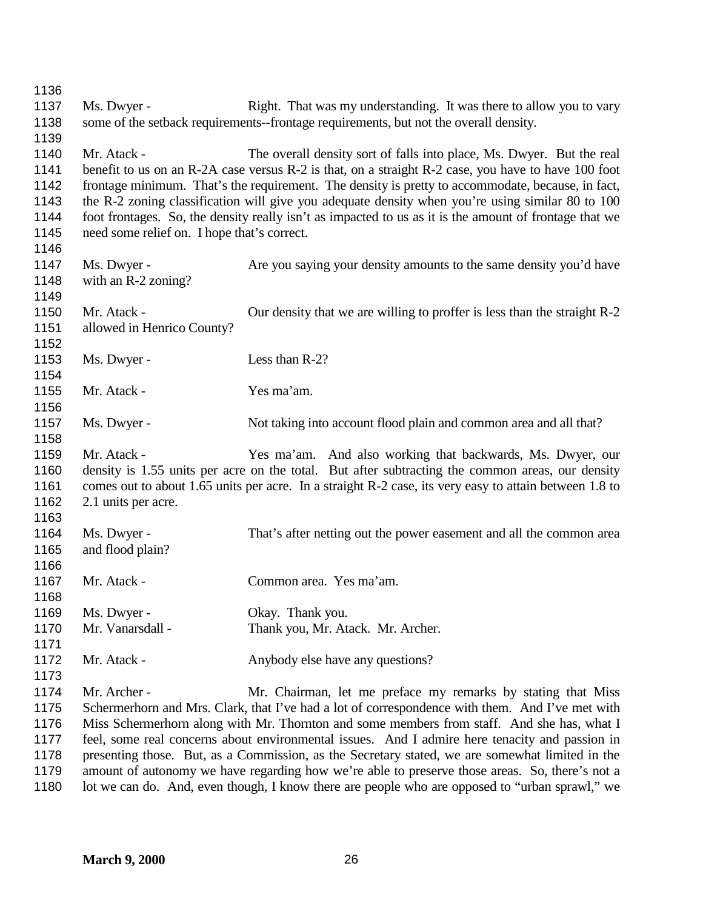Ms. Dwyer - Right. That was my understanding. It was there to allow you to vary some of the setback requirements--frontage requirements, but not the overall density.

Mr. Atack - The overall density sort of falls into place, Ms. Dwyer. But the real benefit to us on an R-2A case versus R-2 is that, on a straight R-2 case, you have to have 100 foot frontage minimum. That's the requirement. The density is pretty to accommodate, because, in fact, the R-2 zoning classification will give you adequate density when you're using similar 80 to 100 foot frontages. So, the density really isn't as impacted to us as it is the amount of frontage that we need some relief on. I hope that's correct.

Ms. Dwyer - Are you saying your density amounts to the same density you'd have with an R-2 zoning?

Mr. Atack - Our density that we are willing to proffer is less than the straight R-2 allowed in Henrico County?

Ms. Dwyer - Less than R-2?

Mr. Atack - Yes ma'am.

Ms. Dwyer - Not taking into account flood plain and common area and all that?

Mr. Atack - Yes ma'am. And also working that backwards, Ms. Dwyer, our density is 1.55 units per acre on the total. But after subtracting the common areas, our density comes out to about 1.65 units per acre. In a straight R-2 case, its very easy to attain between 1.8 to 2.1 units per acre.

Ms. Dwyer - That's after netting out the power easement and all the common area and flood plain?

Mr. Atack - Common area. Yes ma'am.

Ms. Dwyer - Okay. Thank you.
Mr. Vanarsdall - Thank you, Mr. Atack. Mr. Archer.

Mr. Atack - Anybody else have any questions?

Mr. Archer - Mr. Chairman, let me preface my remarks by stating that Miss Schermerhorn and Mrs. Clark, that I've had a lot of correspondence with them. And I've met with Miss Schermerhorn along with Mr. Thornton and some members from staff. And she has, what I feel, some real concerns about environmental issues. And I admire here tenacity and passion in presenting those. But, as a Commission, as the Secretary stated, we are somewhat limited in the amount of autonomy we have regarding how we're able to preserve those areas. So, there's not a lot we can do. And, even though, I know there are people who are opposed to "urban sprawl," we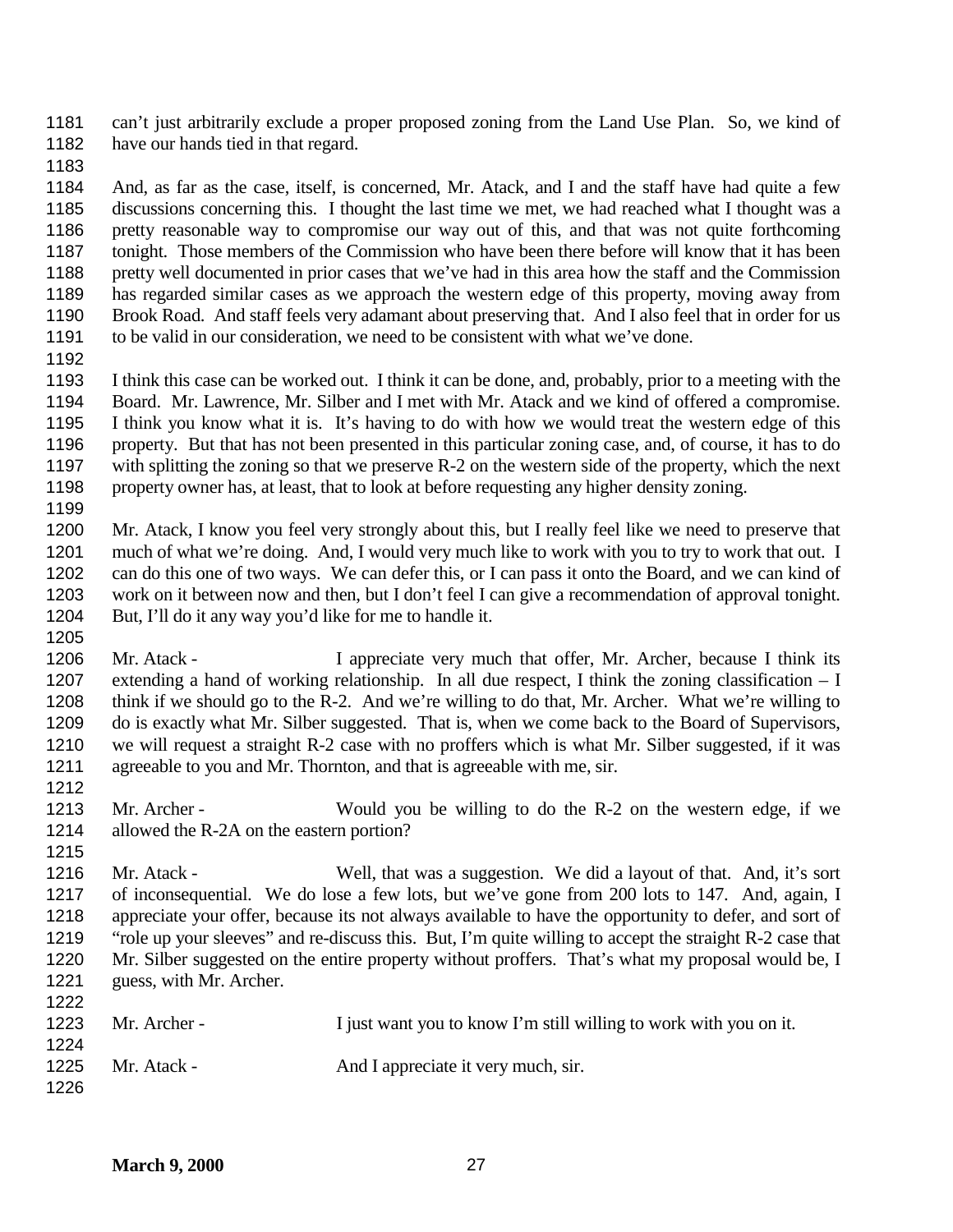can't just arbitrarily exclude a proper proposed zoning from the Land Use Plan. So, we kind of have our hands tied in that regard.

And, as far as the case, itself, is concerned, Mr. Atack, and I and the staff have had quite a few discussions concerning this. I thought the last time we met, we had reached what I thought was a pretty reasonable way to compromise our way out of this, and that was not quite forthcoming tonight. Those members of the Commission who have been there before will know that it has been pretty well documented in prior cases that we've had in this area how the staff and the Commission has regarded similar cases as we approach the western edge of this property, moving away from Brook Road. And staff feels very adamant about preserving that. And I also feel that in order for us to be valid in our consideration, we need to be consistent with what we've done.

I think this case can be worked out. I think it can be done, and, probably, prior to a meeting with the Board. Mr. Lawrence, Mr. Silber and I met with Mr. Atack and we kind of offered a compromise. I think you know what it is. It's having to do with how we would treat the western edge of this property. But that has not been presented in this particular zoning case, and, of course, it has to do with splitting the zoning so that we preserve R-2 on the western side of the property, which the next property owner has, at least, that to look at before requesting any higher density zoning.

Mr. Atack, I know you feel very strongly about this, but I really feel like we need to preserve that much of what we're doing. And, I would very much like to work with you to try to work that out. I can do this one of two ways. We can defer this, or I can pass it onto the Board, and we can kind of work on it between now and then, but I don't feel I can give a recommendation of approval tonight. But, I'll do it any way you'd like for me to handle it.

Mr. Atack - I appreciate very much that offer, Mr. Archer, because I think its extending a hand of working relationship. In all due respect, I think the zoning classification – I think if we should go to the R-2. And we're willing to do that, Mr. Archer. What we're willing to do is exactly what Mr. Silber suggested. That is, when we come back to the Board of Supervisors, we will request a straight R-2 case with no proffers which is what Mr. Silber suggested, if it was agreeable to you and Mr. Thornton, and that is agreeable with me, sir.

Mr. Archer - Would you be willing to do the R-2 on the western edge, if we allowed the R-2A on the eastern portion?

Mr. Atack - Well, that was a suggestion. We did a layout of that. And, it's sort of inconsequential. We do lose a few lots, but we've gone from 200 lots to 147. And, again, I appreciate your offer, because its not always available to have the opportunity to defer, and sort of "role up your sleeves" and re-discuss this. But, I'm quite willing to accept the straight R-2 case that Mr. Silber suggested on the entire property without proffers. That's what my proposal would be, I guess, with Mr. Archer.

Mr. Archer - I just want you to know I'm still willing to work with you on it.

Mr. Atack - And I appreciate it very much, sir.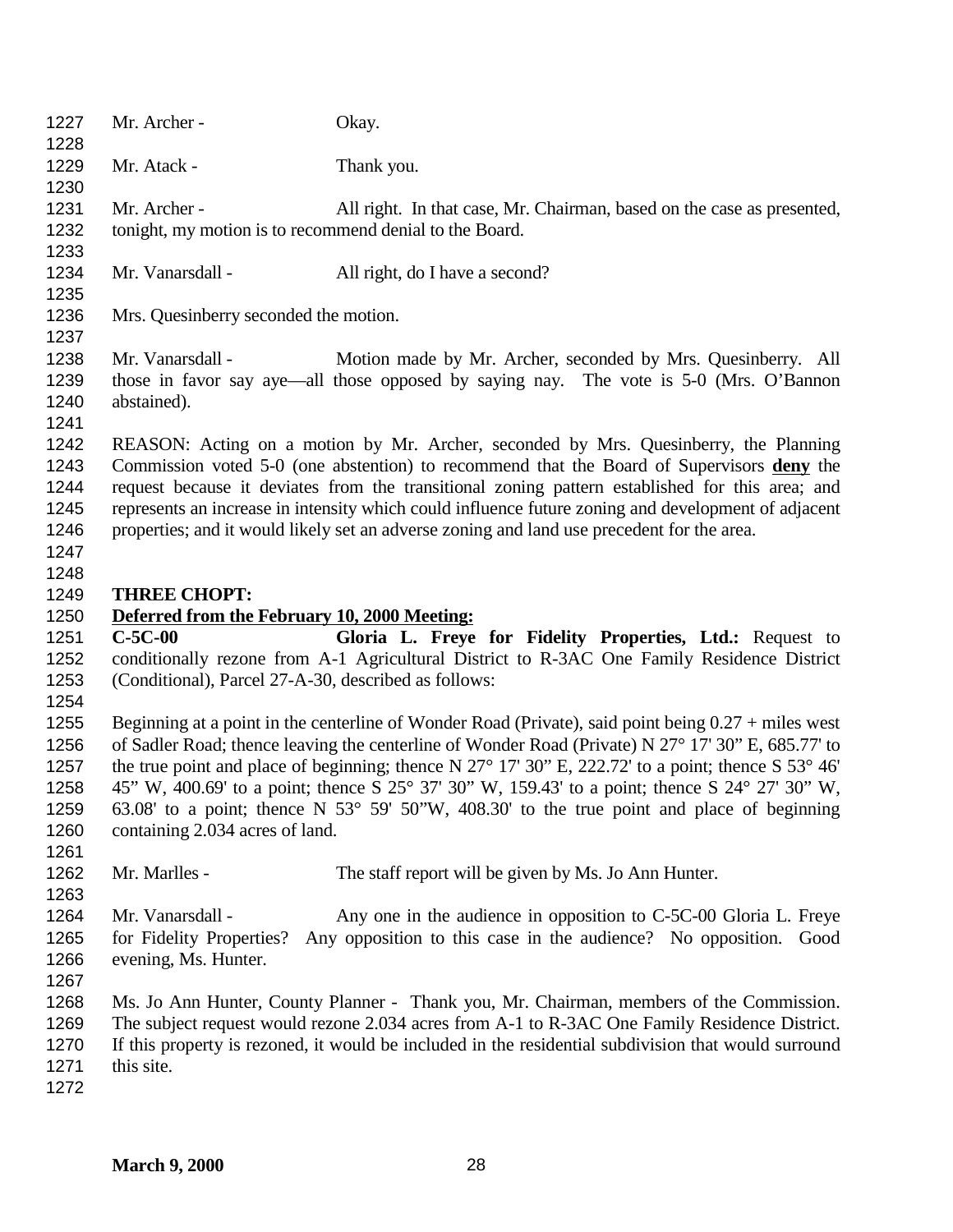Mr. Archer - Okay.

Mr. Atack - Thank you.

Mr. Archer - All right. In that case, Mr. Chairman, based on the case as presented, tonight, my motion is to recommend denial to the Board.

Mr. Vanarsdall - All right, do I have a second?

Mrs. Quesinberry seconded the motion.

Mr. Vanarsdall - Motion made by Mr. Archer, seconded by Mrs. Quesinberry. All those in favor say aye—all those opposed by saying nay. The vote is 5-0 (Mrs. O'Bannon abstained).

REASON: Acting on a motion by Mr. Archer, seconded by Mrs. Quesinberry, the Planning Commission voted 5-0 (one abstention) to recommend that the Board of Supervisors **deny** the request because it deviates from the transitional zoning pattern established for this area; and represents an increase in intensity which could influence future zoning and development of adjacent properties; and it would likely set an adverse zoning and land use precedent for the area.

**THREE CHOPT:**

**Deferred from the February 10, 2000 Meeting:**

**C-5C-00 Gloria L. Freye for Fidelity Properties, Ltd.:** Request to conditionally rezone from A-1 Agricultural District to R-3AC One Family Residence District (Conditional), Parcel 27-A-30, described as follows:

Beginning at a point in the centerline of Wonder Road (Private), said point being 0.27 + miles west of Sadler Road; thence leaving the centerline of Wonder Road (Private) N 27° 17' 30" E, 685.77' to the true point and place of beginning; thence N 27° 17' 30" E, 222.72' to a point; thence S 53° 46' 45" W, 400.69' to a point; thence S 25° 37' 30" W, 159.43' to a point; thence S 24° 27' 30" W, 63.08' to a point; thence N 53° 59' 50"W, 408.30' to the true point and place of beginning containing 2.034 acres of land.

Mr. Marlles - The staff report will be given by Ms. Jo Ann Hunter.

Mr. Vanarsdall - Any one in the audience in opposition to C-5C-00 Gloria L. Freye for Fidelity Properties? Any opposition to this case in the audience? No opposition. Good evening, Ms. Hunter.

Ms. Jo Ann Hunter, County Planner - Thank you, Mr. Chairman, members of the Commission. The subject request would rezone 2.034 acres from A-1 to R-3AC One Family Residence District. If this property is rezoned, it would be included in the residential subdivision that would surround this site.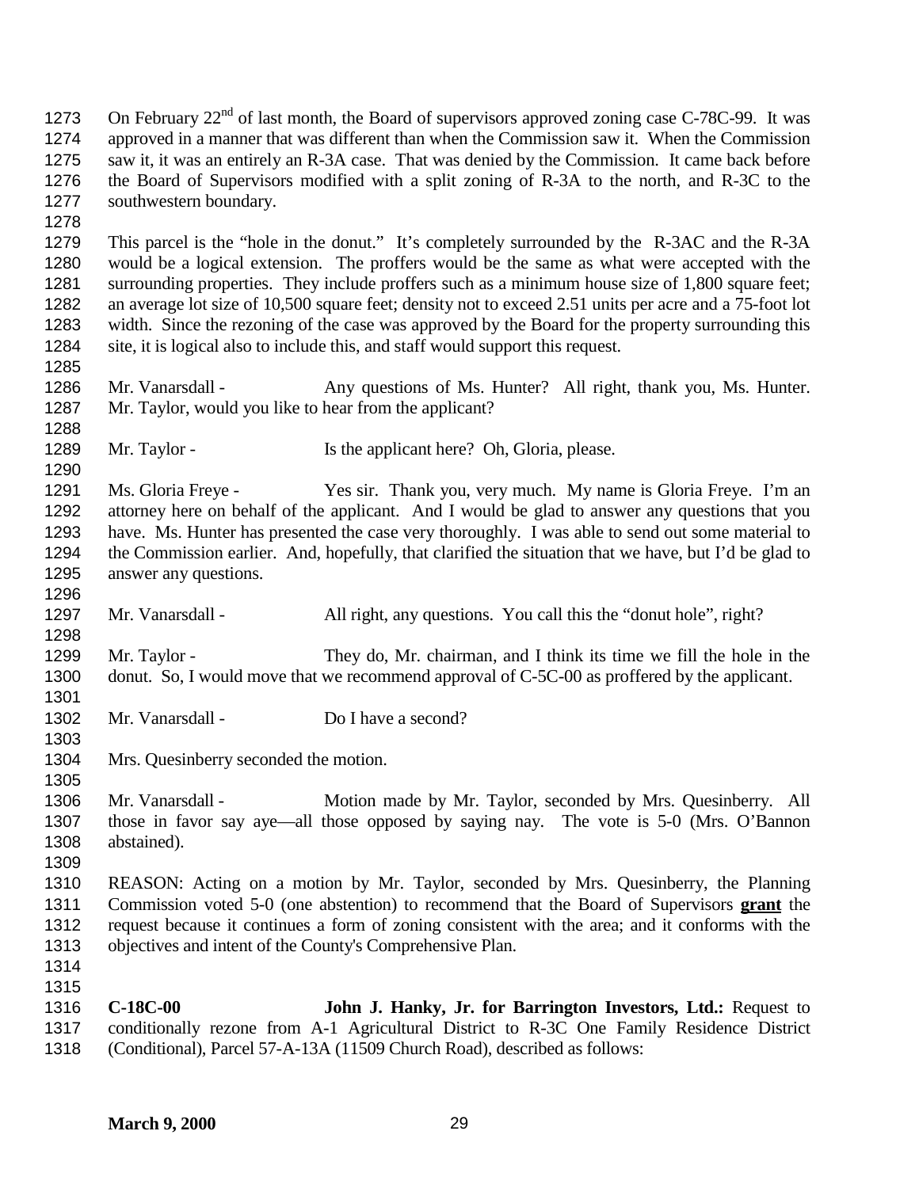On February 22nd of last month, the Board of supervisors approved zoning case C-78C-99. It was approved in a manner that was different than when the Commission saw it. When the Commission saw it, it was an entirely an R-3A case. That was denied by the Commission. It came back before the Board of Supervisors modified with a split zoning of R-3A to the north, and R-3C to the southwestern boundary.

This parcel is the "hole in the donut." It's completely surrounded by the R-3AC and the R-3A would be a logical extension. The proffers would be the same as what were accepted with the surrounding properties. They include proffers such as a minimum house size of 1,800 square feet; an average lot size of 10,500 square feet; density not to exceed 2.51 units per acre and a 75-foot lot width. Since the rezoning of the case was approved by the Board for the property surrounding this site, it is logical also to include this, and staff would support this request.

Mr. Vanarsdall - Any questions of Ms. Hunter? All right, thank you, Ms. Hunter. Mr. Taylor, would you like to hear from the applicant?

Mr. Taylor - Is the applicant here? Oh, Gloria, please.

Ms. Gloria Freye - Yes sir. Thank you, very much. My name is Gloria Freye. I'm an attorney here on behalf of the applicant. And I would be glad to answer any questions that you have. Ms. Hunter has presented the case very thoroughly. I was able to send out some material to the Commission earlier. And, hopefully, that clarified the situation that we have, but I'd be glad to answer any questions.

Mr. Vanarsdall - All right, any questions. You call this the "donut hole", right?

Mr. Taylor - They do, Mr. chairman, and I think its time we fill the hole in the donut. So, I would move that we recommend approval of C-5C-00 as proffered by the applicant.

Mr. Vanarsdall - Do I have a second?

Mrs. Quesinberry seconded the motion.

Mr. Vanarsdall - Motion made by Mr. Taylor, seconded by Mrs. Quesinberry. All those in favor say aye—all those opposed by saying nay. The vote is 5-0 (Mrs. O'Bannon abstained).

REASON: Acting on a motion by Mr. Taylor, seconded by Mrs. Quesinberry, the Planning Commission voted 5-0 (one abstention) to recommend that the Board of Supervisors **grant** the request because it continues a form of zoning consistent with the area; and it conforms with the objectives and intent of the County's Comprehensive Plan.

**C-18C-00** **John J. Hanky, Jr. for Barrington Investors, Ltd.:** Request to conditionally rezone from A-1 Agricultural District to R-3C One Family Residence District (Conditional), Parcel 57-A-13A (11509 Church Road), described as follows: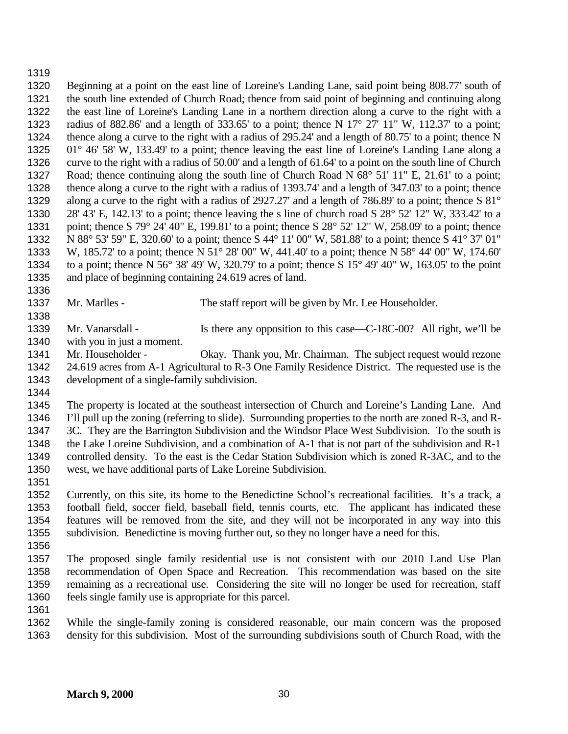Beginning at a point on the east line of Loreine's Landing Lane, said point being 808.77' south of the south line extended of Church Road; thence from said point of beginning and continuing along the east line of Loreine's Landing Lane in a northern direction along a curve to the right with a radius of 882.86' and a length of 333.65' to a point; thence N 17° 27' 11" W, 112.37' to a point; thence along a curve to the right with a radius of 295.24' and a length of 80.75' to a point; thence N 01° 46' 58' W, 133.49' to a point; thence leaving the east line of Loreine's Landing Lane along a curve to the right with a radius of 50.00' and a length of 61.64' to a point on the south line of Church Road; thence continuing along the south line of Church Road N 68° 51' 11" E, 21.61' to a point; thence along a curve to the right with a radius of 1393.74' and a length of 347.03' to a point; thence along a curve to the right with a radius of 2927.27' and a length of 786.89' to a point; thence S 81° 28' 43' E, 142.13' to a point; thence leaving the s line of church road S 28° 52' 12" W, 333.42' to a point; thence S 79° 24' 40" E, 199.81' to a point; thence S 28° 52' 12" W, 258.09' to a point; thence N 88° 53' 59" E, 320.60' to a point; thence S 44° 11' 00" W, 581.88' to a point; thence S 41° 37' 01" W, 185.72' to a point; thence N 51° 28' 00" W, 441.40' to a point; thence N 58° 44' 00" W, 174.60' to a point; thence N 56° 38' 49' W, 320.79' to a point; thence S 15° 49' 40" W, 163.05' to the point and place of beginning containing 24.619 acres of land.

Mr. Marlles - The staff report will be given by Mr. Lee Householder.

Mr. Vanarsdall - Is there any opposition to this case—C-18C-00? All right, we'll be with you in just a moment.

Mr. Householder - Okay. Thank you, Mr. Chairman. The subject request would rezone 24.619 acres from A-1 Agricultural to R-3 One Family Residence District. The requested use is the development of a single-family subdivision.

The property is located at the southeast intersection of Church and Loreine's Landing Lane. And I'll pull up the zoning (referring to slide). Surrounding properties to the north are zoned R-3, and R-3C. They are the Barrington Subdivision and the Windsor Place West Subdivision. To the south is the Lake Loreine Subdivision, and a combination of A-1 that is not part of the subdivision and R-1 controlled density. To the east is the Cedar Station Subdivision which is zoned R-3AC, and to the west, we have additional parts of Lake Loreine Subdivision.

Currently, on this site, its home to the Benedictine School's recreational facilities. It's a track, a football field, soccer field, baseball field, tennis courts, etc. The applicant has indicated these features will be removed from the site, and they will not be incorporated in any way into this subdivision. Benedictine is moving further out, so they no longer have a need for this.

The proposed single family residential use is not consistent with our 2010 Land Use Plan recommendation of Open Space and Recreation. This recommendation was based on the site remaining as a recreational use. Considering the site will no longer be used for recreation, staff feels single family use is appropriate for this parcel.

While the single-family zoning is considered reasonable, our main concern was the proposed density for this subdivision. Most of the surrounding subdivisions south of Church Road, with the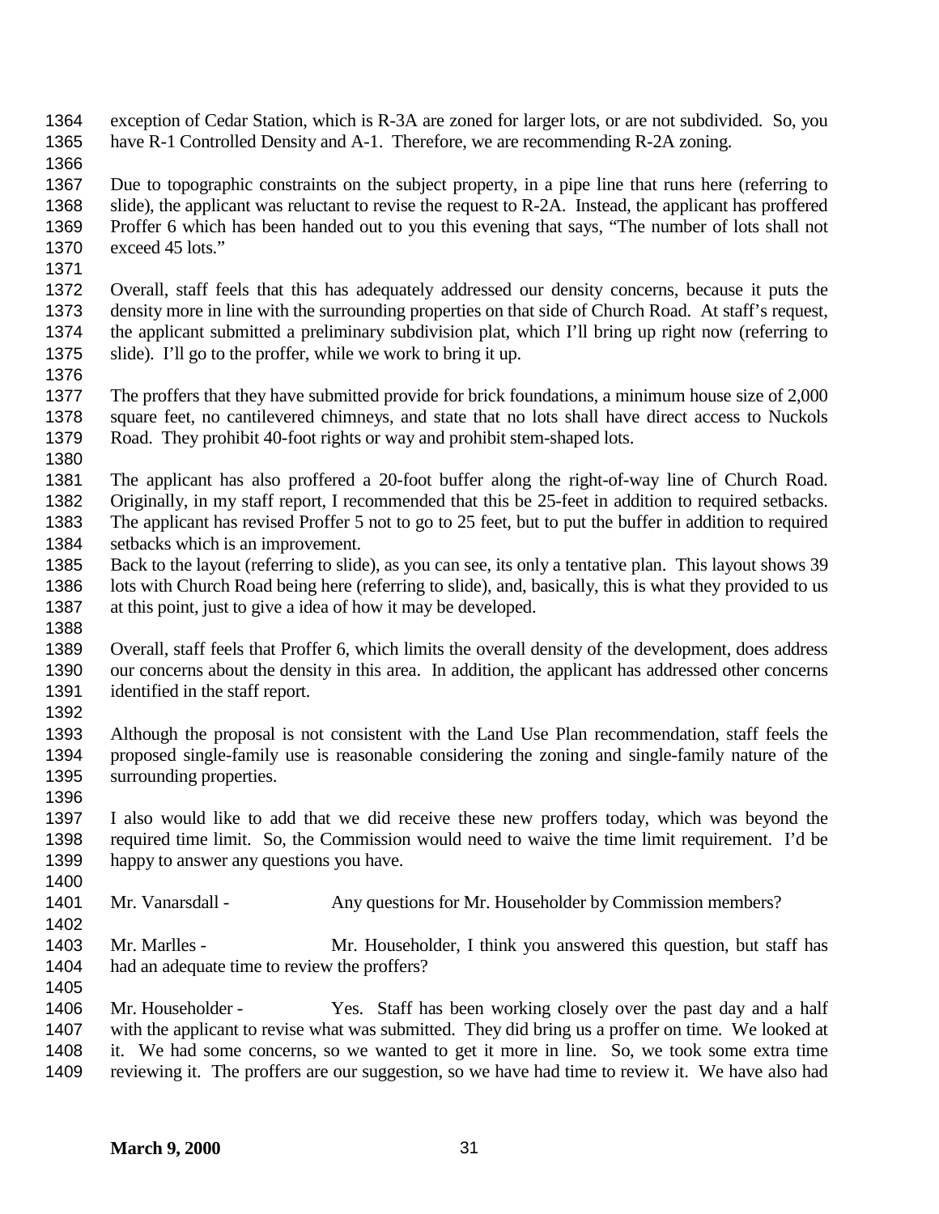exception of Cedar Station, which is R-3A are zoned for larger lots, or are not subdivided. So, you have R-1 Controlled Density and A-1. Therefore, we are recommending R-2A zoning.

Due to topographic constraints on the subject property, in a pipe line that runs here (referring to slide), the applicant was reluctant to revise the request to R-2A. Instead, the applicant has proffered Proffer 6 which has been handed out to you this evening that says, "The number of lots shall not exceed 45 lots."

Overall, staff feels that this has adequately addressed our density concerns, because it puts the density more in line with the surrounding properties on that side of Church Road. At staff's request, the applicant submitted a preliminary subdivision plat, which I'll bring up right now (referring to slide). I'll go to the proffer, while we work to bring it up.

The proffers that they have submitted provide for brick foundations, a minimum house size of 2,000 square feet, no cantilevered chimneys, and state that no lots shall have direct access to Nuckols Road. They prohibit 40-foot rights or way and prohibit stem-shaped lots.

The applicant has also proffered a 20-foot buffer along the right-of-way line of Church Road. Originally, in my staff report, I recommended that this be 25-feet in addition to required setbacks. The applicant has revised Proffer 5 not to go to 25 feet, but to put the buffer in addition to required setbacks which is an improvement.
Back to the layout (referring to slide), as you can see, its only a tentative plan. This layout shows 39 lots with Church Road being here (referring to slide), and, basically, this is what they provided to us at this point, just to give a idea of how it may be developed.

Overall, staff feels that Proffer 6, which limits the overall density of the development, does address our concerns about the density in this area. In addition, the applicant has addressed other concerns identified in the staff report.

Although the proposal is not consistent with the Land Use Plan recommendation, staff feels the proposed single-family use is reasonable considering the zoning and single-family nature of the surrounding properties.

I also would like to add that we did receive these new proffers today, which was beyond the required time limit. So, the Commission would need to waive the time limit requirement. I'd be happy to answer any questions you have.

Mr. Vanarsdall - Any questions for Mr. Householder by Commission members?

Mr. Marlles - Mr. Householder, I think you answered this question, but staff has had an adequate time to review the proffers?

Mr. Householder - Yes. Staff has been working closely over the past day and a half with the applicant to revise what was submitted. They did bring us a proffer on time. We looked at it. We had some concerns, so we wanted to get it more in line. So, we took some extra time reviewing it. The proffers are our suggestion, so we have had time to review it. We have also had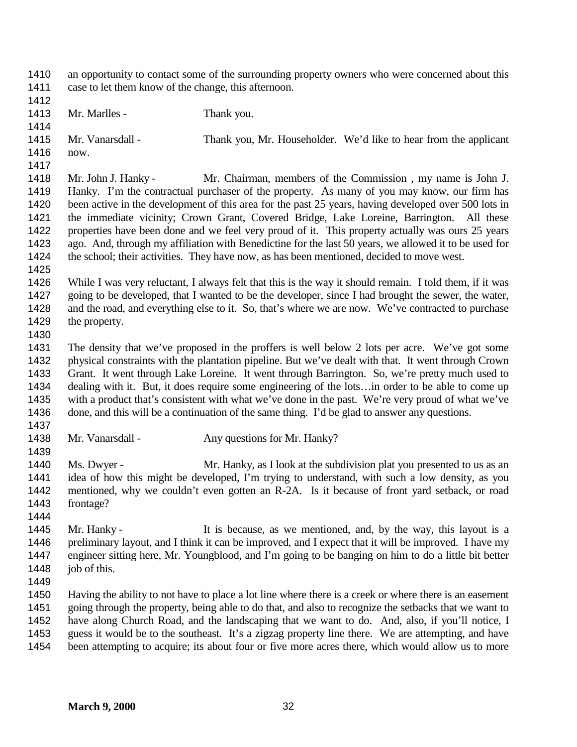an opportunity to contact some of the surrounding property owners who were concerned about this case to let them know of the change, this afternoon.

Mr. Marlles - Thank you.

Mr. Vanarsdall - Thank you, Mr. Householder. We'd like to hear from the applicant now.

Mr. John J. Hanky - Mr. Chairman, members of the Commission , my name is John J. Hanky. I'm the contractual purchaser of the property. As many of you may know, our firm has been active in the development of this area for the past 25 years, having developed over 500 lots in the immediate vicinity; Crown Grant, Covered Bridge, Lake Loreine, Barrington. All these properties have been done and we feel very proud of it. This property actually was ours 25 years ago. And, through my affiliation with Benedictine for the last 50 years, we allowed it to be used for the school; their activities. They have now, as has been mentioned, decided to move west.

While I was very reluctant, I always felt that this is the way it should remain. I told them, if it was going to be developed, that I wanted to be the developer, since I had brought the sewer, the water, and the road, and everything else to it. So, that's where we are now. We've contracted to purchase the property.

The density that we've proposed in the proffers is well below 2 lots per acre. We've got some physical constraints with the plantation pipeline. But we've dealt with that. It went through Crown Grant. It went through Lake Loreine. It went through Barrington. So, we're pretty much used to dealing with it. But, it does require some engineering of the lots…in order to be able to come up with a product that's consistent with what we've done in the past. We're very proud of what we've done, and this will be a continuation of the same thing. I'd be glad to answer any questions.

Mr. Vanarsdall - Any questions for Mr. Hanky?

Ms. Dwyer - Mr. Hanky, as I look at the subdivision plat you presented to us as an idea of how this might be developed, I'm trying to understand, with such a low density, as you mentioned, why we couldn't even gotten an R-2A. Is it because of front yard setback, or road frontage?

Mr. Hanky - It is because, as we mentioned, and, by the way, this layout is a preliminary layout, and I think it can be improved, and I expect that it will be improved. I have my engineer sitting here, Mr. Youngblood, and I'm going to be banging on him to do a little bit better job of this.

Having the ability to not have to place a lot line where there is a creek or where there is an easement going through the property, being able to do that, and also to recognize the setbacks that we want to have along Church Road, and the landscaping that we want to do. And, also, if you'll notice, I guess it would be to the southeast. It's a zigzag property line there. We are attempting, and have been attempting to acquire; its about four or five more acres there, which would allow us to more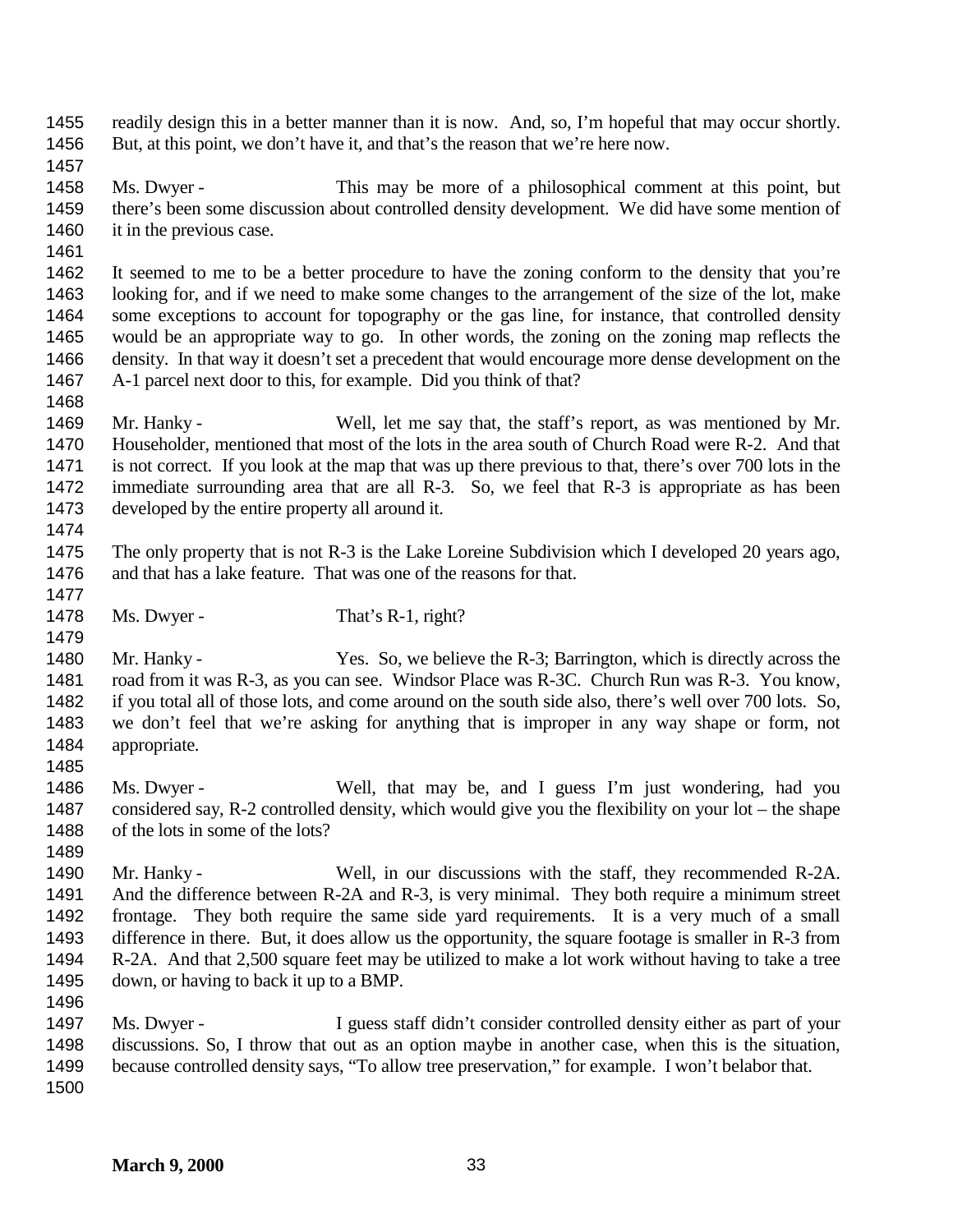readily design this in a better manner than it is now. And, so, I'm hopeful that may occur shortly. But, at this point, we don't have it, and that's the reason that we're here now.

Ms. Dwyer - This may be more of a philosophical comment at this point, but there's been some discussion about controlled density development. We did have some mention of it in the previous case.

It seemed to me to be a better procedure to have the zoning conform to the density that you're looking for, and if we need to make some changes to the arrangement of the size of the lot, make some exceptions to account for topography or the gas line, for instance, that controlled density would be an appropriate way to go. In other words, the zoning on the zoning map reflects the density. In that way it doesn't set a precedent that would encourage more dense development on the A-1 parcel next door to this, for example. Did you think of that?

Mr. Hanky - Well, let me say that, the staff's report, as was mentioned by Mr. Householder, mentioned that most of the lots in the area south of Church Road were R-2. And that is not correct. If you look at the map that was up there previous to that, there's over 700 lots in the immediate surrounding area that are all R-3. So, we feel that R-3 is appropriate as has been developed by the entire property all around it.

The only property that is not R-3 is the Lake Loreine Subdivision which I developed 20 years ago, and that has a lake feature. That was one of the reasons for that.

Ms. Dwyer - That's R-1, right?

Mr. Hanky - Yes. So, we believe the R-3; Barrington, which is directly across the road from it was R-3, as you can see. Windsor Place was R-3C. Church Run was R-3. You know, if you total all of those lots, and come around on the south side also, there's well over 700 lots. So, we don't feel that we're asking for anything that is improper in any way shape or form, not appropriate.

Ms. Dwyer - Well, that may be, and I guess I'm just wondering, had you considered say, R-2 controlled density, which would give you the flexibility on your lot – the shape of the lots in some of the lots?

Mr. Hanky - Well, in our discussions with the staff, they recommended R-2A. And the difference between R-2A and R-3, is very minimal. They both require a minimum street frontage. They both require the same side yard requirements. It is a very much of a small difference in there. But, it does allow us the opportunity, the square footage is smaller in R-3 from R-2A. And that 2,500 square feet may be utilized to make a lot work without having to take a tree down, or having to back it up to a BMP.

Ms. Dwyer - I guess staff didn't consider controlled density either as part of your discussions. So, I throw that out as an option maybe in another case, when this is the situation, because controlled density says, "To allow tree preservation," for example. I won't belabor that.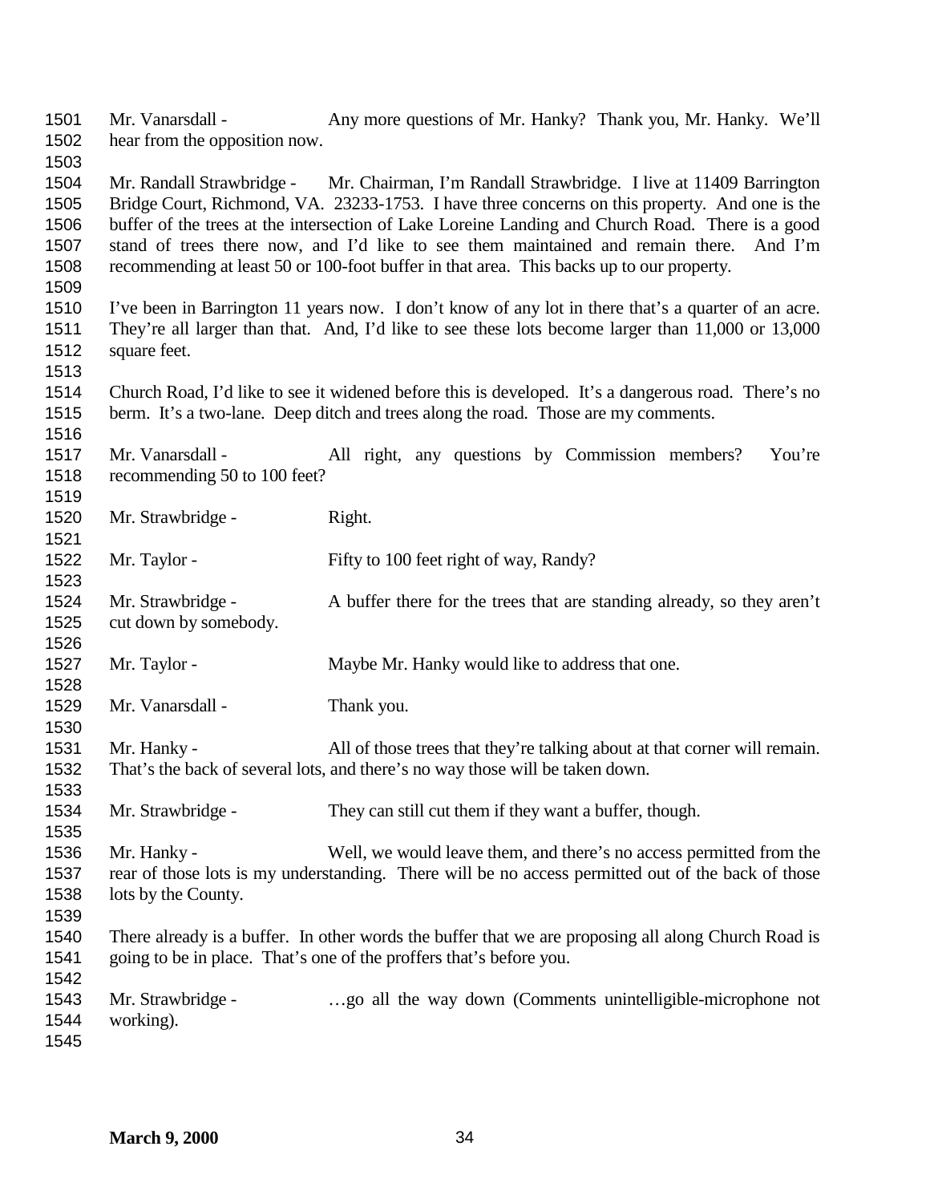Mr. Vanarsdall - Any more questions of Mr. Hanky? Thank you, Mr. Hanky. We'll hear from the opposition now.

Mr. Randall Strawbridge - Mr. Chairman, I'm Randall Strawbridge. I live at 11409 Barrington Bridge Court, Richmond, VA. 23233-1753. I have three concerns on this property. And one is the buffer of the trees at the intersection of Lake Loreine Landing and Church Road. There is a good stand of trees there now, and I'd like to see them maintained and remain there. And I'm recommending at least 50 or 100-foot buffer in that area. This backs up to our property.

I've been in Barrington 11 years now. I don't know of any lot in there that's a quarter of an acre. They're all larger than that. And, I'd like to see these lots become larger than 11,000 or 13,000 square feet.

Church Road, I'd like to see it widened before this is developed. It's a dangerous road. There's no berm. It's a two-lane. Deep ditch and trees along the road. Those are my comments.

Mr. Vanarsdall - All right, any questions by Commission members? You're recommending 50 to 100 feet?

Mr. Strawbridge - Right.

Mr. Taylor - Fifty to 100 feet right of way, Randy?

Mr. Strawbridge - A buffer there for the trees that are standing already, so they aren't cut down by somebody.

Mr. Taylor - Maybe Mr. Hanky would like to address that one.

Mr. Vanarsdall - Thank you.

Mr. Hanky - All of those trees that they're talking about at that corner will remain. That's the back of several lots, and there's no way those will be taken down.

Mr. Strawbridge - They can still cut them if they want a buffer, though.

Mr. Hanky - Well, we would leave them, and there's no access permitted from the rear of those lots is my understanding. There will be no access permitted out of the back of those lots by the County.

There already is a buffer. In other words the buffer that we are proposing all along Church Road is going to be in place. That's one of the proffers that's before you.

Mr. Strawbridge - …go all the way down (Comments unintelligible-microphone not working).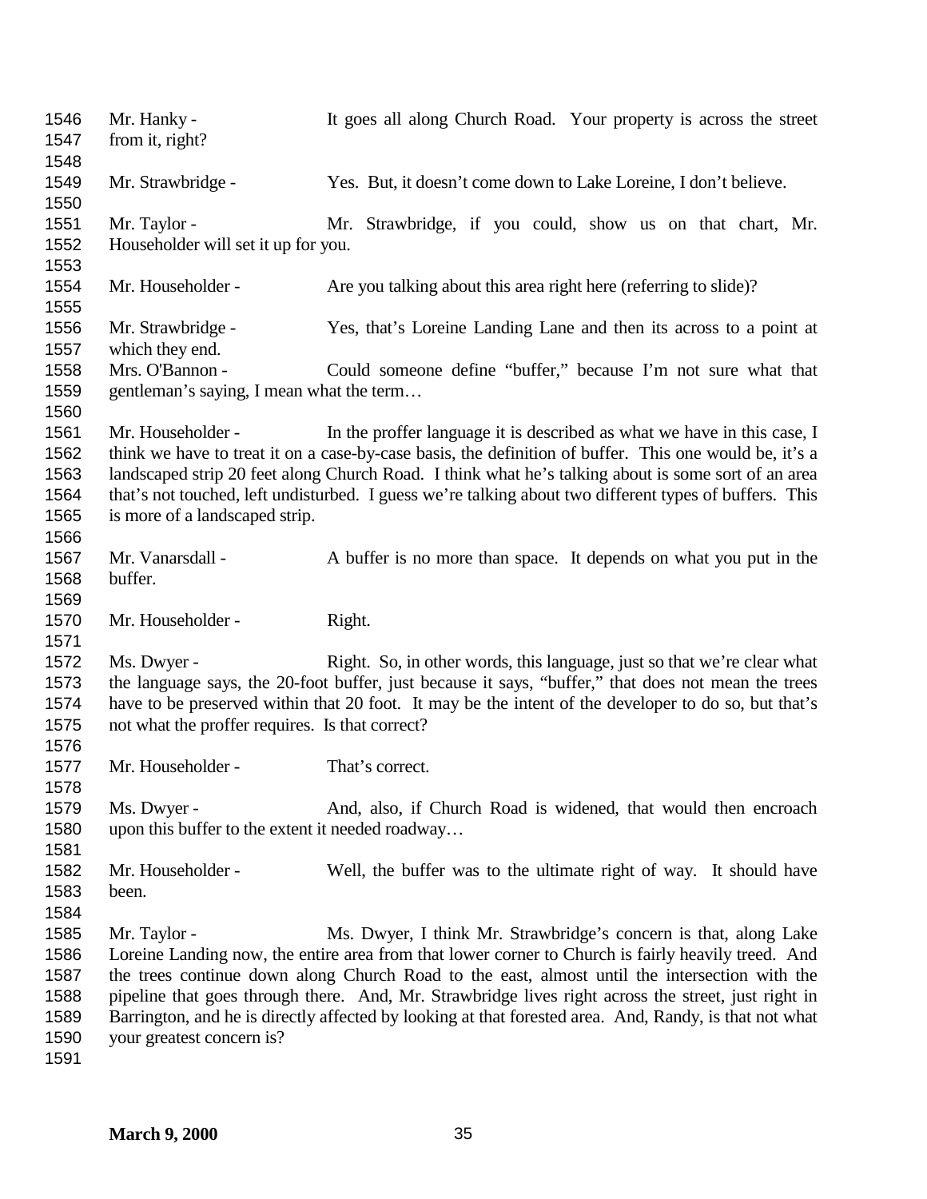Mr. Hanky - It goes all along Church Road. Your property is across the street from it, right?

Mr. Strawbridge - Yes. But, it doesn't come down to Lake Loreine, I don't believe.

Mr. Taylor - Mr. Strawbridge, if you could, show us on that chart, Mr. Householder will set it up for you.

Mr. Householder - Are you talking about this area right here (referring to slide)?

Mr. Strawbridge - Yes, that's Loreine Landing Lane and then its across to a point at which they end.

Mrs. O'Bannon - Could someone define "buffer," because I'm not sure what that gentleman's saying, I mean what the term…

Mr. Householder - In the proffer language it is described as what we have in this case, I think we have to treat it on a case-by-case basis, the definition of buffer. This one would be, it's a landscaped strip 20 feet along Church Road. I think what he's talking about is some sort of an area that's not touched, left undisturbed. I guess we're talking about two different types of buffers. This is more of a landscaped strip.

Mr. Vanarsdall - A buffer is no more than space. It depends on what you put in the buffer.

Mr. Householder - Right.

Ms. Dwyer - Right. So, in other words, this language, just so that we're clear what the language says, the 20-foot buffer, just because it says, "buffer," that does not mean the trees have to be preserved within that 20 foot. It may be the intent of the developer to do so, but that's not what the proffer requires. Is that correct?

Mr. Householder - That's correct.

Ms. Dwyer - And, also, if Church Road is widened, that would then encroach upon this buffer to the extent it needed roadway…

Mr. Householder - Well, the buffer was to the ultimate right of way. It should have been.

Mr. Taylor - Ms. Dwyer, I think Mr. Strawbridge's concern is that, along Lake Loreine Landing now, the entire area from that lower corner to Church is fairly heavily treed. And the trees continue down along Church Road to the east, almost until the intersection with the pipeline that goes through there. And, Mr. Strawbridge lives right across the street, just right in Barrington, and he is directly affected by looking at that forested area. And, Randy, is that not what your greatest concern is?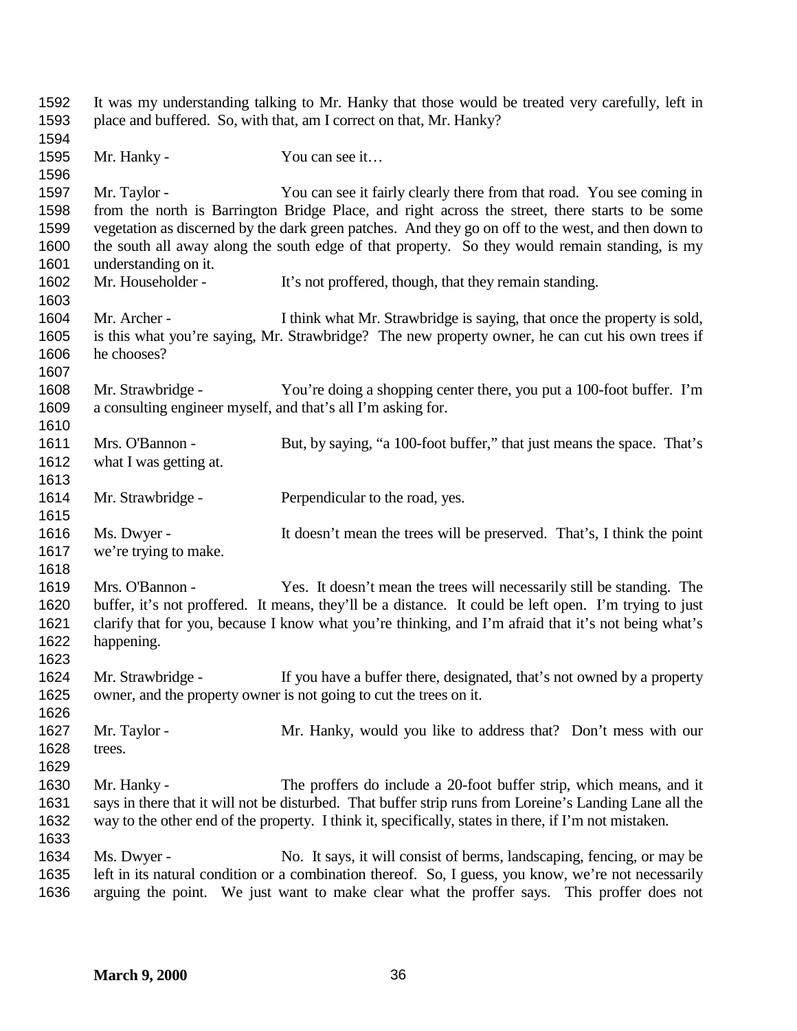It was my understanding talking to Mr. Hanky that those would be treated very carefully, left in place and buffered. So, with that, am I correct on that, Mr. Hanky?

Mr. Hanky - You can see it…

Mr. Taylor - You can see it fairly clearly there from that road. You see coming in from the north is Barrington Bridge Place, and right across the street, there starts to be some vegetation as discerned by the dark green patches. And they go on off to the west, and then down to the south all away along the south edge of that property. So they would remain standing, is my understanding on it.

Mr. Householder - It's not proffered, though, that they remain standing.

Mr. Archer - I think what Mr. Strawbridge is saying, that once the property is sold, is this what you're saying, Mr. Strawbridge? The new property owner, he can cut his own trees if he chooses?

Mr. Strawbridge - You're doing a shopping center there, you put a 100-foot buffer. I'm a consulting engineer myself, and that's all I'm asking for.

Mrs. O'Bannon - But, by saying, "a 100-foot buffer," that just means the space. That's what I was getting at.

Mr. Strawbridge - Perpendicular to the road, yes.

Ms. Dwyer - It doesn't mean the trees will be preserved. That's, I think the point we're trying to make.

Mrs. O'Bannon - Yes. It doesn't mean the trees will necessarily still be standing. The buffer, it's not proffered. It means, they'll be a distance. It could be left open. I'm trying to just clarify that for you, because I know what you're thinking, and I'm afraid that it's not being what's happening.

Mr. Strawbridge - If you have a buffer there, designated, that's not owned by a property owner, and the property owner is not going to cut the trees on it.

Mr. Taylor - Mr. Hanky, would you like to address that? Don't mess with our trees.

Mr. Hanky - The proffers do include a 20-foot buffer strip, which means, and it says in there that it will not be disturbed. That buffer strip runs from Loreine's Landing Lane all the way to the other end of the property. I think it, specifically, states in there, if I'm not mistaken.

Ms. Dwyer - No. It says, it will consist of berms, landscaping, fencing, or may be left in its natural condition or a combination thereof. So, I guess, you know, we're not necessarily arguing the point. We just want to make clear what the proffer says. This proffer does not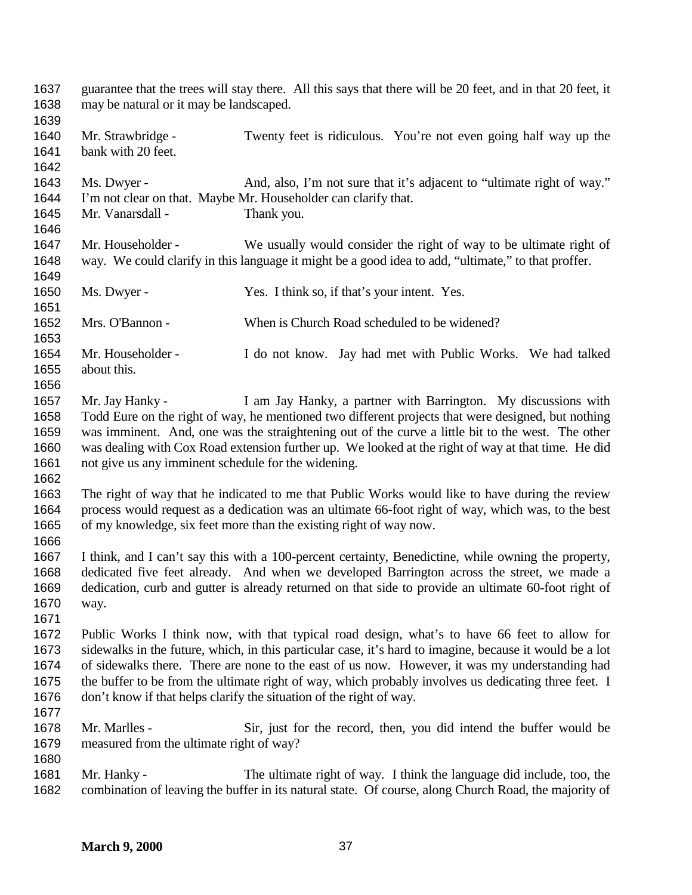guarantee that the trees will stay there. All this says that there will be 20 feet, and in that 20 feet, it may be natural or it may be landscaped.

Mr. Strawbridge - Twenty feet is ridiculous. You're not even going half way up the bank with 20 feet.

Ms. Dwyer - And, also, I'm not sure that it's adjacent to "ultimate right of way." I'm not clear on that. Maybe Mr. Householder can clarify that.

Mr. Vanarsdall - Thank you.

Mr. Householder - We usually would consider the right of way to be ultimate right of way. We could clarify in this language it might be a good idea to add, "ultimate," to that proffer.

Ms. Dwyer - Yes. I think so, if that's your intent. Yes.

Mrs. O'Bannon - When is Church Road scheduled to be widened?

Mr. Householder - I do not know. Jay had met with Public Works. We had talked about this.

Mr. Jay Hanky - I am Jay Hanky, a partner with Barrington. My discussions with Todd Eure on the right of way, he mentioned two different projects that were designed, but nothing was imminent. And, one was the straightening out of the curve a little bit to the west. The other was dealing with Cox Road extension further up. We looked at the right of way at that time. He did not give us any imminent schedule for the widening.

The right of way that he indicated to me that Public Works would like to have during the review process would request as a dedication was an ultimate 66-foot right of way, which was, to the best of my knowledge, six feet more than the existing right of way now.

I think, and I can't say this with a 100-percent certainty, Benedictine, while owning the property, dedicated five feet already. And when we developed Barrington across the street, we made a dedication, curb and gutter is already returned on that side to provide an ultimate 60-foot right of way.

Public Works I think now, with that typical road design, what's to have 66 feet to allow for sidewalks in the future, which, in this particular case, it's hard to imagine, because it would be a lot of sidewalks there. There are none to the east of us now. However, it was my understanding had the buffer to be from the ultimate right of way, which probably involves us dedicating three feet. I don't know if that helps clarify the situation of the right of way.

Mr. Marlles - Sir, just for the record, then, you did intend the buffer would be measured from the ultimate right of way?

Mr. Hanky - The ultimate right of way. I think the language did include, too, the combination of leaving the buffer in its natural state. Of course, along Church Road, the majority of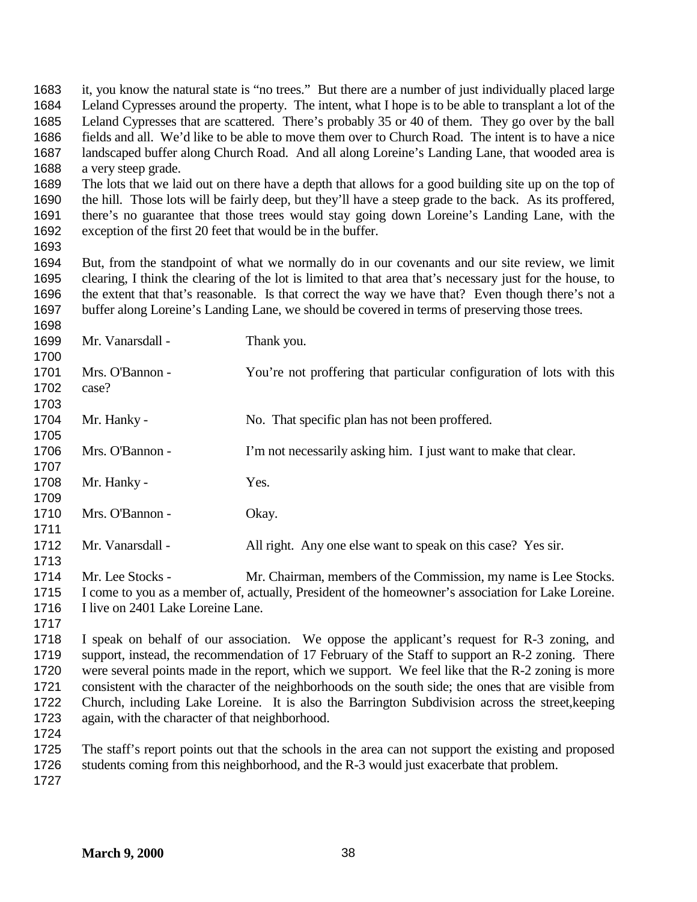it, you know the natural state is "no trees." But there are a number of just individually placed large Leland Cypresses around the property. The intent, what I hope is to be able to transplant a lot of the Leland Cypresses that are scattered. There's probably 35 or 40 of them. They go over by the ball fields and all. We'd like to be able to move them over to Church Road. The intent is to have a nice landscaped buffer along Church Road. And all along Loreine's Landing Lane, that wooded area is a very steep grade.

The lots that we laid out on there have a depth that allows for a good building site up on the top of the hill. Those lots will be fairly deep, but they'll have a steep grade to the back. As its proffered, there's no guarantee that those trees would stay going down Loreine's Landing Lane, with the exception of the first 20 feet that would be in the buffer.

But, from the standpoint of what we normally do in our covenants and our site review, we limit clearing, I think the clearing of the lot is limited to that area that's necessary just for the house, to the extent that that's reasonable. Is that correct the way we have that? Even though there's not a buffer along Loreine's Landing Lane, we should be covered in terms of preserving those trees.

Mr. Vanarsdall - Thank you.

Mrs. O'Bannon - You're not proffering that particular configuration of lots with this case?

Mr. Hanky - No. That specific plan has not been proffered.

Mrs. O'Bannon - I'm not necessarily asking him. I just want to make that clear.

Mr. Hanky - Yes.

Mrs. O'Bannon - Okay.

Mr. Vanarsdall - All right. Any one else want to speak on this case? Yes sir.

Mr. Lee Stocks - Mr. Chairman, members of the Commission, my name is Lee Stocks. I come to you as a member of, actually, President of the homeowner's association for Lake Loreine. I live on 2401 Lake Loreine Lane.

I speak on behalf of our association. We oppose the applicant's request for R-3 zoning, and support, instead, the recommendation of 17 February of the Staff to support an R-2 zoning. There were several points made in the report, which we support. We feel like that the R-2 zoning is more consistent with the character of the neighborhoods on the south side; the ones that are visible from Church, including Lake Loreine. It is also the Barrington Subdivision across the street,keeping again, with the character of that neighborhood.

The staff's report points out that the schools in the area can not support the existing and proposed students coming from this neighborhood, and the R-3 would just exacerbate that problem.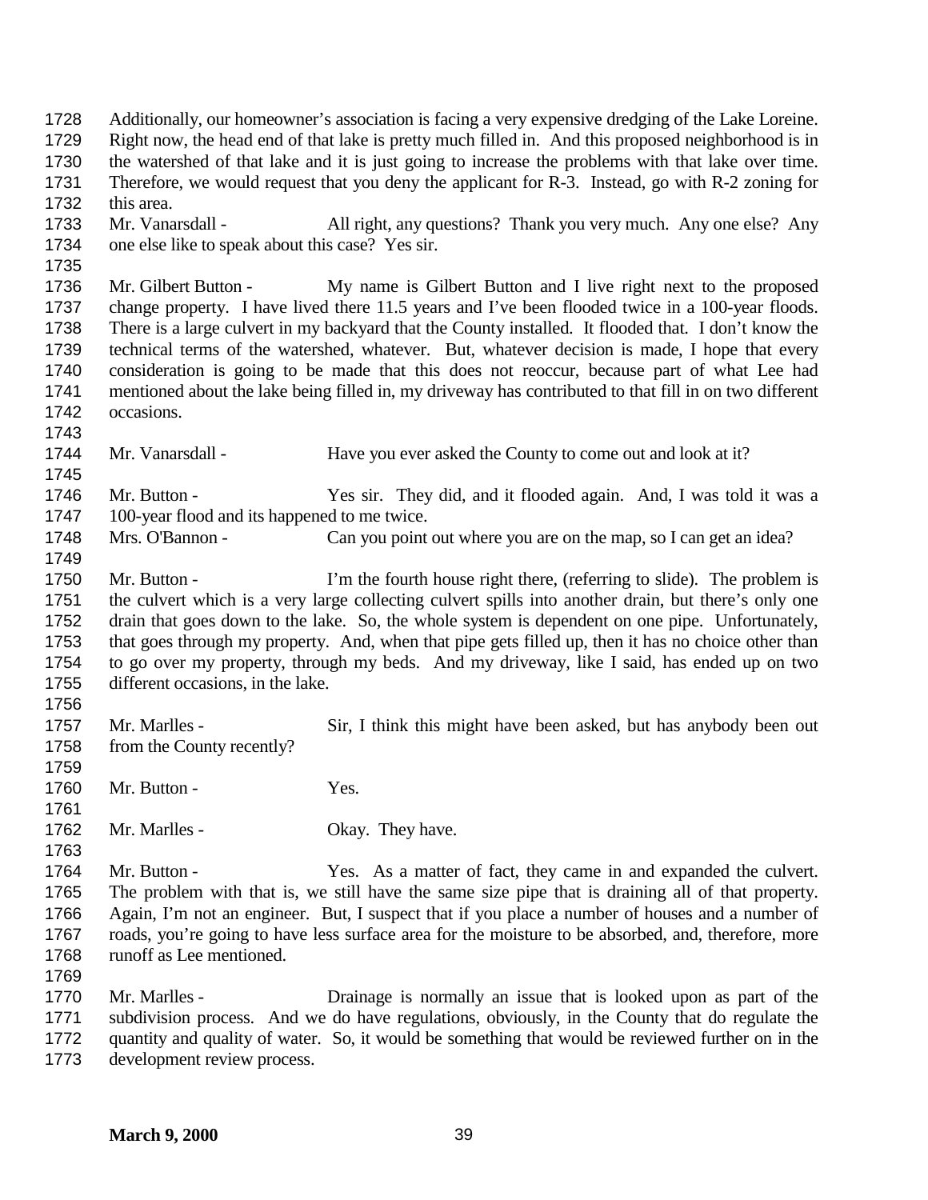Additionally, our homeowner's association is facing a very expensive dredging of the Lake Loreine. Right now, the head end of that lake is pretty much filled in. And this proposed neighborhood is in the watershed of that lake and it is just going to increase the problems with that lake over time. Therefore, we would request that you deny the applicant for R-3. Instead, go with R-2 zoning for this area.

Mr. Vanarsdall - All right, any questions? Thank you very much. Any one else? Any one else like to speak about this case? Yes sir.

Mr. Gilbert Button - My name is Gilbert Button and I live right next to the proposed change property. I have lived there 11.5 years and I've been flooded twice in a 100-year floods. There is a large culvert in my backyard that the County installed. It flooded that. I don't know the technical terms of the watershed, whatever. But, whatever decision is made, I hope that every consideration is going to be made that this does not reoccur, because part of what Lee had mentioned about the lake being filled in, my driveway has contributed to that fill in on two different occasions.

Mr. Vanarsdall - Have you ever asked the County to come out and look at it?

Mr. Button - Yes sir. They did, and it flooded again. And, I was told it was a 100-year flood and its happened to me twice.

Mrs. O'Bannon - Can you point out where you are on the map, so I can get an idea?

Mr. Button - I'm the fourth house right there, (referring to slide). The problem is the culvert which is a very large collecting culvert spills into another drain, but there's only one drain that goes down to the lake. So, the whole system is dependent on one pipe. Unfortunately, that goes through my property. And, when that pipe gets filled up, then it has no choice other than to go over my property, through my beds. And my driveway, like I said, has ended up on two different occasions, in the lake.

Mr. Marlles - Sir, I think this might have been asked, but has anybody been out from the County recently?

Mr. Button - Yes.

Mr. Marlles - Okay. They have.

Mr. Button - Yes. As a matter of fact, they came in and expanded the culvert. The problem with that is, we still have the same size pipe that is draining all of that property. Again, I'm not an engineer. But, I suspect that if you place a number of houses and a number of roads, you're going to have less surface area for the moisture to be absorbed, and, therefore, more runoff as Lee mentioned.

Mr. Marlles - Drainage is normally an issue that is looked upon as part of the subdivision process. And we do have regulations, obviously, in the County that do regulate the quantity and quality of water. So, it would be something that would be reviewed further on in the development review process.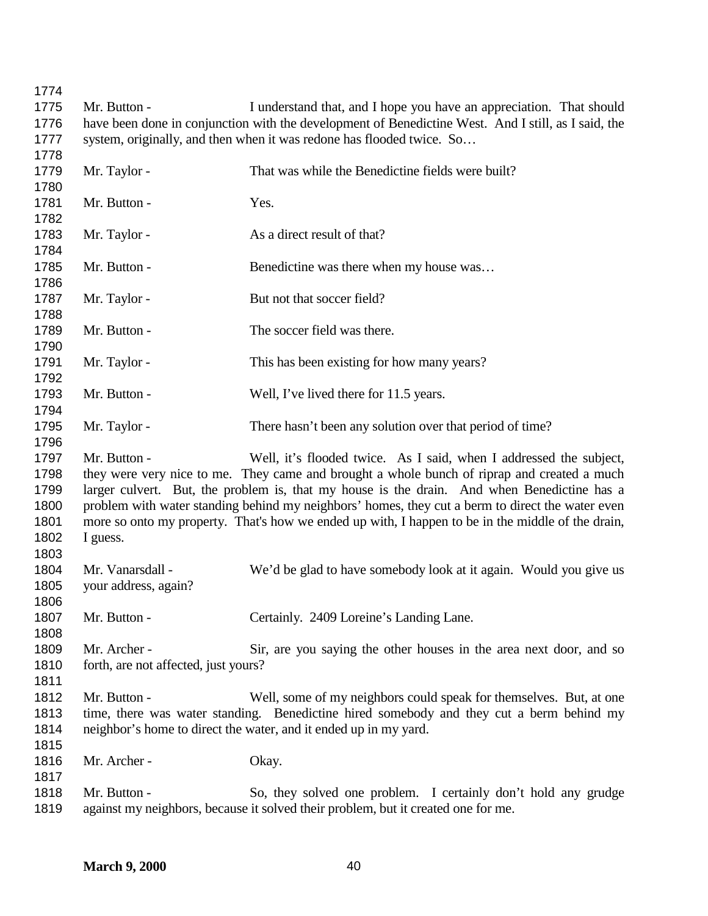Mr. Button - I understand that, and I hope you have an appreciation. That should have been done in conjunction with the development of Benedictine West. And I still, as I said, the system, originally, and then when it was redone has flooded twice. So…

Mr. Taylor - That was while the Benedictine fields were built?

Mr. Button - Yes.

Mr. Taylor - As a direct result of that?

Mr. Button - Benedictine was there when my house was…

Mr. Taylor - But not that soccer field?

Mr. Button - The soccer field was there.

Mr. Taylor - This has been existing for how many years?

Mr. Button - Well, I've lived there for 11.5 years.

Mr. Taylor - There hasn't been any solution over that period of time?

Mr. Button - Well, it's flooded twice. As I said, when I addressed the subject, they were very nice to me. They came and brought a whole bunch of riprap and created a much larger culvert. But, the problem is, that my house is the drain. And when Benedictine has a problem with water standing behind my neighbors' homes, they cut a berm to direct the water even more so onto my property. That's how we ended up with, I happen to be in the middle of the drain, I guess.

Mr. Vanarsdall - We'd be glad to have somebody look at it again. Would you give us your address, again?

Mr. Button - Certainly. 2409 Loreine's Landing Lane.

Mr. Archer - Sir, are you saying the other houses in the area next door, and so forth, are not affected, just yours?

Mr. Button - Well, some of my neighbors could speak for themselves. But, at one time, there was water standing. Benedictine hired somebody and they cut a berm behind my neighbor's home to direct the water, and it ended up in my yard.

Mr. Archer - Okay.

Mr. Button - So, they solved one problem. I certainly don't hold any grudge against my neighbors, because it solved their problem, but it created one for me.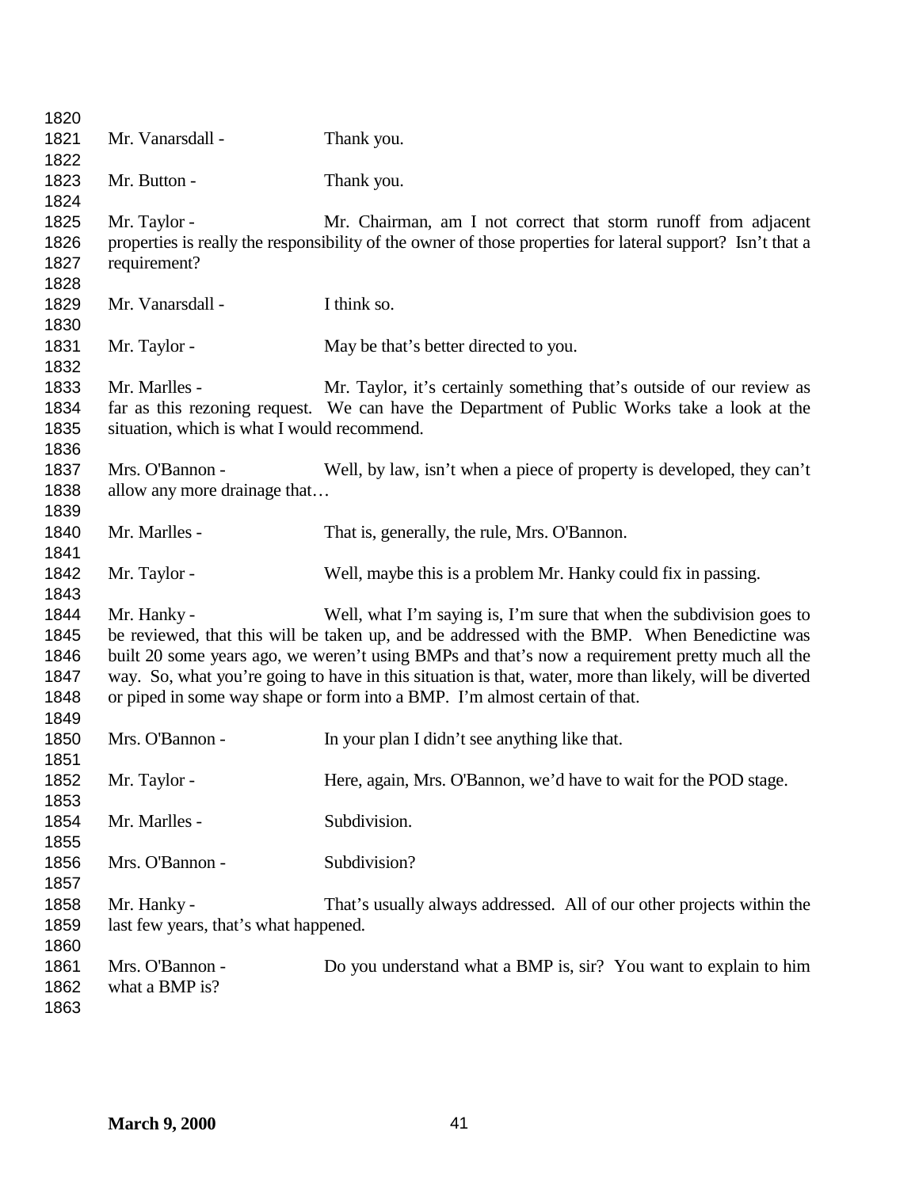Mr. Vanarsdall - Thank you.

Mr. Button - Thank you.

Mr. Taylor - Mr. Chairman, am I not correct that storm runoff from adjacent properties is really the responsibility of the owner of those properties for lateral support? Isn't that a requirement?

Mr. Vanarsdall - I think so.

Mr. Taylor - May be that's better directed to you.

Mr. Marlles - Mr. Taylor, it's certainly something that's outside of our review as far as this rezoning request. We can have the Department of Public Works take a look at the situation, which is what I would recommend.

Mrs. O'Bannon - Well, by law, isn't when a piece of property is developed, they can't allow any more drainage that…

Mr. Marlles - That is, generally, the rule, Mrs. O'Bannon.

Mr. Taylor - Well, maybe this is a problem Mr. Hanky could fix in passing.

Mr. Hanky - Well, what I'm saying is, I'm sure that when the subdivision goes to be reviewed, that this will be taken up, and be addressed with the BMP. When Benedictine was built 20 some years ago, we weren't using BMPs and that's now a requirement pretty much all the way. So, what you're going to have in this situation is that, water, more than likely, will be diverted or piped in some way shape or form into a BMP. I'm almost certain of that.

Mrs. O'Bannon - In your plan I didn't see anything like that.

Mr. Taylor - Here, again, Mrs. O'Bannon, we'd have to wait for the POD stage.

Mr. Marlles - Subdivision.

Mrs. O'Bannon - Subdivision?

Mr. Hanky - That's usually always addressed. All of our other projects within the last few years, that's what happened.

Mrs. O'Bannon - Do you understand what a BMP is, sir? You want to explain to him what a BMP is?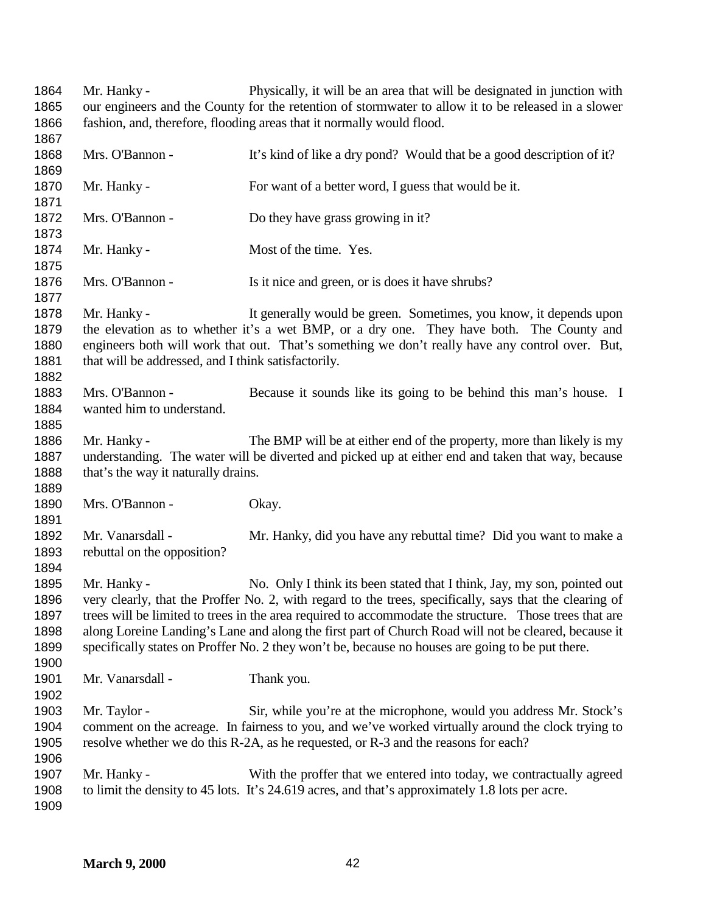Mr. Hanky - Physically, it will be an area that will be designated in junction with our engineers and the County for the retention of stormwater to allow it to be released in a slower fashion, and, therefore, flooding areas that it normally would flood.

Mrs. O'Bannon - It's kind of like a dry pond? Would that be a good description of it?

Mr. Hanky - For want of a better word, I guess that would be it.

Mrs. O'Bannon - Do they have grass growing in it?

Mr. Hanky - Most of the time. Yes.

Mrs. O'Bannon - Is it nice and green, or is does it have shrubs?

Mr. Hanky - It generally would be green. Sometimes, you know, it depends upon the elevation as to whether it's a wet BMP, or a dry one. They have both. The County and engineers both will work that out. That's something we don't really have any control over. But, that will be addressed, and I think satisfactorily.

Mrs. O'Bannon - Because it sounds like its going to be behind this man's house. I wanted him to understand.

Mr. Hanky - The BMP will be at either end of the property, more than likely is my understanding. The water will be diverted and picked up at either end and taken that way, because that's the way it naturally drains.

Mrs. O'Bannon - Okay.

Mr. Vanarsdall - Mr. Hanky, did you have any rebuttal time? Did you want to make a rebuttal on the opposition?

Mr. Hanky - No. Only I think its been stated that I think, Jay, my son, pointed out very clearly, that the Proffer No. 2, with regard to the trees, specifically, says that the clearing of trees will be limited to trees in the area required to accommodate the structure. Those trees that are along Loreine Landing's Lane and along the first part of Church Road will not be cleared, because it specifically states on Proffer No. 2 they won't be, because no houses are going to be put there.

Mr. Vanarsdall - Thank you.

Mr. Taylor - Sir, while you're at the microphone, would you address Mr. Stock's comment on the acreage. In fairness to you, and we've worked virtually around the clock trying to resolve whether we do this R-2A, as he requested, or R-3 and the reasons for each?

Mr. Hanky - With the proffer that we entered into today, we contractually agreed to limit the density to 45 lots. It's 24.619 acres, and that's approximately 1.8 lots per acre.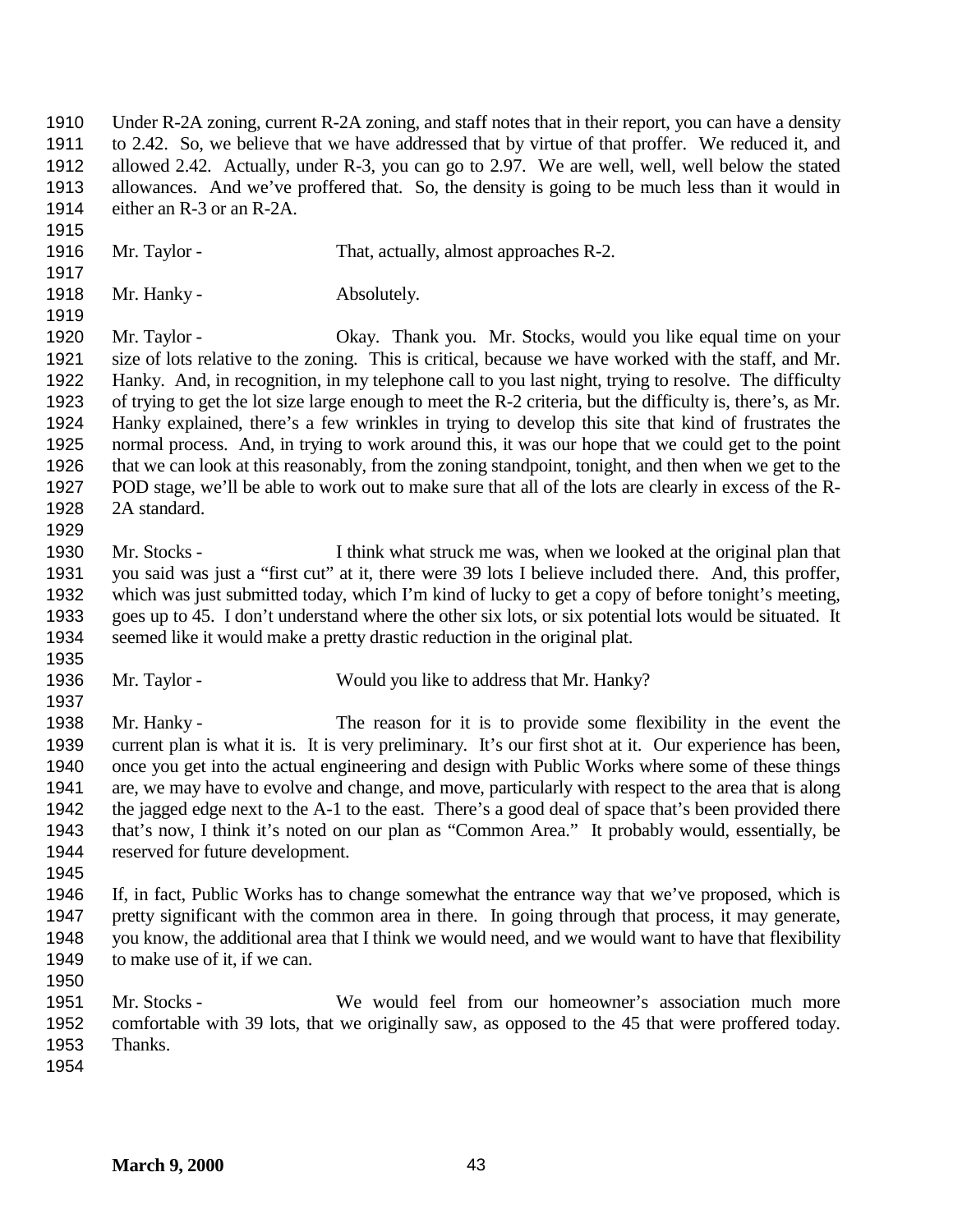Under R-2A zoning, current R-2A zoning, and staff notes that in their report, you can have a density to 2.42. So, we believe that we have addressed that by virtue of that proffer. We reduced it, and allowed 2.42. Actually, under R-3, you can go to 2.97. We are well, well, well below the stated allowances. And we've proffered that. So, the density is going to be much less than it would in either an R-3 or an R-2A.

Mr. Taylor - That, actually, almost approaches R-2.

Mr. Hanky - Absolutely.

Mr. Taylor - Okay. Thank you. Mr. Stocks, would you like equal time on your size of lots relative to the zoning. This is critical, because we have worked with the staff, and Mr. Hanky. And, in recognition, in my telephone call to you last night, trying to resolve. The difficulty of trying to get the lot size large enough to meet the R-2 criteria, but the difficulty is, there's, as Mr. Hanky explained, there's a few wrinkles in trying to develop this site that kind of frustrates the normal process. And, in trying to work around this, it was our hope that we could get to the point that we can look at this reasonably, from the zoning standpoint, tonight, and then when we get to the POD stage, we'll be able to work out to make sure that all of the lots are clearly in excess of the R-2A standard.

Mr. Stocks - I think what struck me was, when we looked at the original plan that you said was just a "first cut" at it, there were 39 lots I believe included there. And, this proffer, which was just submitted today, which I'm kind of lucky to get a copy of before tonight's meeting, goes up to 45. I don't understand where the other six lots, or six potential lots would be situated. It seemed like it would make a pretty drastic reduction in the original plat.

Mr. Taylor - Would you like to address that Mr. Hanky?

Mr. Hanky - The reason for it is to provide some flexibility in the event the current plan is what it is. It is very preliminary. It's our first shot at it. Our experience has been, once you get into the actual engineering and design with Public Works where some of these things are, we may have to evolve and change, and move, particularly with respect to the area that is along the jagged edge next to the A-1 to the east. There's a good deal of space that's been provided there that's now, I think it's noted on our plan as "Common Area." It probably would, essentially, be reserved for future development.

If, in fact, Public Works has to change somewhat the entrance way that we've proposed, which is pretty significant with the common area in there. In going through that process, it may generate, you know, the additional area that I think we would need, and we would want to have that flexibility to make use of it, if we can.

Mr. Stocks - We would feel from our homeowner's association much more comfortable with 39 lots, that we originally saw, as opposed to the 45 that were proffered today. Thanks.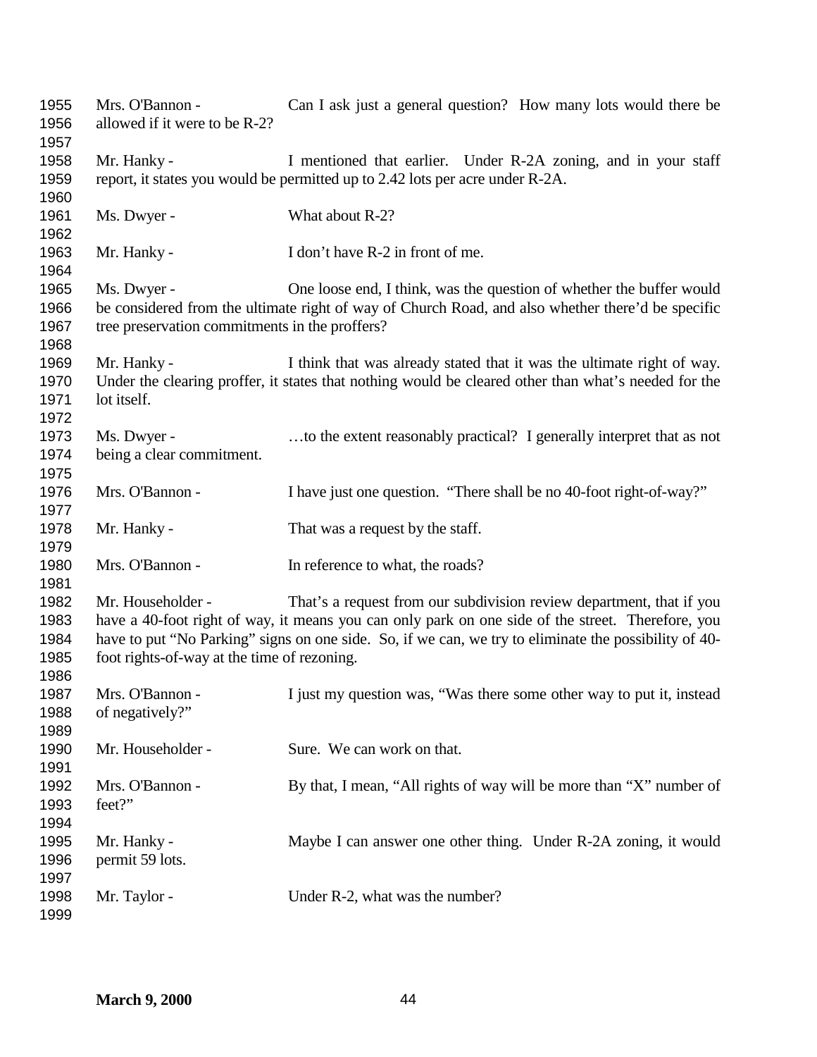Mrs. O'Bannon - Can I ask just a general question? How many lots would there be allowed if it were to be R-2?

Mr. Hanky - I mentioned that earlier. Under R-2A zoning, and in your staff report, it states you would be permitted up to 2.42 lots per acre under R-2A.

Ms. Dwyer - What about R-2?

Mr. Hanky - I don't have R-2 in front of me.

Ms. Dwyer - One loose end, I think, was the question of whether the buffer would be considered from the ultimate right of way of Church Road, and also whether there'd be specific tree preservation commitments in the proffers?

Mr. Hanky - I think that was already stated that it was the ultimate right of way. Under the clearing proffer, it states that nothing would be cleared other than what's needed for the lot itself.

Ms. Dwyer - …to the extent reasonably practical? I generally interpret that as not being a clear commitment.

Mrs. O'Bannon - I have just one question. "There shall be no 40-foot right-of-way?"

Mr. Hanky - That was a request by the staff.

Mrs. O'Bannon - In reference to what, the roads?

Mr. Householder - That's a request from our subdivision review department, that if you have a 40-foot right of way, it means you can only park on one side of the street. Therefore, you have to put "No Parking" signs on one side. So, if we can, we try to eliminate the possibility of 40-foot rights-of-way at the time of rezoning.

Mrs. O'Bannon - I just my question was, "Was there some other way to put it, instead of negatively?"

Mr. Householder - Sure. We can work on that.

Mrs. O'Bannon - By that, I mean, "All rights of way will be more than "X" number of feet?"

Mr. Hanky - Maybe I can answer one other thing. Under R-2A zoning, it would permit 59 lots.

Mr. Taylor - Under R-2, what was the number?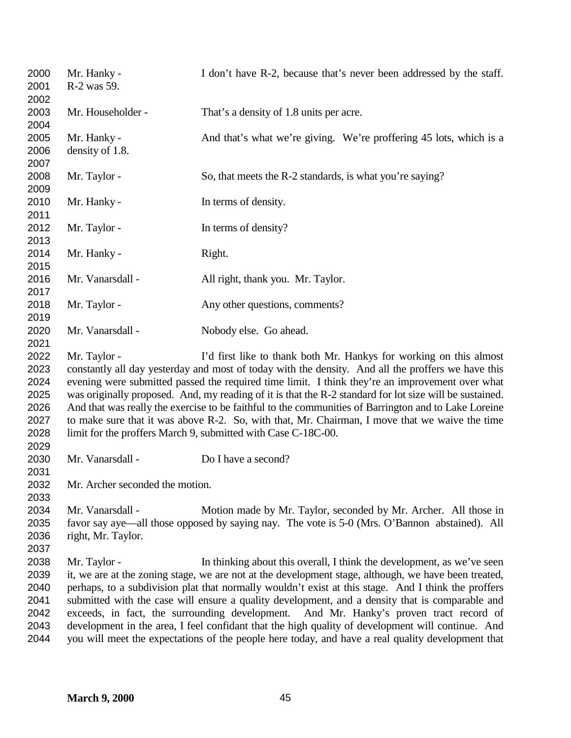Mr. Hanky - I don't have R-2, because that's never been addressed by the staff. R-2 was 59.

Mr. Householder - That's a density of 1.8 units per acre.

Mr. Hanky - And that's what we're giving. We're proffering 45 lots, which is a density of 1.8.

Mr. Taylor - So, that meets the R-2 standards, is what you're saying?

Mr. Hanky - In terms of density.

Mr. Taylor - In terms of density?

Mr. Hanky - Right.

Mr. Vanarsdall - All right, thank you. Mr. Taylor.

Mr. Taylor - Any other questions, comments?

Mr. Vanarsdall - Nobody else. Go ahead.

Mr. Taylor - I'd first like to thank both Mr. Hankys for working on this almost constantly all day yesterday and most of today with the density. And all the proffers we have this evening were submitted passed the required time limit. I think they're an improvement over what was originally proposed. And, my reading of it is that the R-2 standard for lot size will be sustained. And that was really the exercise to be faithful to the communities of Barrington and to Lake Loreine to make sure that it was above R-2. So, with that, Mr. Chairman, I move that we waive the time limit for the proffers March 9, submitted with Case C-18C-00.

Mr. Vanarsdall - Do I have a second?

Mr. Archer seconded the motion.

Mr. Vanarsdall - Motion made by Mr. Taylor, seconded by Mr. Archer. All those in favor say aye—all those opposed by saying nay. The vote is 5-0 (Mrs. O'Bannon abstained). All right, Mr. Taylor.

Mr. Taylor - In thinking about this overall, I think the development, as we've seen it, we are at the zoning stage, we are not at the development stage, although, we have been treated, perhaps, to a subdivision plat that normally wouldn't exist at this stage. And I think the proffers submitted with the case will ensure a quality development, and a density that is comparable and exceeds, in fact, the surrounding development. And Mr. Hanky's proven tract record of development in the area, I feel confidant that the high quality of development will continue. And you will meet the expectations of the people here today, and have a real quality development that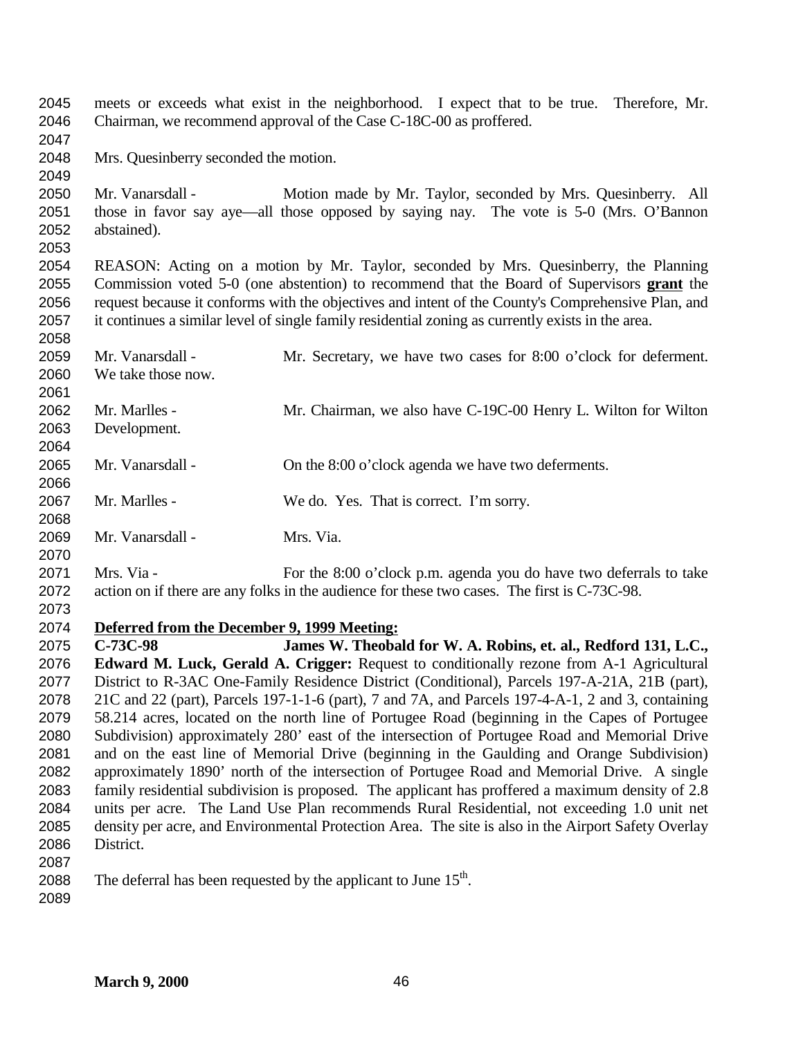meets or exceeds what exist in the neighborhood. I expect that to be true. Therefore, Mr. Chairman, we recommend approval of the Case C-18C-00 as proffered.

Mrs. Quesinberry seconded the motion.

Mr. Vanarsdall - Motion made by Mr. Taylor, seconded by Mrs. Quesinberry. All those in favor say aye—all those opposed by saying nay. The vote is 5-0 (Mrs. O'Bannon abstained).

REASON: Acting on a motion by Mr. Taylor, seconded by Mrs. Quesinberry, the Planning Commission voted 5-0 (one abstention) to recommend that the Board of Supervisors **grant** the request because it conforms with the objectives and intent of the County's Comprehensive Plan, and it continues a similar level of single family residential zoning as currently exists in the area.

Mr. Vanarsdall - Mr. Secretary, we have two cases for 8:00 o'clock for deferment. We take those now.

Mr. Marlles - Mr. Chairman, we also have C-19C-00 Henry L. Wilton for Wilton Development.

Mr. Vanarsdall - On the 8:00 o'clock agenda we have two deferments.

Mr. Marlles - We do. Yes. That is correct. I'm sorry.

Mr. Vanarsdall - Mrs. Via.

Mrs. Via - For the 8:00 o'clock p.m. agenda you do have two deferrals to take action on if there are any folks in the audience for these two cases. The first is C-73C-98.

**Deferred from the December 9, 1999 Meeting:**

**C-73C-98 James W. Theobald for W. A. Robins, et. al., Redford 131, L.C., Edward M. Luck, Gerald A. Crigger:** Request to conditionally rezone from A-1 Agricultural District to R-3AC One-Family Residence District (Conditional), Parcels 197-A-21A, 21B (part), 21C and 22 (part), Parcels 197-1-1-6 (part), 7 and 7A, and Parcels 197-4-A-1, 2 and 3, containing 58.214 acres, located on the north line of Portugee Road (beginning in the Capes of Portugee Subdivision) approximately 280' east of the intersection of Portugee Road and Memorial Drive and on the east line of Memorial Drive (beginning in the Gaulding and Orange Subdivision) approximately 1890' north of the intersection of Portugee Road and Memorial Drive. A single family residential subdivision is proposed. The applicant has proffered a maximum density of 2.8 units per acre. The Land Use Plan recommends Rural Residential, not exceeding 1.0 unit net density per acre, and Environmental Protection Area. The site is also in the Airport Safety Overlay District.

The deferral has been requested by the applicant to June 15th.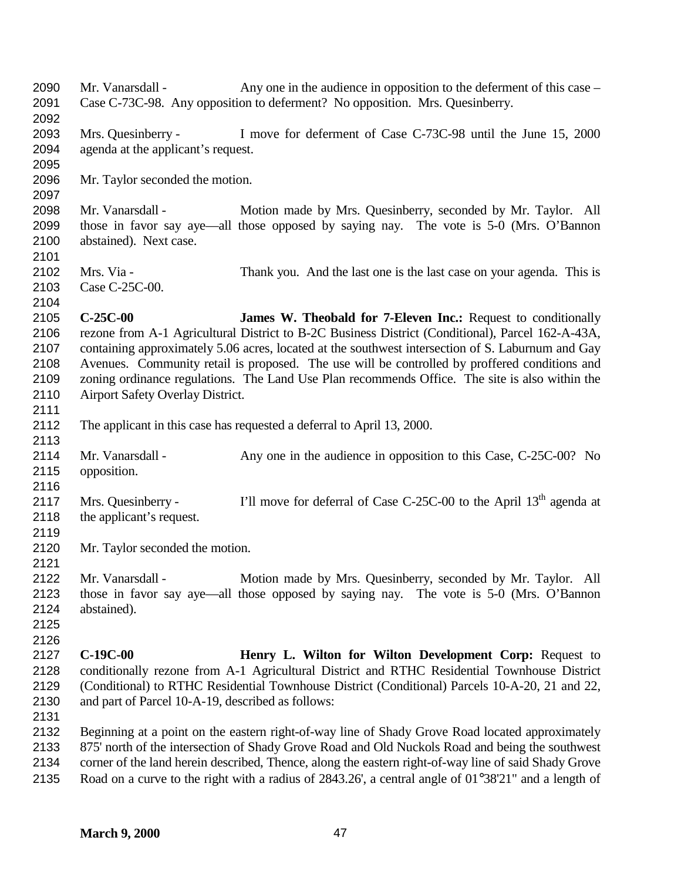Mr. Vanarsdall - Any one in the audience in opposition to the deferment of this case – Case C-73C-98. Any opposition to deferment? No opposition. Mrs. Quesinberry.

Mrs. Quesinberry - I move for deferment of Case C-73C-98 until the June 15, 2000 agenda at the applicant's request.

Mr. Taylor seconded the motion.

Mr. Vanarsdall - Motion made by Mrs. Quesinberry, seconded by Mr. Taylor. All those in favor say aye—all those opposed by saying nay. The vote is 5-0 (Mrs. O'Bannon abstained). Next case.

Mrs. Via - Thank you. And the last one is the last case on your agenda. This is Case C-25C-00.

**C-25C-00** **James W. Theobald for 7-Eleven Inc.:** Request to conditionally rezone from A-1 Agricultural District to B-2C Business District (Conditional), Parcel 162-A-43A, containing approximately 5.06 acres, located at the southwest intersection of S. Laburnum and Gay Avenues. Community retail is proposed. The use will be controlled by proffered conditions and zoning ordinance regulations. The Land Use Plan recommends Office. The site is also within the Airport Safety Overlay District.

The applicant in this case has requested a deferral to April 13, 2000.

Mr. Vanarsdall - Any one in the audience in opposition to this Case, C-25C-00? No opposition.

Mrs. Quesinberry - I'll move for deferral of Case C-25C-00 to the April 13th agenda at the applicant's request.

Mr. Taylor seconded the motion.

Mr. Vanarsdall - Motion made by Mrs. Quesinberry, seconded by Mr. Taylor. All those in favor say aye—all those opposed by saying nay. The vote is 5-0 (Mrs. O'Bannon abstained).

**C-19C-00** **Henry L. Wilton for Wilton Development Corp:** Request to conditionally rezone from A-1 Agricultural District and RTHC Residential Townhouse District (Conditional) to RTHC Residential Townhouse District (Conditional) Parcels 10-A-20, 21 and 22, and part of Parcel 10-A-19, described as follows:

Beginning at a point on the eastern right-of-way line of Shady Grove Road located approximately 875' north of the intersection of Shady Grove Road and Old Nuckols Road and being the southwest corner of the land herein described, Thence, along the eastern right-of-way line of said Shady Grove Road on a curve to the right with a radius of 2843.26', a central angle of 01°38'21" and a length of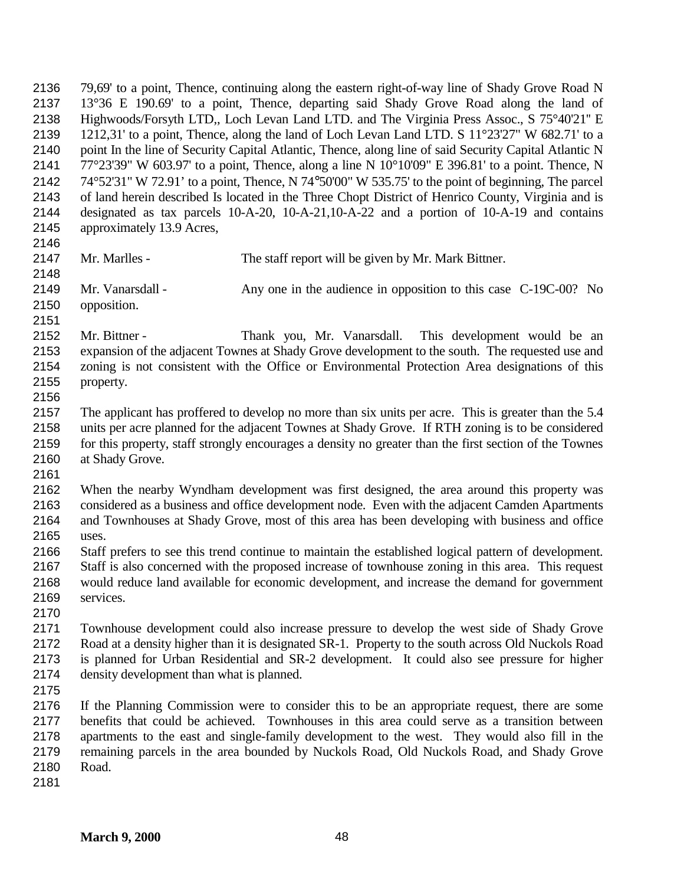79,69' to a point, Thence, continuing along the eastern right-of-way line of Shady Grove Road N 13°36 E 190.69' to a point, Thence, departing said Shady Grove Road along the land of Highwoods/Forsyth LTD,, Loch Levan Land LTD. and The Virginia Press Assoc., S 75°40'21" E 1212,31' to a point, Thence, along the land of Loch Levan Land LTD. S 11°23'27" W 682.71' to a point In the line of Security Capital Atlantic, Thence, along line of said Security Capital Atlantic N 77°23'39" W 603.97' to a point, Thence, along a line N 10°10'09" E 396.81' to a point. Thence, N 74°52'31" W 72.91' to a point, Thence, N 74°50'00" W 535.75' to the point of beginning, The parcel of land herein described Is located in the Three Chopt District of Henrico County, Virginia and is designated as tax parcels 10-A-20, 10-A-21,10-A-22 and a portion of 10-A-19 and contains approximately 13.9 Acres,

Mr. Marlles - The staff report will be given by Mr. Mark Bittner.

Mr. Vanarsdall - Any one in the audience in opposition to this case C-19C-00? No opposition.

Mr. Bittner - Thank you, Mr. Vanarsdall. This development would be an expansion of the adjacent Townes at Shady Grove development to the south. The requested use and zoning is not consistent with the Office or Environmental Protection Area designations of this property.

The applicant has proffered to develop no more than six units per acre. This is greater than the 5.4 units per acre planned for the adjacent Townes at Shady Grove. If RTH zoning is to be considered for this property, staff strongly encourages a density no greater than the first section of the Townes at Shady Grove.

When the nearby Wyndham development was first designed, the area around this property was considered as a business and office development node. Even with the adjacent Camden Apartments and Townhouses at Shady Grove, most of this area has been developing with business and office uses.
Staff prefers to see this trend continue to maintain the established logical pattern of development. Staff is also concerned with the proposed increase of townhouse zoning in this area. This request would reduce land available for economic development, and increase the demand for government services.

Townhouse development could also increase pressure to develop the west side of Shady Grove Road at a density higher than it is designated SR-1. Property to the south across Old Nuckols Road is planned for Urban Residential and SR-2 development. It could also see pressure for higher density development than what is planned.

If the Planning Commission were to consider this to be an appropriate request, there are some benefits that could be achieved. Townhouses in this area could serve as a transition between apartments to the east and single-family development to the west. They would also fill in the remaining parcels in the area bounded by Nuckols Road, Old Nuckols Road, and Shady Grove Road.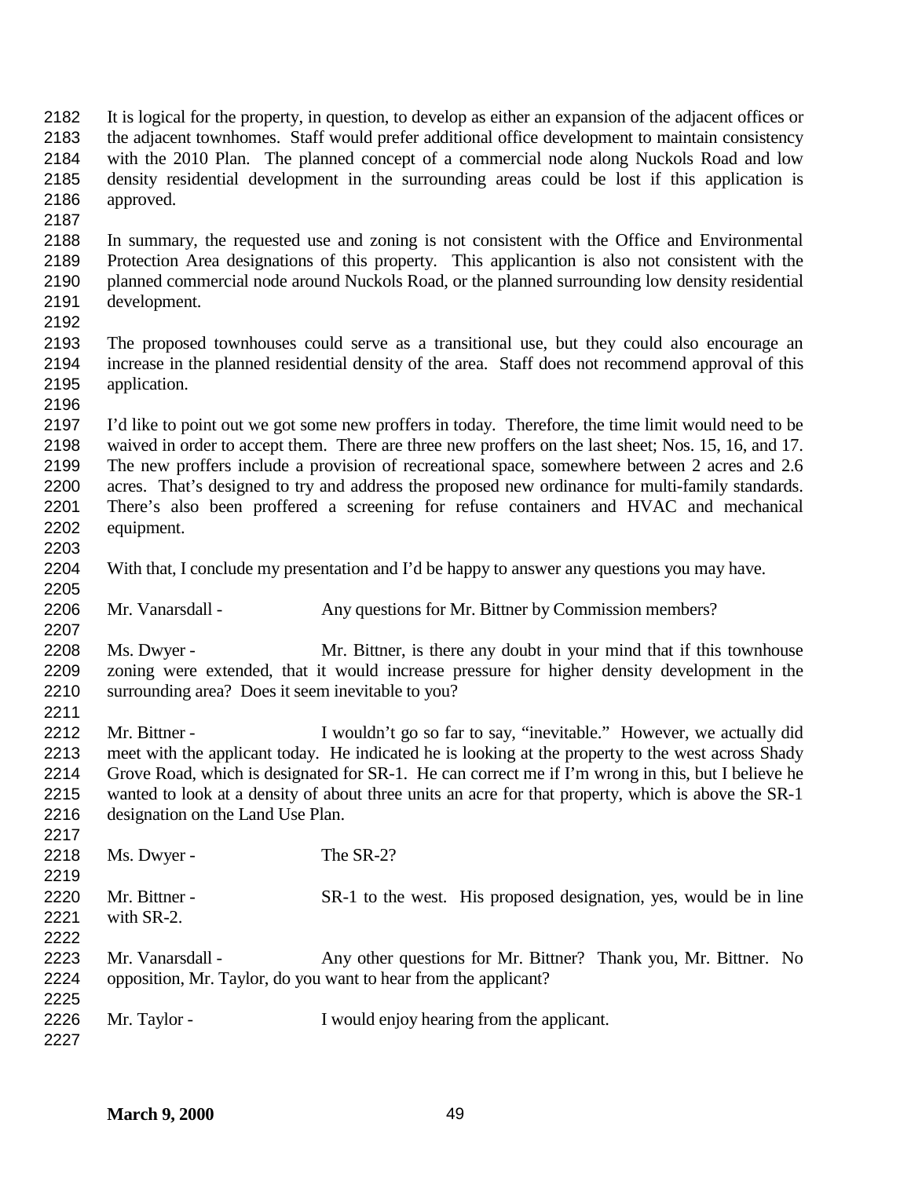It is logical for the property, in question, to develop as either an expansion of the adjacent offices or the adjacent townhomes. Staff would prefer additional office development to maintain consistency with the 2010 Plan. The planned concept of a commercial node along Nuckols Road and low density residential development in the surrounding areas could be lost if this application is approved.

In summary, the requested use and zoning is not consistent with the Office and Environmental Protection Area designations of this property. This applicantion is also not consistent with the planned commercial node around Nuckols Road, or the planned surrounding low density residential development.

The proposed townhouses could serve as a transitional use, but they could also encourage an increase in the planned residential density of the area. Staff does not recommend approval of this application.

I'd like to point out we got some new proffers in today. Therefore, the time limit would need to be waived in order to accept them. There are three new proffers on the last sheet; Nos. 15, 16, and 17. The new proffers include a provision of recreational space, somewhere between 2 acres and 2.6 acres. That's designed to try and address the proposed new ordinance for multi-family standards. There's also been proffered a screening for refuse containers and HVAC and mechanical equipment.

With that, I conclude my presentation and I'd be happy to answer any questions you may have.

Mr. Vanarsdall - Any questions for Mr. Bittner by Commission members?

Ms. Dwyer - Mr. Bittner, is there any doubt in your mind that if this townhouse zoning were extended, that it would increase pressure for higher density development in the surrounding area? Does it seem inevitable to you?

Mr. Bittner - I wouldn't go so far to say, "inevitable." However, we actually did meet with the applicant today. He indicated he is looking at the property to the west across Shady Grove Road, which is designated for SR-1. He can correct me if I'm wrong in this, but I believe he wanted to look at a density of about three units an acre for that property, which is above the SR-1 designation on the Land Use Plan.

Ms. Dwyer - The SR-2?

Mr. Bittner - SR-1 to the west. His proposed designation, yes, would be in line with SR-2.

Mr. Vanarsdall - Any other questions for Mr. Bittner? Thank you, Mr. Bittner. No opposition, Mr. Taylor, do you want to hear from the applicant?

Mr. Taylor - I would enjoy hearing from the applicant.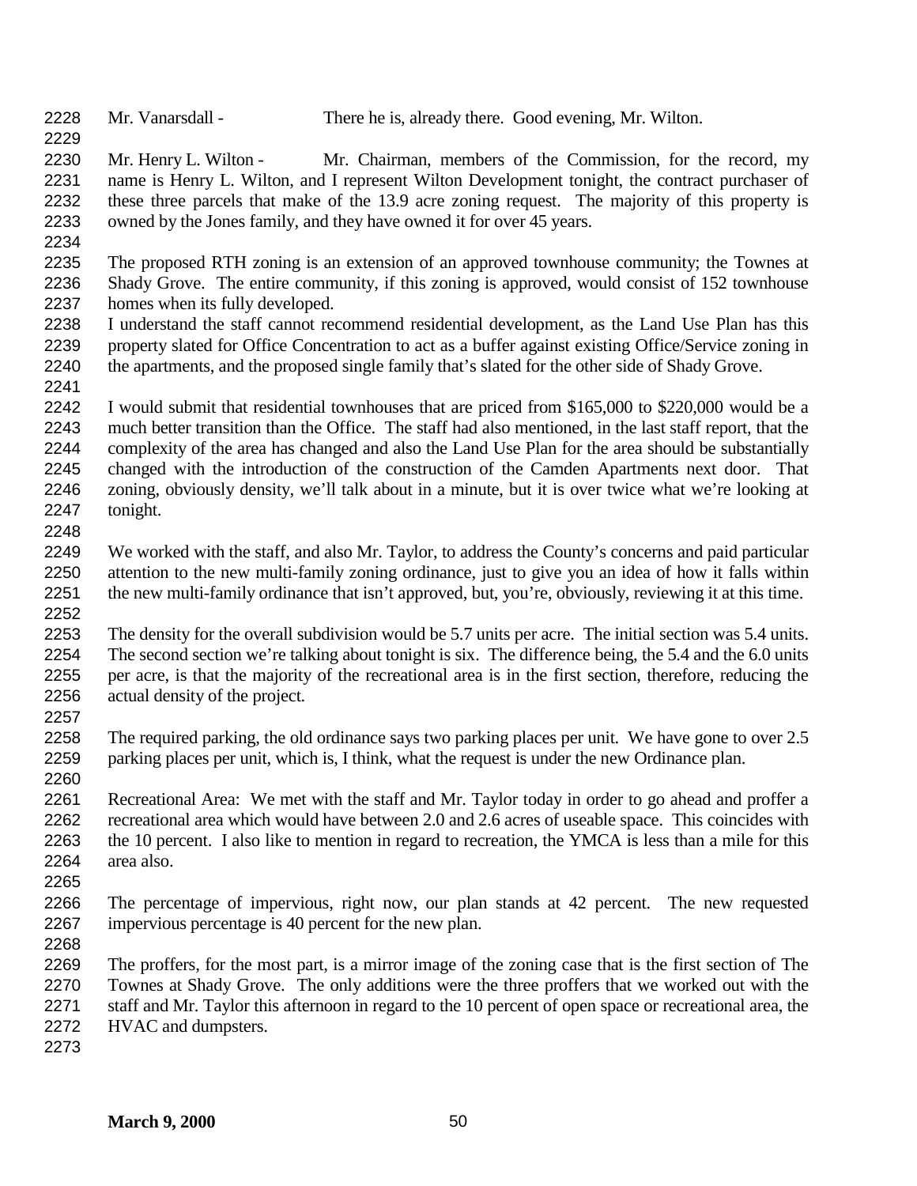Mr. Vanarsdall - There he is, already there. Good evening, Mr. Wilton.

Mr. Henry L. Wilton - Mr. Chairman, members of the Commission, for the record, my name is Henry L. Wilton, and I represent Wilton Development tonight, the contract purchaser of these three parcels that make of the 13.9 acre zoning request. The majority of this property is owned by the Jones family, and they have owned it for over 45 years.

The proposed RTH zoning is an extension of an approved townhouse community; the Townes at Shady Grove. The entire community, if this zoning is approved, would consist of 152 townhouse homes when its fully developed.
I understand the staff cannot recommend residential development, as the Land Use Plan has this property slated for Office Concentration to act as a buffer against existing Office/Service zoning in the apartments, and the proposed single family that's slated for the other side of Shady Grove.

I would submit that residential townhouses that are priced from $165,000 to $220,000 would be a much better transition than the Office. The staff had also mentioned, in the last staff report, that the complexity of the area has changed and also the Land Use Plan for the area should be substantially changed with the introduction of the construction of the Camden Apartments next door. That zoning, obviously density, we'll talk about in a minute, but it is over twice what we're looking at tonight.

We worked with the staff, and also Mr. Taylor, to address the County's concerns and paid particular attention to the new multi-family zoning ordinance, just to give you an idea of how it falls within the new multi-family ordinance that isn't approved, but, you're, obviously, reviewing it at this time.

The density for the overall subdivision would be 5.7 units per acre. The initial section was 5.4 units. The second section we're talking about tonight is six. The difference being, the 5.4 and the 6.0 units per acre, is that the majority of the recreational area is in the first section, therefore, reducing the actual density of the project.

The required parking, the old ordinance says two parking places per unit. We have gone to over 2.5 parking places per unit, which is, I think, what the request is under the new Ordinance plan.

Recreational Area: We met with the staff and Mr. Taylor today in order to go ahead and proffer a recreational area which would have between 2.0 and 2.6 acres of useable space. This coincides with the 10 percent. I also like to mention in regard to recreation, the YMCA is less than a mile for this area also.

The percentage of impervious, right now, our plan stands at 42 percent. The new requested impervious percentage is 40 percent for the new plan.

The proffers, for the most part, is a mirror image of the zoning case that is the first section of The Townes at Shady Grove. The only additions were the three proffers that we worked out with the staff and Mr. Taylor this afternoon in regard to the 10 percent of open space or recreational area, the HVAC and dumpsters.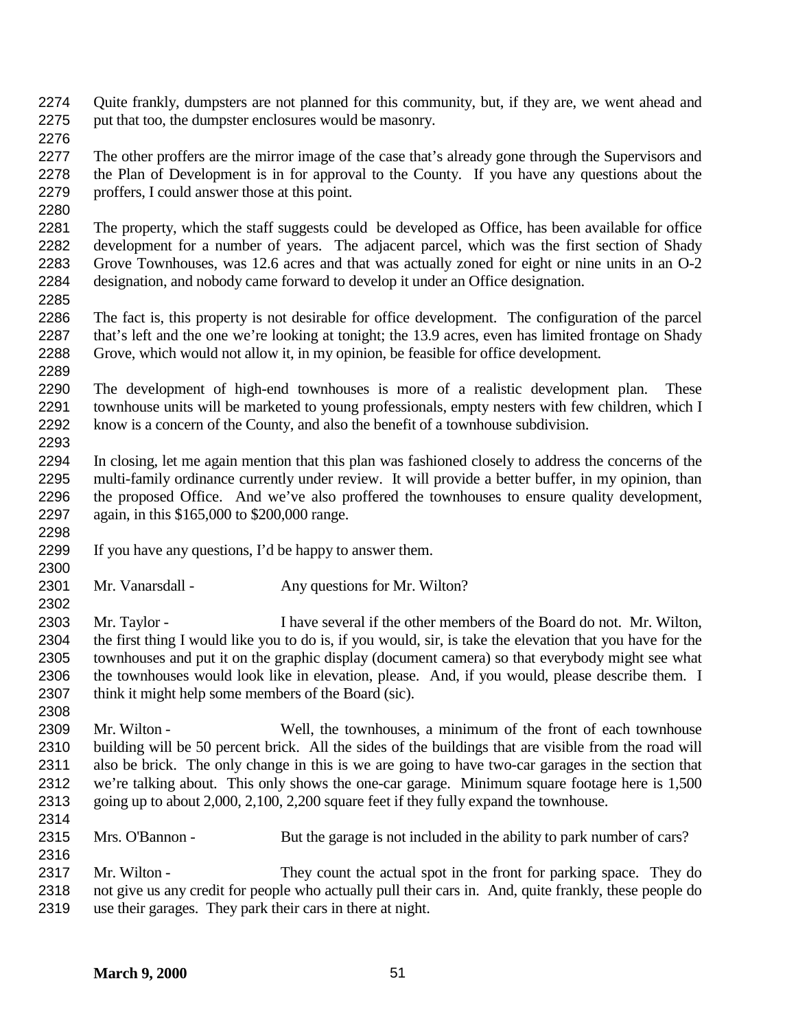Quite frankly, dumpsters are not planned for this community, but, if they are, we went ahead and put that too, the dumpster enclosures would be masonry.

The other proffers are the mirror image of the case that's already gone through the Supervisors and the Plan of Development is in for approval to the County. If you have any questions about the proffers, I could answer those at this point.

The property, which the staff suggests could be developed as Office, has been available for office development for a number of years. The adjacent parcel, which was the first section of Shady Grove Townhouses, was 12.6 acres and that was actually zoned for eight or nine units in an O-2 designation, and nobody came forward to develop it under an Office designation.

The fact is, this property is not desirable for office development. The configuration of the parcel that's left and the one we're looking at tonight; the 13.9 acres, even has limited frontage on Shady Grove, which would not allow it, in my opinion, be feasible for office development.

The development of high-end townhouses is more of a realistic development plan. These townhouse units will be marketed to young professionals, empty nesters with few children, which I know is a concern of the County, and also the benefit of a townhouse subdivision.

In closing, let me again mention that this plan was fashioned closely to address the concerns of the multi-family ordinance currently under review. It will provide a better buffer, in my opinion, than the proposed Office. And we've also proffered the townhouses to ensure quality development, again, in this $165,000 to $200,000 range.

If you have any questions, I'd be happy to answer them.

Mr. Vanarsdall - Any questions for Mr. Wilton?

Mr. Taylor - I have several if the other members of the Board do not. Mr. Wilton, the first thing I would like you to do is, if you would, sir, is take the elevation that you have for the townhouses and put it on the graphic display (document camera) so that everybody might see what the townhouses would look like in elevation, please. And, if you would, please describe them. I think it might help some members of the Board (sic).

Mr. Wilton - Well, the townhouses, a minimum of the front of each townhouse building will be 50 percent brick. All the sides of the buildings that are visible from the road will also be brick. The only change in this is we are going to have two-car garages in the section that we're talking about. This only shows the one-car garage. Minimum square footage here is 1,500 going up to about 2,000, 2,100, 2,200 square feet if they fully expand the townhouse.

Mrs. O'Bannon - But the garage is not included in the ability to park number of cars?

Mr. Wilton - They count the actual spot in the front for parking space. They do not give us any credit for people who actually pull their cars in. And, quite frankly, these people do use their garages. They park their cars in there at night.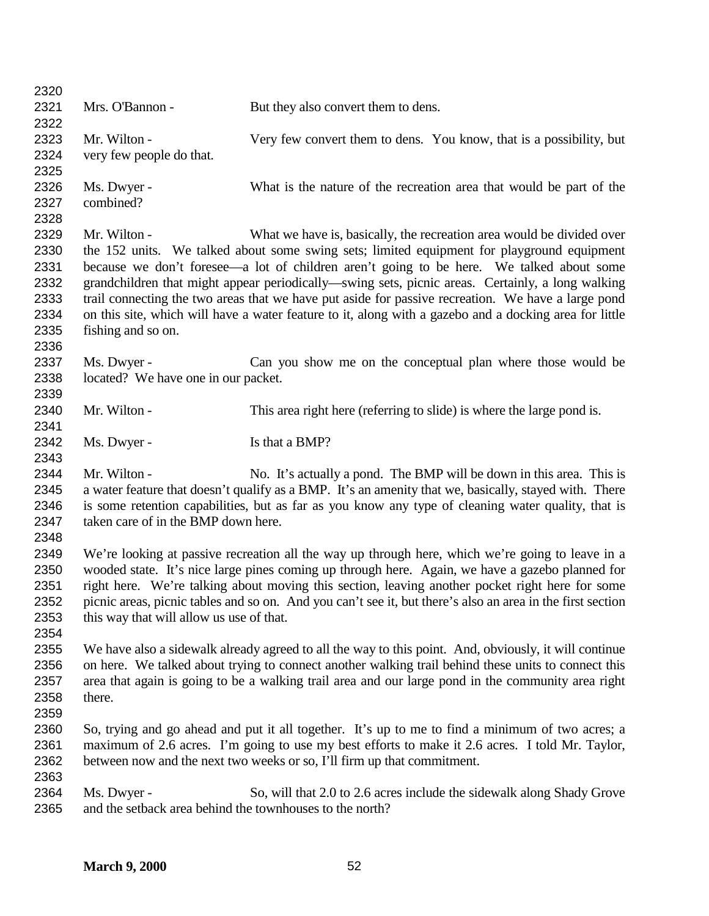Mrs. O'Bannon - But they also convert them to dens.

Mr. Wilton - Very few convert them to dens. You know, that is a possibility, but very few people do that.

Ms. Dwyer - What is the nature of the recreation area that would be part of the combined?

Mr. Wilton - What we have is, basically, the recreation area would be divided over the 152 units. We talked about some swing sets; limited equipment for playground equipment because we don't foresee—a lot of children aren't going to be here. We talked about some grandchildren that might appear periodically—swing sets, picnic areas. Certainly, a long walking trail connecting the two areas that we have put aside for passive recreation. We have a large pond on this site, which will have a water feature to it, along with a gazebo and a docking area for little fishing and so on.

Ms. Dwyer - Can you show me on the conceptual plan where those would be located? We have one in our packet.

Mr. Wilton - This area right here (referring to slide) is where the large pond is.

Ms. Dwyer - Is that a BMP?

Mr. Wilton - No. It's actually a pond. The BMP will be down in this area. This is a water feature that doesn't qualify as a BMP. It's an amenity that we, basically, stayed with. There is some retention capabilities, but as far as you know any type of cleaning water quality, that is taken care of in the BMP down here.

We're looking at passive recreation all the way up through here, which we're going to leave in a wooded state. It's nice large pines coming up through here. Again, we have a gazebo planned for right here. We're talking about moving this section, leaving another pocket right here for some picnic areas, picnic tables and so on. And you can't see it, but there's also an area in the first section this way that will allow us use of that.

We have also a sidewalk already agreed to all the way to this point. And, obviously, it will continue on here. We talked about trying to connect another walking trail behind these units to connect this area that again is going to be a walking trail area and our large pond in the community area right there.

So, trying and go ahead and put it all together. It's up to me to find a minimum of two acres; a maximum of 2.6 acres. I'm going to use my best efforts to make it 2.6 acres. I told Mr. Taylor, between now and the next two weeks or so, I'll firm up that commitment.

Ms. Dwyer - So, will that 2.0 to 2.6 acres include the sidewalk along Shady Grove and the setback area behind the townhouses to the north?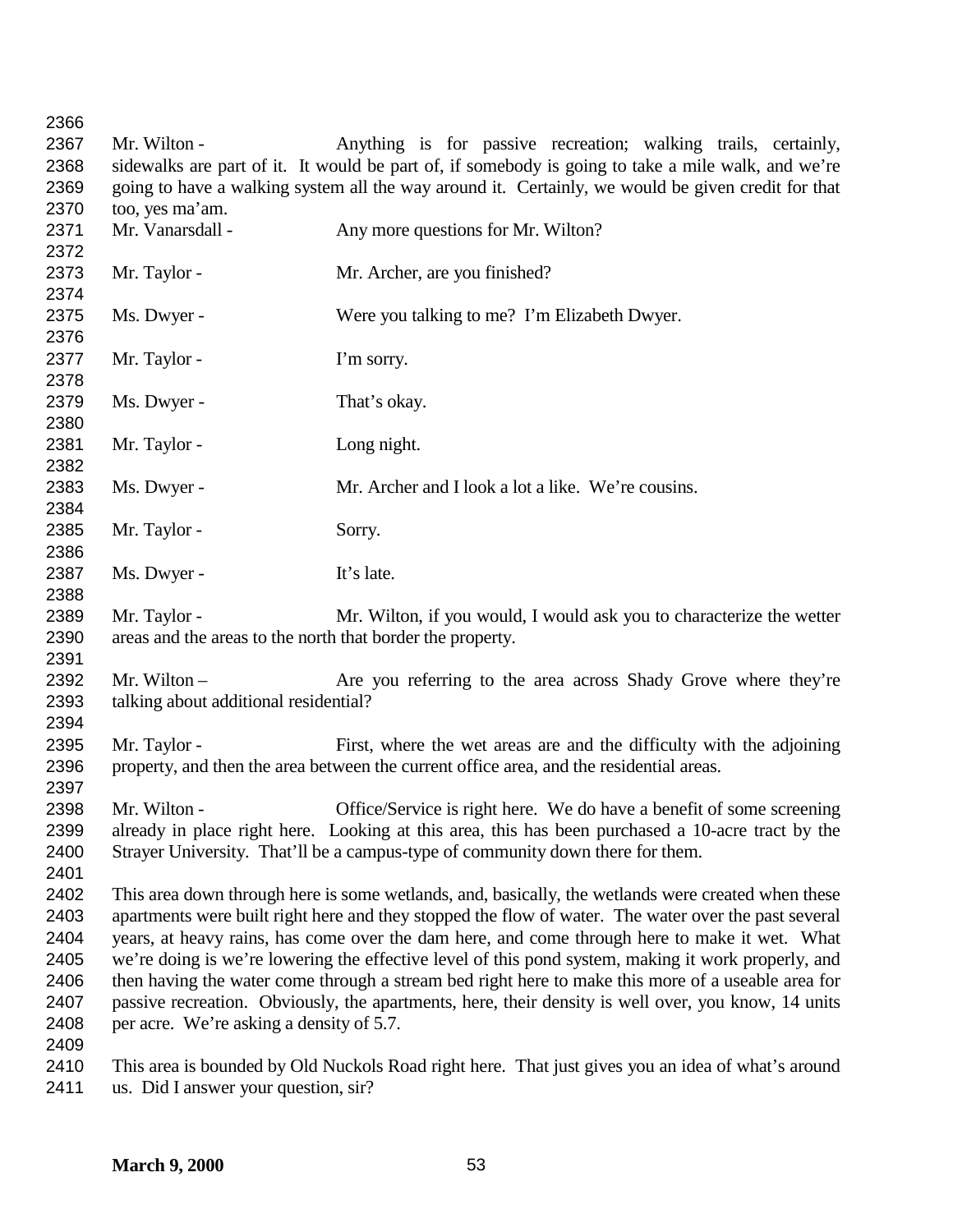Mr. Wilton - Anything is for passive recreation; walking trails, certainly, sidewalks are part of it. It would be part of, if somebody is going to take a mile walk, and we're going to have a walking system all the way around it. Certainly, we would be given credit for that too, yes ma'am.

Mr. Vanarsdall - Any more questions for Mr. Wilton?

Mr. Taylor - Mr. Archer, are you finished?

Ms. Dwyer - Were you talking to me? I'm Elizabeth Dwyer.

Mr. Taylor - I'm sorry.

Ms. Dwyer - That's okay.

Mr. Taylor - Long night.

Ms. Dwyer - Mr. Archer and I look a lot a like. We're cousins.

Mr. Taylor - Sorry.

Ms. Dwyer - It's late.

Mr. Taylor - Mr. Wilton, if you would, I would ask you to characterize the wetter areas and the areas to the north that border the property.

Mr. Wilton – Are you referring to the area across Shady Grove where they're talking about additional residential?

Mr. Taylor - First, where the wet areas are and the difficulty with the adjoining property, and then the area between the current office area, and the residential areas.

Mr. Wilton - Office/Service is right here. We do have a benefit of some screening already in place right here. Looking at this area, this has been purchased a 10-acre tract by the Strayer University. That'll be a campus-type of community down there for them.

This area down through here is some wetlands, and, basically, the wetlands were created when these apartments were built right here and they stopped the flow of water. The water over the past several years, at heavy rains, has come over the dam here, and come through here to make it wet. What we're doing is we're lowering the effective level of this pond system, making it work properly, and then having the water come through a stream bed right here to make this more of a useable area for passive recreation. Obviously, the apartments, here, their density is well over, you know, 14 units per acre. We're asking a density of 5.7.

This area is bounded by Old Nuckols Road right here. That just gives you an idea of what's around us. Did I answer your question, sir?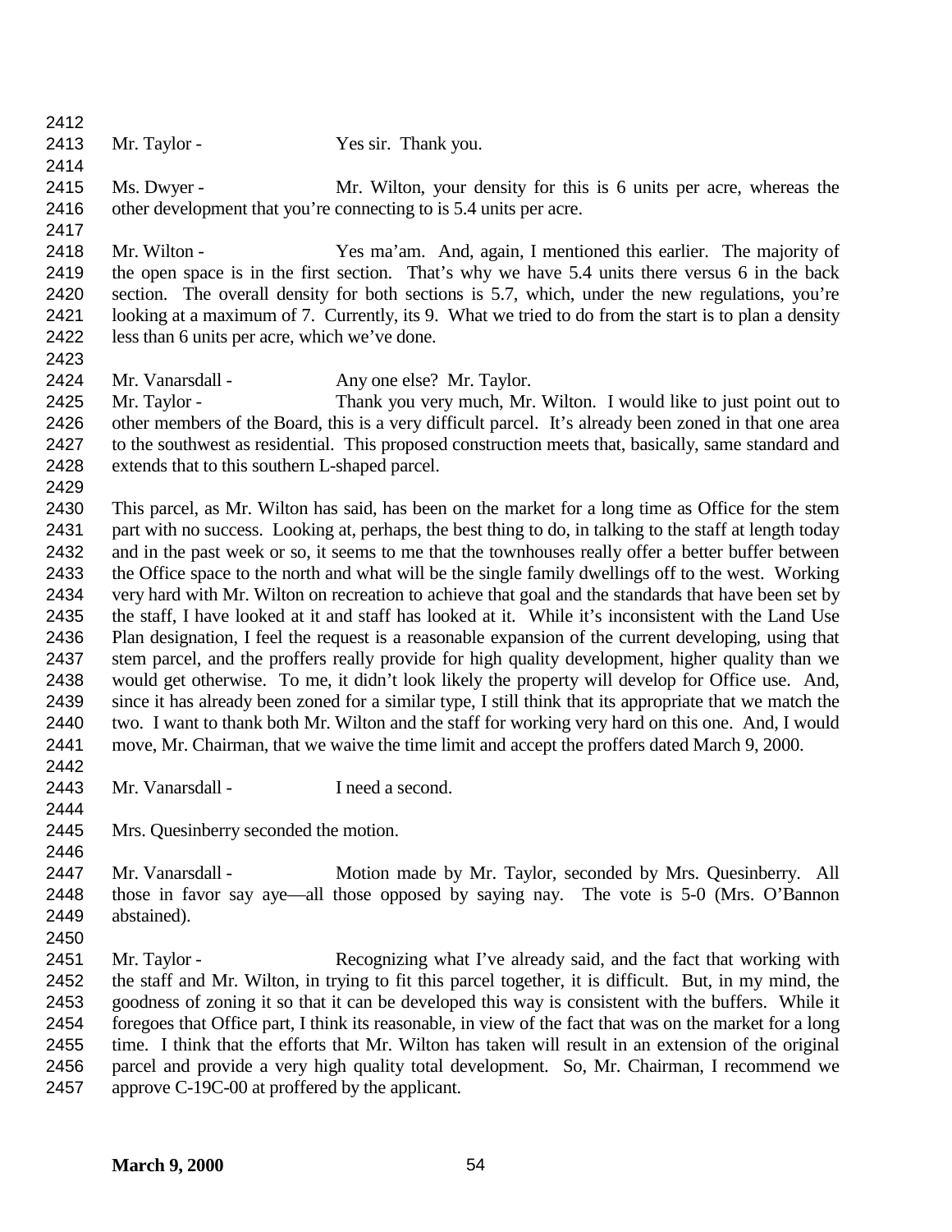Mr. Taylor - Yes sir. Thank you.

Ms. Dwyer - Mr. Wilton, your density for this is 6 units per acre, whereas the other development that you're connecting to is 5.4 units per acre.

Mr. Wilton - Yes ma'am. And, again, I mentioned this earlier. The majority of the open space is in the first section. That's why we have 5.4 units there versus 6 in the back section. The overall density for both sections is 5.7, which, under the new regulations, you're looking at a maximum of 7. Currently, its 9. What we tried to do from the start is to plan a density less than 6 units per acre, which we've done.

Mr. Vanarsdall - Any one else? Mr. Taylor.

Mr. Taylor - Thank you very much, Mr. Wilton. I would like to just point out to other members of the Board, this is a very difficult parcel. It's already been zoned in that one area to the southwest as residential. This proposed construction meets that, basically, same standard and extends that to this southern L-shaped parcel.

This parcel, as Mr. Wilton has said, has been on the market for a long time as Office for the stem part with no success. Looking at, perhaps, the best thing to do, in talking to the staff at length today and in the past week or so, it seems to me that the townhouses really offer a better buffer between the Office space to the north and what will be the single family dwellings off to the west. Working very hard with Mr. Wilton on recreation to achieve that goal and the standards that have been set by the staff, I have looked at it and staff has looked at it. While it's inconsistent with the Land Use Plan designation, I feel the request is a reasonable expansion of the current developing, using that stem parcel, and the proffers really provide for high quality development, higher quality than we would get otherwise. To me, it didn't look likely the property will develop for Office use. And, since it has already been zoned for a similar type, I still think that its appropriate that we match the two. I want to thank both Mr. Wilton and the staff for working very hard on this one. And, I would move, Mr. Chairman, that we waive the time limit and accept the proffers dated March 9, 2000.

Mr. Vanarsdall - I need a second.

Mrs. Quesinberry seconded the motion.

Mr. Vanarsdall - Motion made by Mr. Taylor, seconded by Mrs. Quesinberry. All those in favor say aye—all those opposed by saying nay. The vote is 5-0 (Mrs. O'Bannon abstained).

Mr. Taylor - Recognizing what I've already said, and the fact that working with the staff and Mr. Wilton, in trying to fit this parcel together, it is difficult. But, in my mind, the goodness of zoning it so that it can be developed this way is consistent with the buffers. While it foregoes that Office part, I think its reasonable, in view of the fact that was on the market for a long time. I think that the efforts that Mr. Wilton has taken will result in an extension of the original parcel and provide a very high quality total development. So, Mr. Chairman, I recommend we approve C-19C-00 at proffered by the applicant.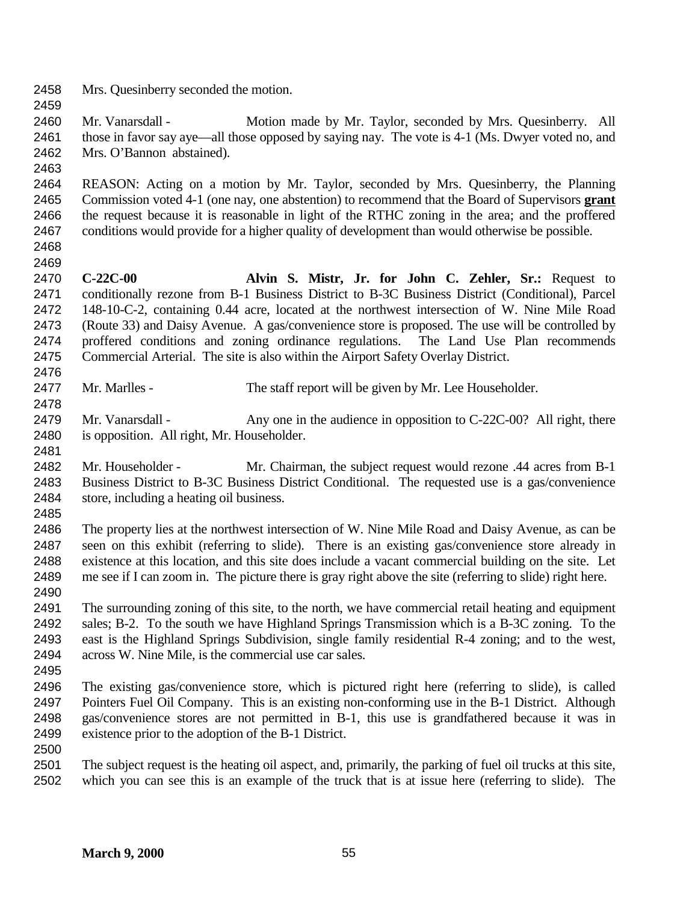Mrs. Quesinberry seconded the motion.

Mr. Vanarsdall - Motion made by Mr. Taylor, seconded by Mrs. Quesinberry. All those in favor say aye—all those opposed by saying nay. The vote is 4-1 (Ms. Dwyer voted no, and Mrs. O'Bannon abstained).

REASON: Acting on a motion by Mr. Taylor, seconded by Mrs. Quesinberry, the Planning Commission voted 4-1 (one nay, one abstention) to recommend that the Board of Supervisors **grant** the request because it is reasonable in light of the RTHC zoning in the area; and the proffered conditions would provide for a higher quality of development than would otherwise be possible.

**C-22C-00** **Alvin S. Mistr, Jr. for John C. Zehler, Sr.:** Request to conditionally rezone from B-1 Business District to B-3C Business District (Conditional), Parcel 148-10-C-2, containing 0.44 acre, located at the northwest intersection of W. Nine Mile Road (Route 33) and Daisy Avenue. A gas/convenience store is proposed. The use will be controlled by proffered conditions and zoning ordinance regulations. The Land Use Plan recommends Commercial Arterial. The site is also within the Airport Safety Overlay District.

Mr. Marlles - The staff report will be given by Mr. Lee Householder.

Mr. Vanarsdall - Any one in the audience in opposition to C-22C-00? All right, there is opposition. All right, Mr. Householder.

Mr. Householder - Mr. Chairman, the subject request would rezone .44 acres from B-1 Business District to B-3C Business District Conditional. The requested use is a gas/convenience store, including a heating oil business.

The property lies at the northwest intersection of W. Nine Mile Road and Daisy Avenue, as can be seen on this exhibit (referring to slide). There is an existing gas/convenience store already in existence at this location, and this site does include a vacant commercial building on the site. Let me see if I can zoom in. The picture there is gray right above the site (referring to slide) right here.

The surrounding zoning of this site, to the north, we have commercial retail heating and equipment sales; B-2. To the south we have Highland Springs Transmission which is a B-3C zoning. To the east is the Highland Springs Subdivision, single family residential R-4 zoning; and to the west, across W. Nine Mile, is the commercial use car sales.

The existing gas/convenience store, which is pictured right here (referring to slide), is called Pointers Fuel Oil Company. This is an existing non-conforming use in the B-1 District. Although gas/convenience stores are not permitted in B-1, this use is grandfathered because it was in existence prior to the adoption of the B-1 District.

The subject request is the heating oil aspect, and, primarily, the parking of fuel oil trucks at this site, which you can see this is an example of the truck that is at issue here (referring to slide). The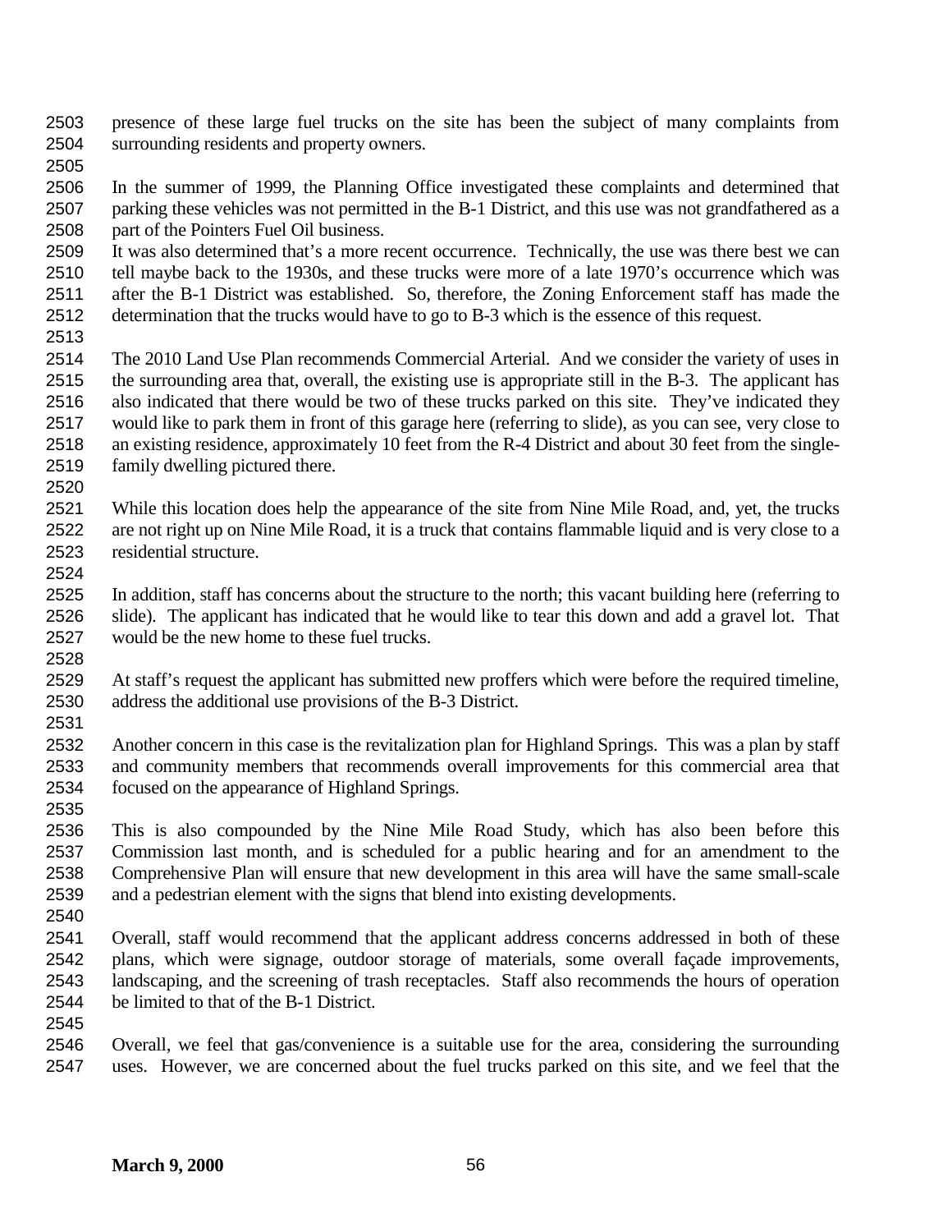presence of these large fuel trucks on the site has been the subject of many complaints from surrounding residents and property owners.

In the summer of 1999, the Planning Office investigated these complaints and determined that parking these vehicles was not permitted in the B-1 District, and this use was not grandfathered as a part of the Pointers Fuel Oil business.
It was also determined that's a more recent occurrence. Technically, the use was there best we can tell maybe back to the 1930s, and these trucks were more of a late 1970's occurrence which was after the B-1 District was established. So, therefore, the Zoning Enforcement staff has made the determination that the trucks would have to go to B-3 which is the essence of this request.

The 2010 Land Use Plan recommends Commercial Arterial. And we consider the variety of uses in the surrounding area that, overall, the existing use is appropriate still in the B-3. The applicant has also indicated that there would be two of these trucks parked on this site. They've indicated they would like to park them in front of this garage here (referring to slide), as you can see, very close to an existing residence, approximately 10 feet from the R-4 District and about 30 feet from the single-family dwelling pictured there.

While this location does help the appearance of the site from Nine Mile Road, and, yet, the trucks are not right up on Nine Mile Road, it is a truck that contains flammable liquid and is very close to a residential structure.

In addition, staff has concerns about the structure to the north; this vacant building here (referring to slide). The applicant has indicated that he would like to tear this down and add a gravel lot. That would be the new home to these fuel trucks.

At staff's request the applicant has submitted new proffers which were before the required timeline, address the additional use provisions of the B-3 District.

Another concern in this case is the revitalization plan for Highland Springs. This was a plan by staff and community members that recommends overall improvements for this commercial area that focused on the appearance of Highland Springs.

This is also compounded by the Nine Mile Road Study, which has also been before this Commission last month, and is scheduled for a public hearing and for an amendment to the Comprehensive Plan will ensure that new development in this area will have the same small-scale and a pedestrian element with the signs that blend into existing developments.

Overall, staff would recommend that the applicant address concerns addressed in both of these plans, which were signage, outdoor storage of materials, some overall façade improvements, landscaping, and the screening of trash receptacles. Staff also recommends the hours of operation be limited to that of the B-1 District.

Overall, we feel that gas/convenience is a suitable use for the area, considering the surrounding uses. However, we are concerned about the fuel trucks parked on this site, and we feel that the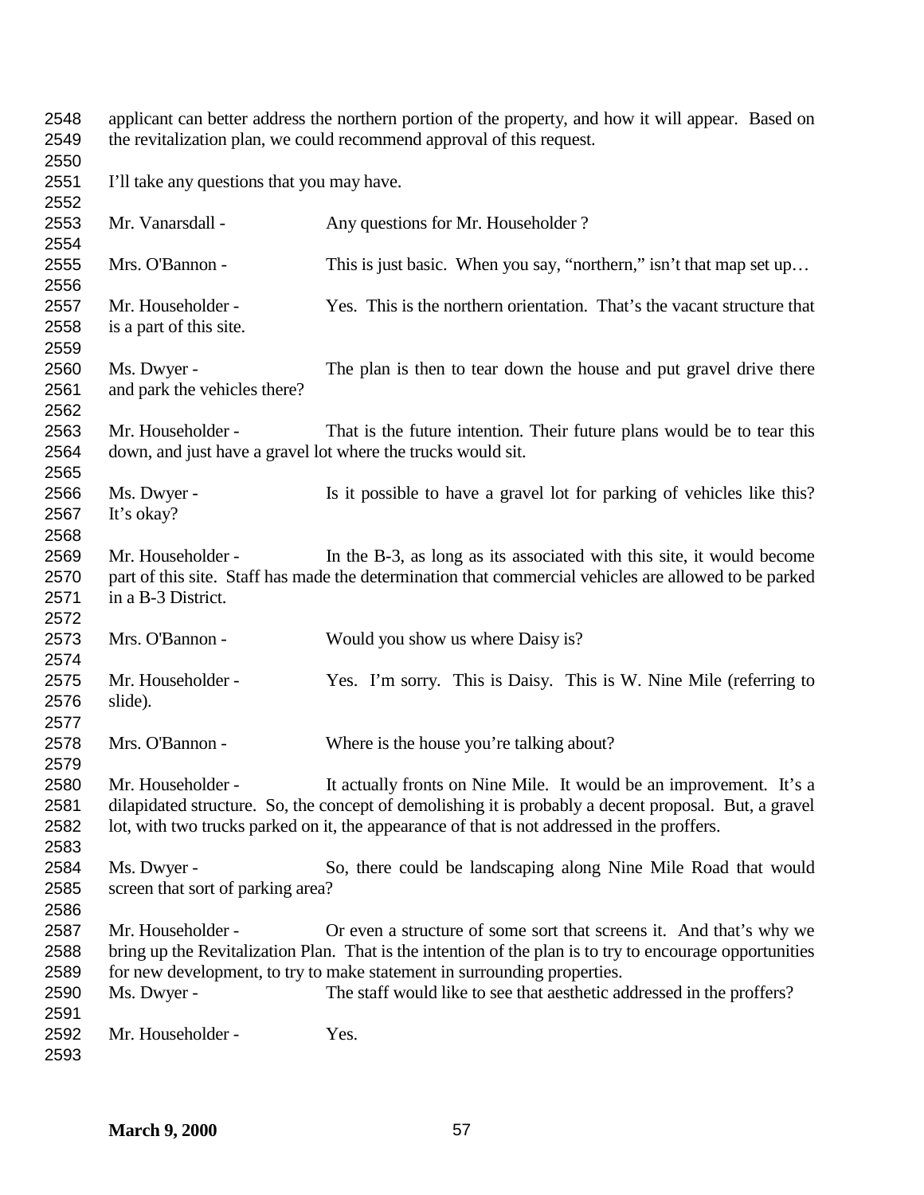applicant can better address the northern portion of the property, and how it will appear. Based on the revitalization plan, we could recommend approval of this request.

I'll take any questions that you may have.

Mr. Vanarsdall - Any questions for Mr. Householder ?

Mrs. O'Bannon - This is just basic. When you say, "northern," isn't that map set up…

Mr. Householder - Yes. This is the northern orientation. That's the vacant structure that is a part of this site.

Ms. Dwyer - The plan is then to tear down the house and put gravel drive there and park the vehicles there?

Mr. Householder - That is the future intention. Their future plans would be to tear this down, and just have a gravel lot where the trucks would sit.

Ms. Dwyer - Is it possible to have a gravel lot for parking of vehicles like this? It's okay?

Mr. Householder - In the B-3, as long as its associated with this site, it would become part of this site. Staff has made the determination that commercial vehicles are allowed to be parked in a B-3 District.

Mrs. O'Bannon - Would you show us where Daisy is?

Mr. Householder - Yes. I'm sorry. This is Daisy. This is W. Nine Mile (referring to slide).

Mrs. O'Bannon - Where is the house you're talking about?

Mr. Householder - It actually fronts on Nine Mile. It would be an improvement. It's a dilapidated structure. So, the concept of demolishing it is probably a decent proposal. But, a gravel lot, with two trucks parked on it, the appearance of that is not addressed in the proffers.

Ms. Dwyer - So, there could be landscaping along Nine Mile Road that would screen that sort of parking area?

Mr. Householder - Or even a structure of some sort that screens it. And that's why we bring up the Revitalization Plan. That is the intention of the plan is to try to encourage opportunities for new development, to try to make statement in surrounding properties.

Ms. Dwyer - The staff would like to see that aesthetic addressed in the proffers?

Mr. Householder - Yes.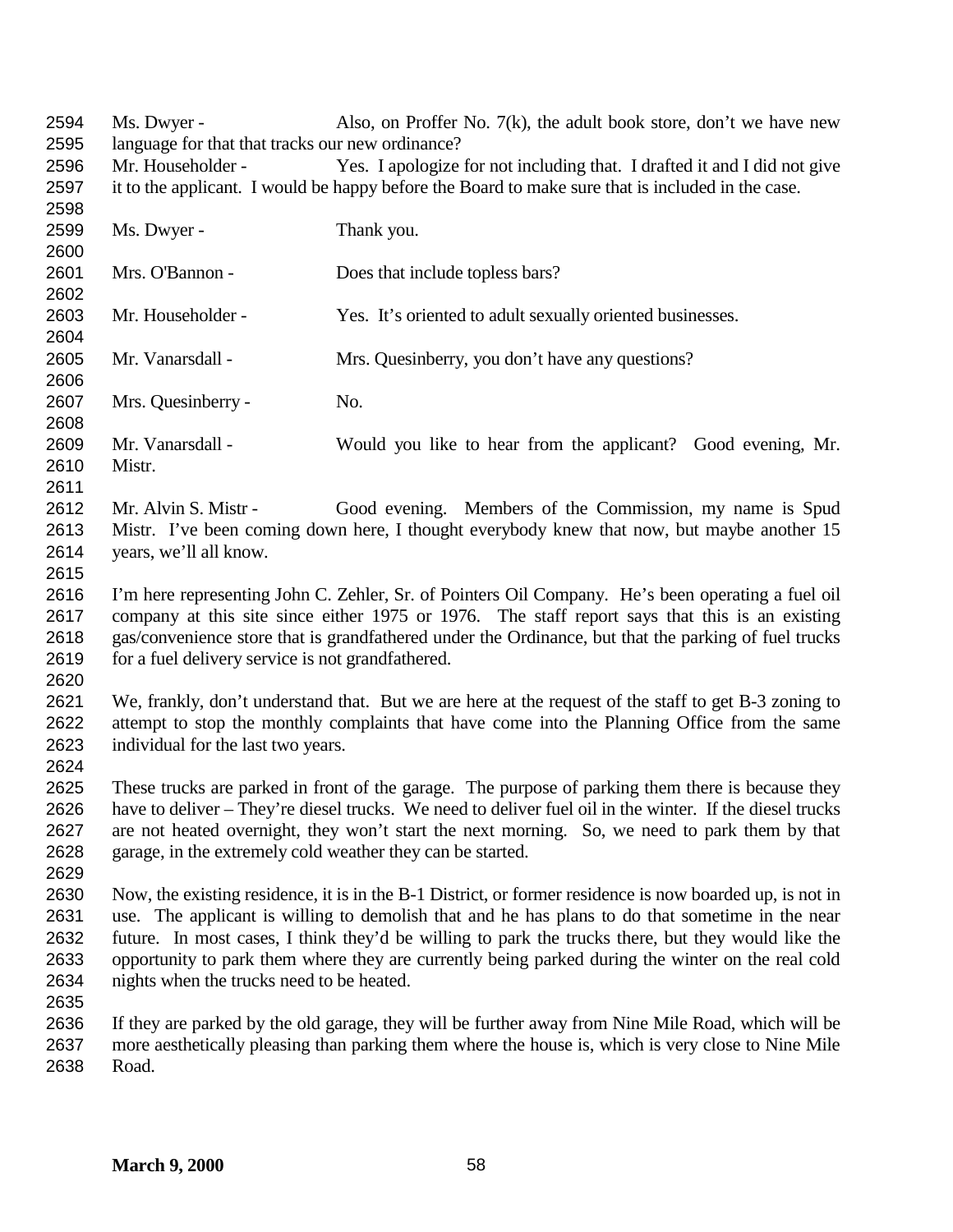2594 Ms. Dwyer - Also, on Proffer No. 7(k), the adult book store, don't we have new
2595 language for that that tracks our new ordinance?
2596 Mr. Householder - Yes. I apologize for not including that. I drafted it and I did not give
2597 it to the applicant. I would be happy before the Board to make sure that is included in the case.
2598
2599 Ms. Dwyer - Thank you.
2600
2601 Mrs. O'Bannon - Does that include topless bars?
2602
2603 Mr. Householder - Yes. It's oriented to adult sexually oriented businesses.
2604
2605 Mr. Vanarsdall - Mrs. Quesinberry, you don't have any questions?
2606
2607 Mrs. Quesinberry - No.
2608
2609 Mr. Vanarsdall - Would you like to hear from the applicant? Good evening, Mr.
2610 Mistr.
2611
2612 Mr. Alvin S. Mistr - Good evening. Members of the Commission, my name is Spud
2613 Mistr. I've been coming down here, I thought everybody knew that now, but maybe another 15
2614 years, we'll all know.
2615
2616 I'm here representing John C. Zehler, Sr. of Pointers Oil Company. He's been operating a fuel oil
2617 company at this site since either 1975 or 1976. The staff report says that this is an existing
2618 gas/convenience store that is grandfathered under the Ordinance, but that the parking of fuel trucks
2619 for a fuel delivery service is not grandfathered.
2620
2621 We, frankly, don't understand that. But we are here at the request of the staff to get B-3 zoning to
2622 attempt to stop the monthly complaints that have come into the Planning Office from the same
2623 individual for the last two years.
2624
2625 These trucks are parked in front of the garage. The purpose of parking them there is because they
2626 have to deliver – They're diesel trucks. We need to deliver fuel oil in the winter. If the diesel trucks
2627 are not heated overnight, they won't start the next morning. So, we need to park them by that
2628 garage, in the extremely cold weather they can be started.
2629
2630 Now, the existing residence, it is in the B-1 District, or former residence is now boarded up, is not in
2631 use. The applicant is willing to demolish that and he has plans to do that sometime in the near
2632 future. In most cases, I think they'd be willing to park the trucks there, but they would like the
2633 opportunity to park them where they are currently being parked during the winter on the real cold
2634 nights when the trucks need to be heated.
2635
2636 If they are parked by the old garage, they will be further away from Nine Mile Road, which will be
2637 more aesthetically pleasing than parking them where the house is, which is very close to Nine Mile
2638 Road.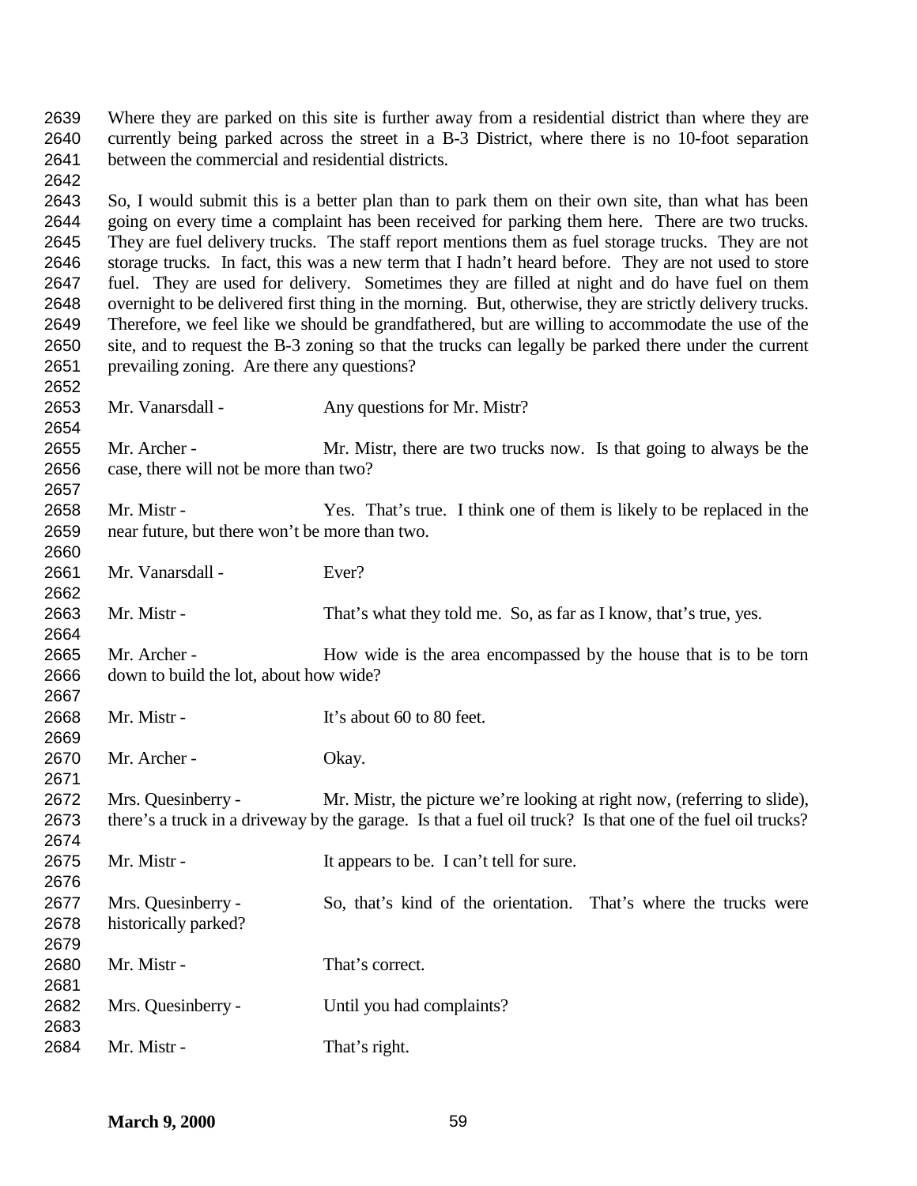Where they are parked on this site is further away from a residential district than where they are currently being parked across the street in a B-3 District, where there is no 10-foot separation between the commercial and residential districts.

So, I would submit this is a better plan than to park them on their own site, than what has been going on every time a complaint has been received for parking them here. There are two trucks. They are fuel delivery trucks. The staff report mentions them as fuel storage trucks. They are not storage trucks. In fact, this was a new term that I hadn't heard before. They are not used to store fuel. They are used for delivery. Sometimes they are filled at night and do have fuel on them overnight to be delivered first thing in the morning. But, otherwise, they are strictly delivery trucks. Therefore, we feel like we should be grandfathered, but are willing to accommodate the use of the site, and to request the B-3 zoning so that the trucks can legally be parked there under the current prevailing zoning. Are there any questions?

Mr. Vanarsdall - Any questions for Mr. Mistr?

Mr. Archer - Mr. Mistr, there are two trucks now. Is that going to always be the case, there will not be more than two?

Mr. Mistr - Yes. That's true. I think one of them is likely to be replaced in the near future, but there won't be more than two.

Mr. Vanarsdall - Ever?

Mr. Mistr - That's what they told me. So, as far as I know, that's true, yes.

Mr. Archer - How wide is the area encompassed by the house that is to be torn down to build the lot, about how wide?

Mr. Mistr - It's about 60 to 80 feet.

Mr. Archer - Okay.

Mrs. Quesinberry - Mr. Mistr, the picture we're looking at right now, (referring to slide), there's a truck in a driveway by the garage. Is that a fuel oil truck? Is that one of the fuel oil trucks?

Mr. Mistr - It appears to be. I can't tell for sure.

Mrs. Quesinberry - So, that's kind of the orientation. That's where the trucks were historically parked?

Mr. Mistr - That's correct.

Mrs. Quesinberry - Until you had complaints?

Mr. Mistr - That's right.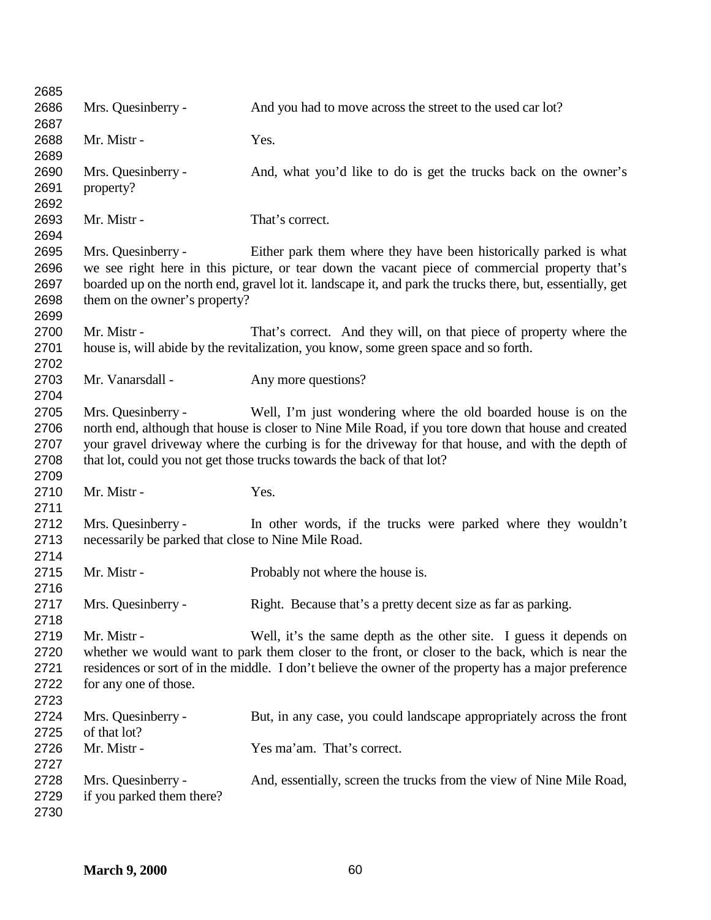Mrs. Quesinberry - And you had to move across the street to the used car lot?

Mr. Mistr - Yes.

Mrs. Quesinberry - And, what you'd like to do is get the trucks back on the owner's property?

Mr. Mistr - That's correct.

Mrs. Quesinberry - Either park them where they have been historically parked is what we see right here in this picture, or tear down the vacant piece of commercial property that's boarded up on the north end, gravel lot it. landscape it, and park the trucks there, but, essentially, get them on the owner's property?

Mr. Mistr - That's correct. And they will, on that piece of property where the house is, will abide by the revitalization, you know, some green space and so forth.

Mr. Vanarsdall - Any more questions?

Mrs. Quesinberry - Well, I'm just wondering where the old boarded house is on the north end, although that house is closer to Nine Mile Road, if you tore down that house and created your gravel driveway where the curbing is for the driveway for that house, and with the depth of that lot, could you not get those trucks towards the back of that lot?

Mr. Mistr - Yes.

Mrs. Quesinberry - In other words, if the trucks were parked where they wouldn't necessarily be parked that close to Nine Mile Road.

Mr. Mistr - Probably not where the house is.

Mrs. Quesinberry - Right. Because that's a pretty decent size as far as parking.

Mr. Mistr - Well, it's the same depth as the other site. I guess it depends on whether we would want to park them closer to the front, or closer to the back, which is near the residences or sort of in the middle. I don't believe the owner of the property has a major preference for any one of those.

Mrs. Quesinberry - But, in any case, you could landscape appropriately across the front of that lot?

Mr. Mistr - Yes ma'am. That's correct.

Mrs. Quesinberry - And, essentially, screen the trucks from the view of Nine Mile Road, if you parked them there?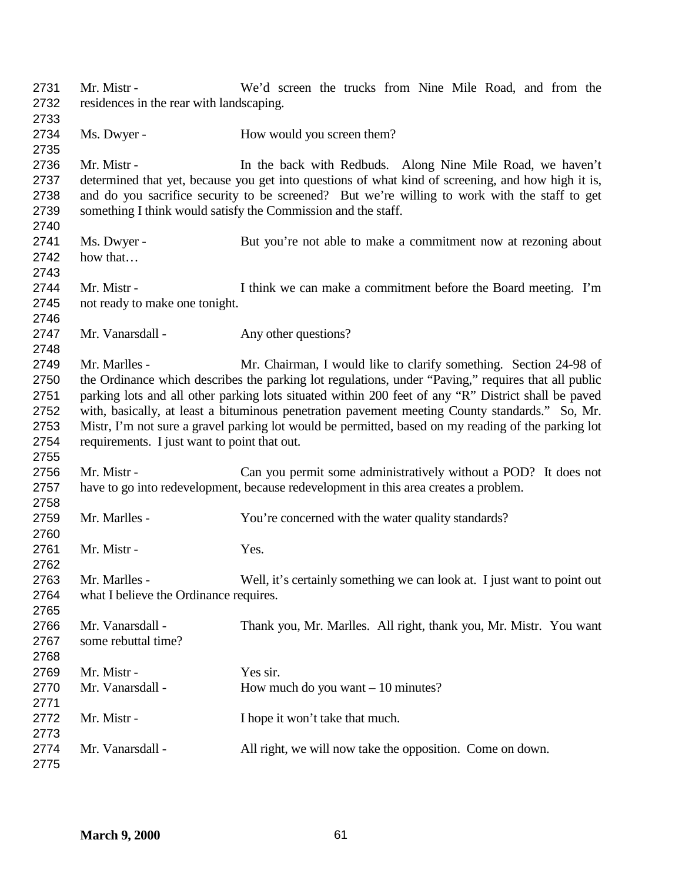2731 Mr. Mistr - We'd screen the trucks from Nine Mile Road, and from the
2732 residences in the rear with landscaping.
2733
2734 Ms. Dwyer - How would you screen them?
2735
2736 Mr. Mistr - In the back with Redbuds. Along Nine Mile Road, we haven't
2737 determined that yet, because you get into questions of what kind of screening, and how high it is,
2738 and do you sacrifice security to be screened? But we're willing to work with the staff to get
2739 something I think would satisfy the Commission and the staff.
2740
2741 Ms. Dwyer - But you're not able to make a commitment now at rezoning about
2742 how that…
2743
2744 Mr. Mistr - I think we can make a commitment before the Board meeting. I'm
2745 not ready to make one tonight.
2746
2747 Mr. Vanarsdall - Any other questions?
2748
2749 Mr. Marlles - Mr. Chairman, I would like to clarify something. Section 24-98 of
2750 the Ordinance which describes the parking lot regulations, under "Paving," requires that all public
2751 parking lots and all other parking lots situated within 200 feet of any "R" District shall be paved
2752 with, basically, at least a bituminous penetration pavement meeting County standards." So, Mr.
2753 Mistr, I'm not sure a gravel parking lot would be permitted, based on my reading of the parking lot
2754 requirements. I just want to point that out.
2755
2756 Mr. Mistr - Can you permit some administratively without a POD? It does not
2757 have to go into redevelopment, because redevelopment in this area creates a problem.
2758
2759 Mr. Marlles - You're concerned with the water quality standards?
2760
2761 Mr. Mistr - Yes.
2762
2763 Mr. Marlles - Well, it's certainly something we can look at. I just want to point out
2764 what I believe the Ordinance requires.
2765
2766 Mr. Vanarsdall - Thank you, Mr. Marlles. All right, thank you, Mr. Mistr. You want
2767 some rebuttal time?
2768
2769 Mr. Mistr - Yes sir.
2770 Mr. Vanarsdall - How much do you want – 10 minutes?
2771
2772 Mr. Mistr - I hope it won't take that much.
2773
2774 Mr. Vanarsdall - All right, we will now take the opposition. Come on down.
2775

**March 9, 2000**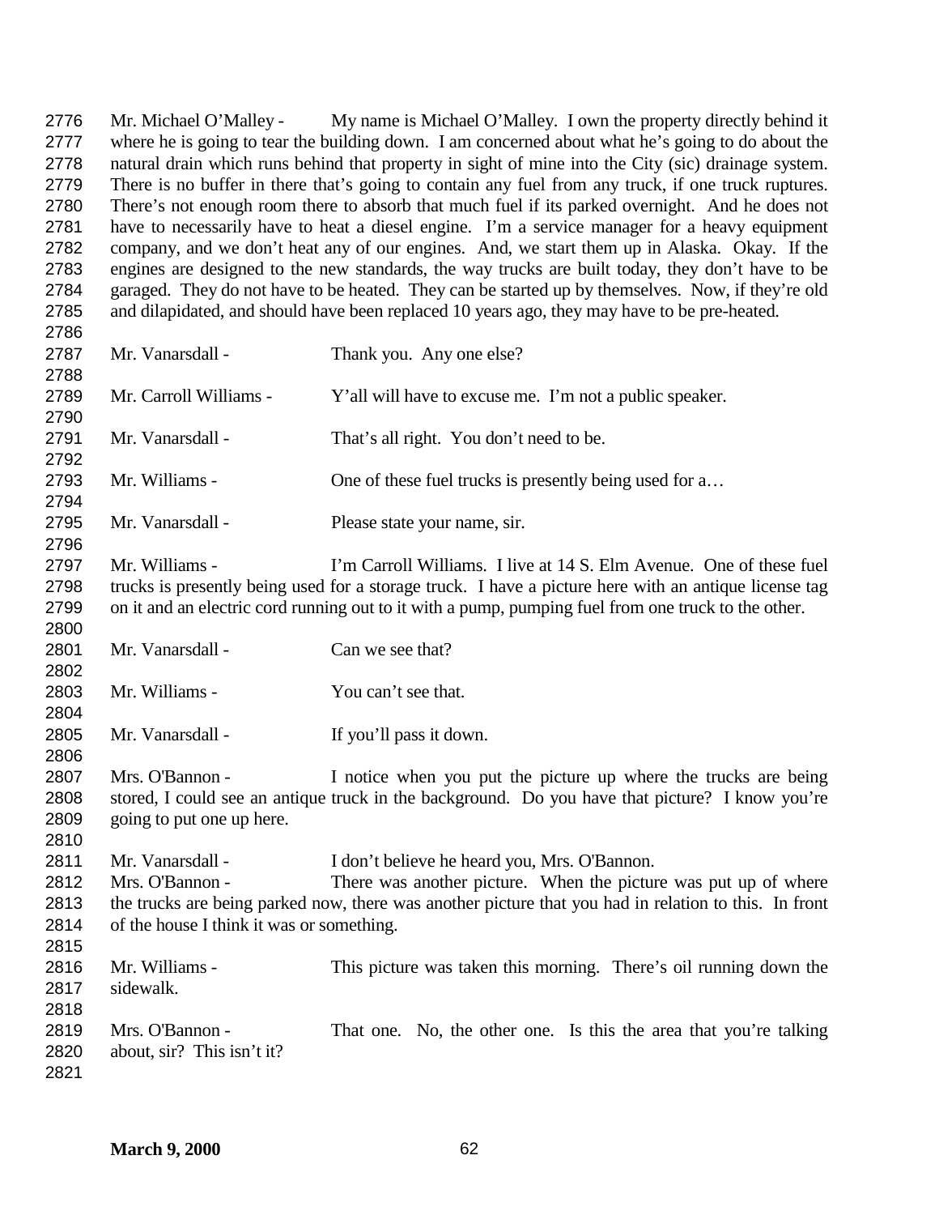Mr. Michael O'Malley - My name is Michael O'Malley. I own the property directly behind it where he is going to tear the building down. I am concerned about what he's going to do about the natural drain which runs behind that property in sight of mine into the City (sic) drainage system. There is no buffer in there that's going to contain any fuel from any truck, if one truck ruptures. There's not enough room there to absorb that much fuel if its parked overnight. And he does not have to necessarily have to heat a diesel engine. I'm a service manager for a heavy equipment company, and we don't heat any of our engines. And, we start them up in Alaska. Okay. If the engines are designed to the new standards, the way trucks are built today, they don't have to be garaged. They do not have to be heated. They can be started up by themselves. Now, if they're old and dilapidated, and should have been replaced 10 years ago, they may have to be pre-heated.

Mr. Vanarsdall - Thank you. Any one else?

Mr. Carroll Williams - Y'all will have to excuse me. I'm not a public speaker.

Mr. Vanarsdall - That's all right. You don't need to be.

Mr. Williams - One of these fuel trucks is presently being used for a…

Mr. Vanarsdall - Please state your name, sir.

Mr. Williams - I'm Carroll Williams. I live at 14 S. Elm Avenue. One of these fuel trucks is presently being used for a storage truck. I have a picture here with an antique license tag on it and an electric cord running out to it with a pump, pumping fuel from one truck to the other.

Mr. Vanarsdall - Can we see that?

Mr. Williams - You can't see that.

Mr. Vanarsdall - If you'll pass it down.

Mrs. O'Bannon - I notice when you put the picture up where the trucks are being stored, I could see an antique truck in the background. Do you have that picture? I know you're going to put one up here.

Mr. Vanarsdall - I don't believe he heard you, Mrs. O'Bannon.

Mrs. O'Bannon - There was another picture. When the picture was put up of where the trucks are being parked now, there was another picture that you had in relation to this. In front of the house I think it was or something.

Mr. Williams - This picture was taken this morning. There's oil running down the sidewalk.

Mrs. O'Bannon - That one. No, the other one. Is this the area that you're talking about, sir? This isn't it?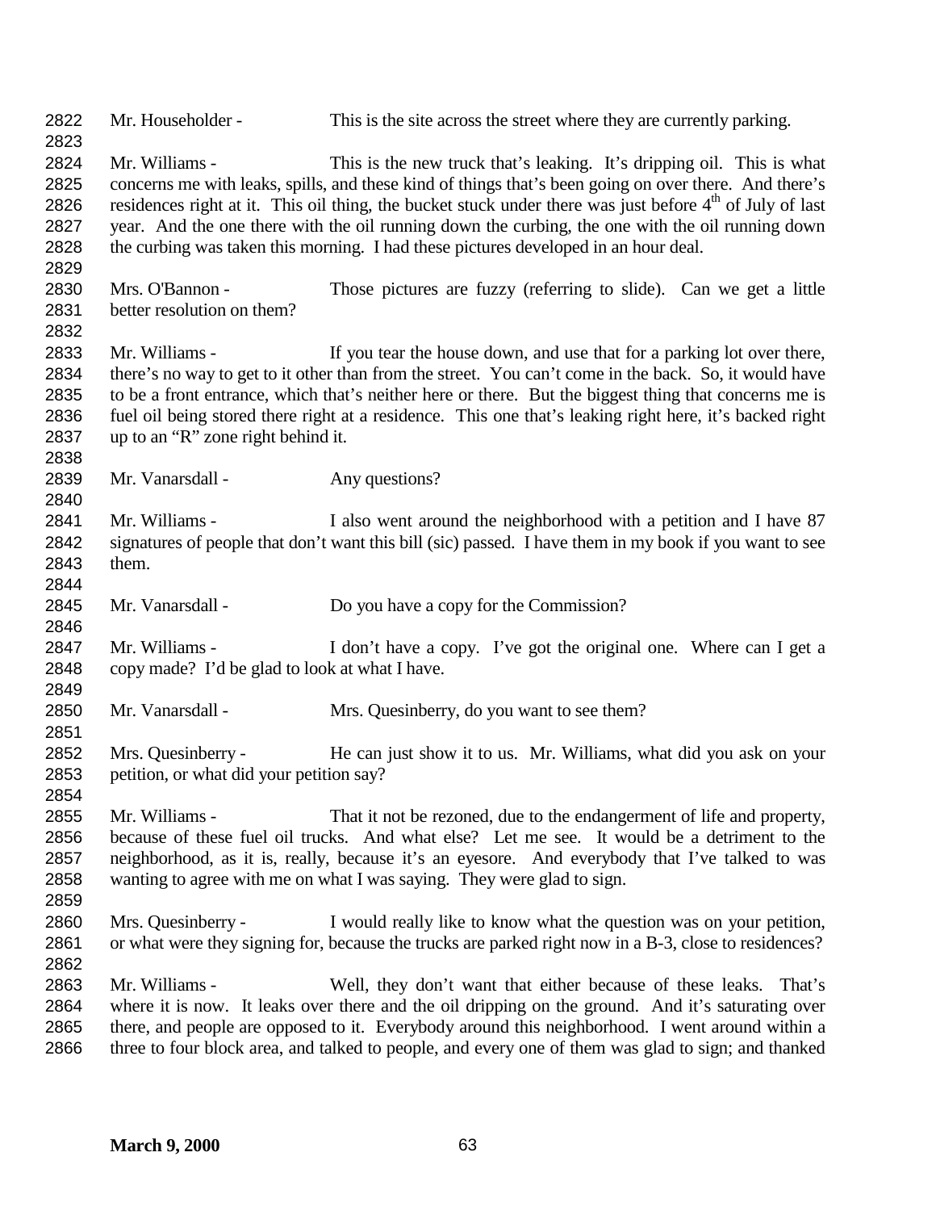Mr. Householder - This is the site across the street where they are currently parking.

Mr. Williams - This is the new truck that's leaking. It's dripping oil. This is what concerns me with leaks, spills, and these kind of things that's been going on over there. And there's residences right at it. This oil thing, the bucket stuck under there was just before 4th of July of last year. And the one there with the oil running down the curbing, the one with the oil running down the curbing was taken this morning. I had these pictures developed in an hour deal.

Mrs. O'Bannon - Those pictures are fuzzy (referring to slide). Can we get a little better resolution on them?

Mr. Williams - If you tear the house down, and use that for a parking lot over there, there's no way to get to it other than from the street. You can't come in the back. So, it would have to be a front entrance, which that's neither here or there. But the biggest thing that concerns me is fuel oil being stored there right at a residence. This one that's leaking right here, it's backed right up to an "R" zone right behind it.

Mr. Vanarsdall - Any questions?

Mr. Williams - I also went around the neighborhood with a petition and I have 87 signatures of people that don't want this bill (sic) passed. I have them in my book if you want to see them.

Mr. Vanarsdall - Do you have a copy for the Commission?

Mr. Williams - I don't have a copy. I've got the original one. Where can I get a copy made? I'd be glad to look at what I have.

Mr. Vanarsdall - Mrs. Quesinberry, do you want to see them?

Mrs. Quesinberry - He can just show it to us. Mr. Williams, what did you ask on your petition, or what did your petition say?

Mr. Williams - That it not be rezoned, due to the endangerment of life and property, because of these fuel oil trucks. And what else? Let me see. It would be a detriment to the neighborhood, as it is, really, because it's an eyesore. And everybody that I've talked to was wanting to agree with me on what I was saying. They were glad to sign.

Mrs. Quesinberry - I would really like to know what the question was on your petition, or what were they signing for, because the trucks are parked right now in a B-3, close to residences?

Mr. Williams - Well, they don't want that either because of these leaks. That's where it is now. It leaks over there and the oil dripping on the ground. And it's saturating over there, and people are opposed to it. Everybody around this neighborhood. I went around within a three to four block area, and talked to people, and every one of them was glad to sign; and thanked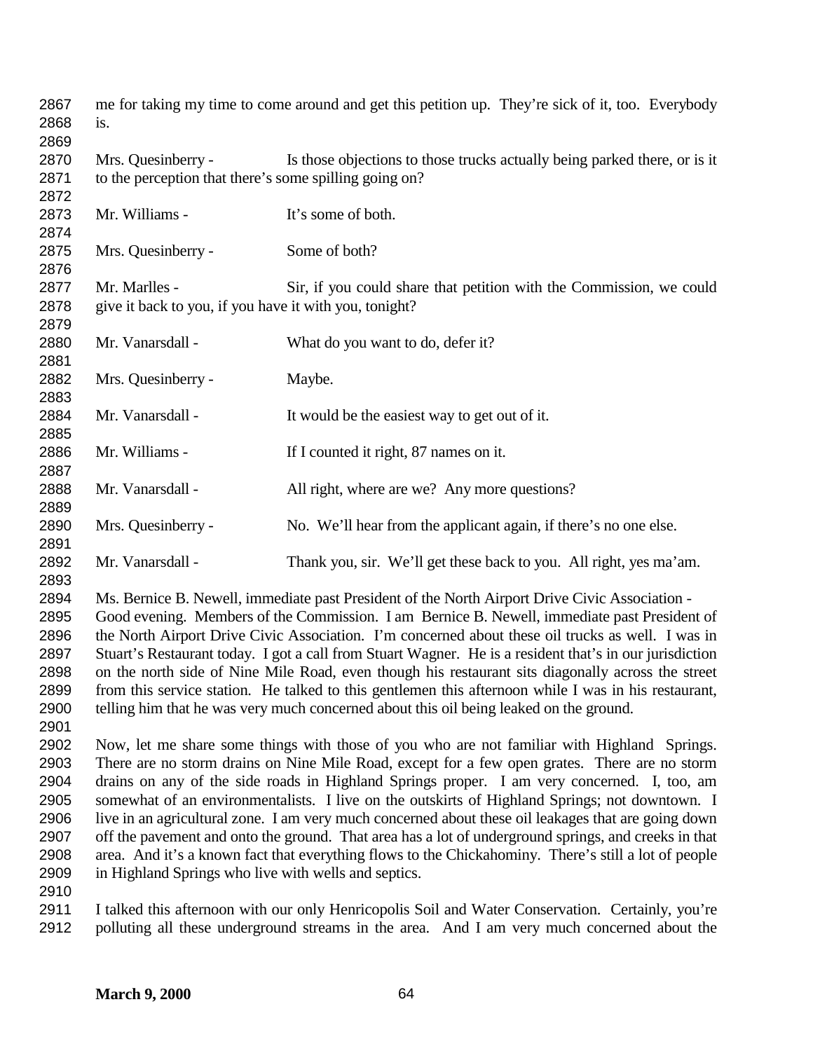me for taking my time to come around and get this petition up. They're sick of it, too. Everybody is.

Mrs. Quesinberry - Is those objections to those trucks actually being parked there, or is it to the perception that there's some spilling going on?

Mr. Williams - It's some of both.

Mrs. Quesinberry - Some of both?

Mr. Marlles - Sir, if you could share that petition with the Commission, we could give it back to you, if you have it with you, tonight?

Mr. Vanarsdall - What do you want to do, defer it?

Mrs. Quesinberry - Maybe.

Mr. Vanarsdall - It would be the easiest way to get out of it.

Mr. Williams - If I counted it right, 87 names on it.

Mr. Vanarsdall - All right, where are we? Any more questions?

Mrs. Quesinberry - No. We'll hear from the applicant again, if there's no one else.

Mr. Vanarsdall - Thank you, sir. We'll get these back to you. All right, yes ma'am.

Ms. Bernice B. Newell, immediate past President of the North Airport Drive Civic Association - Good evening. Members of the Commission. I am Bernice B. Newell, immediate past President of the North Airport Drive Civic Association. I'm concerned about these oil trucks as well. I was in Stuart's Restaurant today. I got a call from Stuart Wagner. He is a resident that's in our jurisdiction on the north side of Nine Mile Road, even though his restaurant sits diagonally across the street from this service station. He talked to this gentlemen this afternoon while I was in his restaurant, telling him that he was very much concerned about this oil being leaked on the ground.

Now, let me share some things with those of you who are not familiar with Highland Springs. There are no storm drains on Nine Mile Road, except for a few open grates. There are no storm drains on any of the side roads in Highland Springs proper. I am very concerned. I, too, am somewhat of an environmentalists. I live on the outskirts of Highland Springs; not downtown. I live in an agricultural zone. I am very much concerned about these oil leakages that are going down off the pavement and onto the ground. That area has a lot of underground springs, and creeks in that area. And it's a known fact that everything flows to the Chickahominy. There's still a lot of people in Highland Springs who live with wells and septics.

I talked this afternoon with our only Henricopolis Soil and Water Conservation. Certainly, you're polluting all these underground streams in the area. And I am very much concerned about the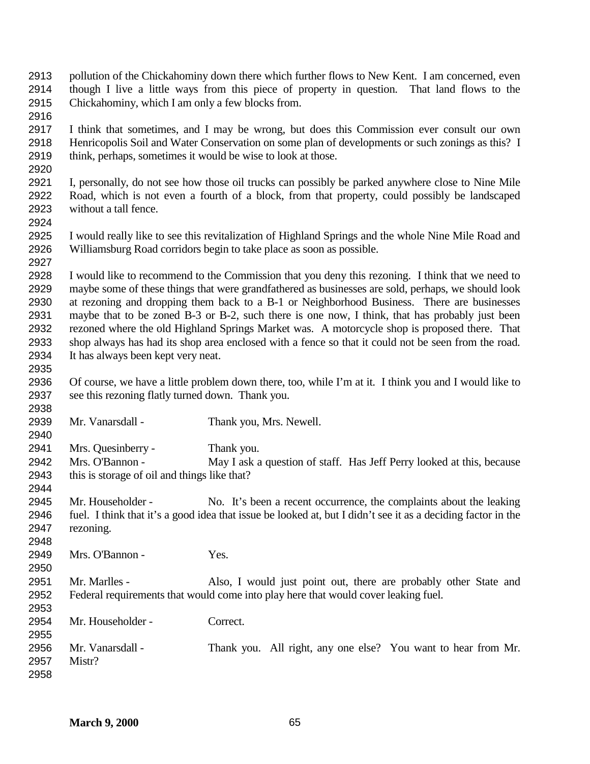pollution of the Chickahominy down there which further flows to New Kent. I am concerned, even though I live a little ways from this piece of property in question. That land flows to the Chickahominy, which I am only a few blocks from.

I think that sometimes, and I may be wrong, but does this Commission ever consult our own Henricopolis Soil and Water Conservation on some plan of developments or such zonings as this? I think, perhaps, sometimes it would be wise to look at those.

I, personally, do not see how those oil trucks can possibly be parked anywhere close to Nine Mile Road, which is not even a fourth of a block, from that property, could possibly be landscaped without a tall fence.

I would really like to see this revitalization of Highland Springs and the whole Nine Mile Road and Williamsburg Road corridors begin to take place as soon as possible.

I would like to recommend to the Commission that you deny this rezoning. I think that we need to maybe some of these things that were grandfathered as businesses are sold, perhaps, we should look at rezoning and dropping them back to a B-1 or Neighborhood Business. There are businesses maybe that to be zoned B-3 or B-2, such there is one now, I think, that has probably just been rezoned where the old Highland Springs Market was. A motorcycle shop is proposed there. That shop always has had its shop area enclosed with a fence so that it could not be seen from the road. It has always been kept very neat.

Of course, we have a little problem down there, too, while I'm at it. I think you and I would like to see this rezoning flatly turned down. Thank you.

Mr. Vanarsdall - Thank you, Mrs. Newell.

Mrs. Quesinberry - Thank you.

Mrs. O'Bannon - May I ask a question of staff. Has Jeff Perry looked at this, because this is storage of oil and things like that?

Mr. Householder - No. It's been a recent occurrence, the complaints about the leaking fuel. I think that it's a good idea that issue be looked at, but I didn't see it as a deciding factor in the rezoning.

Mrs. O'Bannon - Yes.

Mr. Marlles - Also, I would just point out, there are probably other State and Federal requirements that would come into play here that would cover leaking fuel.

Mr. Householder - Correct.

Mr. Vanarsdall - Thank you. All right, any one else? You want to hear from Mr. Mistr?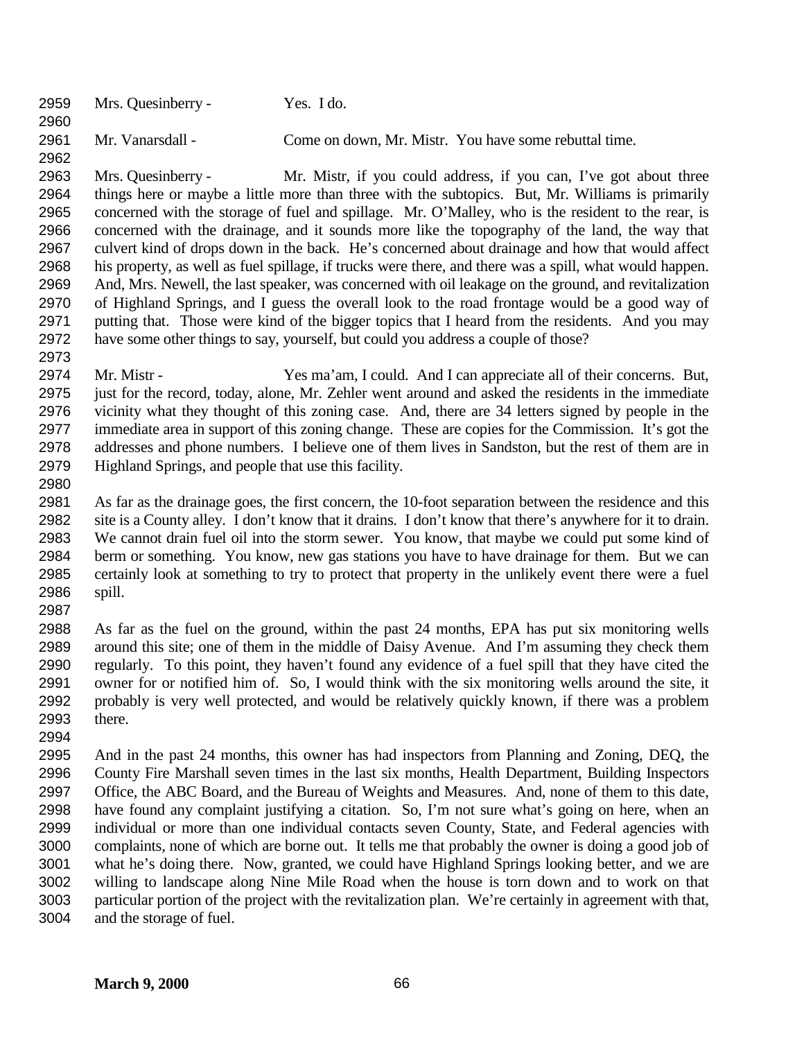Mrs. Quesinberry - Yes. I do.

Mr. Vanarsdall - Come on down, Mr. Mistr. You have some rebuttal time.

Mrs. Quesinberry - Mr. Mistr, if you could address, if you can, I've got about three things here or maybe a little more than three with the subtopics. But, Mr. Williams is primarily concerned with the storage of fuel and spillage. Mr. O'Malley, who is the resident to the rear, is concerned with the drainage, and it sounds more like the topography of the land, the way that culvert kind of drops down in the back. He's concerned about drainage and how that would affect his property, as well as fuel spillage, if trucks were there, and there was a spill, what would happen. And, Mrs. Newell, the last speaker, was concerned with oil leakage on the ground, and revitalization of Highland Springs, and I guess the overall look to the road frontage would be a good way of putting that. Those were kind of the bigger topics that I heard from the residents. And you may have some other things to say, yourself, but could you address a couple of those?

Mr. Mistr - Yes ma'am, I could. And I can appreciate all of their concerns. But, just for the record, today, alone, Mr. Zehler went around and asked the residents in the immediate vicinity what they thought of this zoning case. And, there are 34 letters signed by people in the immediate area in support of this zoning change. These are copies for the Commission. It's got the addresses and phone numbers. I believe one of them lives in Sandston, but the rest of them are in Highland Springs, and people that use this facility.

As far as the drainage goes, the first concern, the 10-foot separation between the residence and this site is a County alley. I don't know that it drains. I don't know that there's anywhere for it to drain. We cannot drain fuel oil into the storm sewer. You know, that maybe we could put some kind of berm or something. You know, new gas stations you have to have drainage for them. But we can certainly look at something to try to protect that property in the unlikely event there were a fuel spill.

As far as the fuel on the ground, within the past 24 months, EPA has put six monitoring wells around this site; one of them in the middle of Daisy Avenue. And I'm assuming they check them regularly. To this point, they haven't found any evidence of a fuel spill that they have cited the owner for or notified him of. So, I would think with the six monitoring wells around the site, it probably is very well protected, and would be relatively quickly known, if there was a problem there.

And in the past 24 months, this owner has had inspectors from Planning and Zoning, DEQ, the County Fire Marshall seven times in the last six months, Health Department, Building Inspectors Office, the ABC Board, and the Bureau of Weights and Measures. And, none of them to this date, have found any complaint justifying a citation. So, I'm not sure what's going on here, when an individual or more than one individual contacts seven County, State, and Federal agencies with complaints, none of which are borne out. It tells me that probably the owner is doing a good job of what he's doing there. Now, granted, we could have Highland Springs looking better, and we are willing to landscape along Nine Mile Road when the house is torn down and to work on that particular portion of the project with the revitalization plan. We're certainly in agreement with that, and the storage of fuel.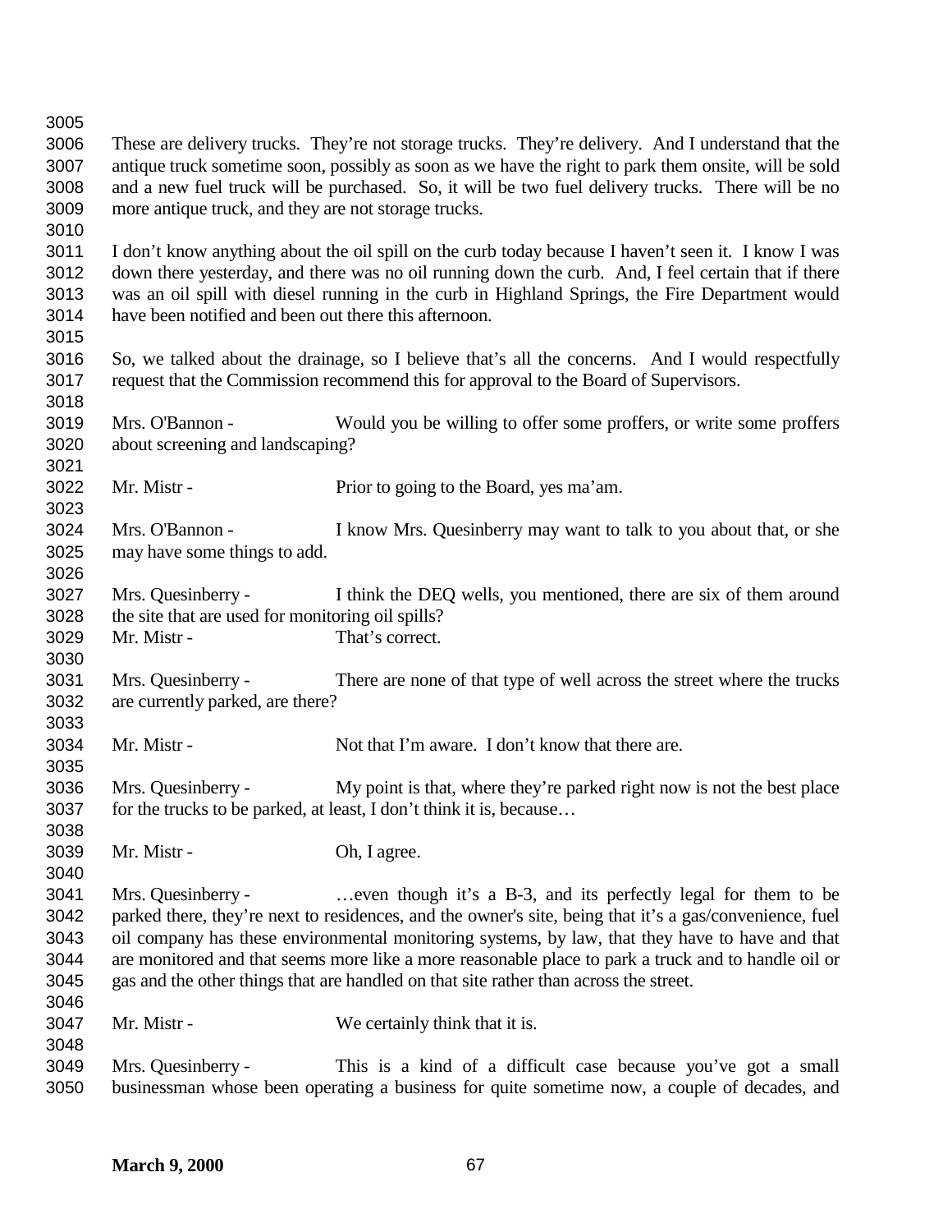These are delivery trucks. They're not storage trucks. They're delivery. And I understand that the antique truck sometime soon, possibly as soon as we have the right to park them onsite, will be sold and a new fuel truck will be purchased. So, it will be two fuel delivery trucks. There will be no more antique truck, and they are not storage trucks.

I don't know anything about the oil spill on the curb today because I haven't seen it. I know I was down there yesterday, and there was no oil running down the curb. And, I feel certain that if there was an oil spill with diesel running in the curb in Highland Springs, the Fire Department would have been notified and been out there this afternoon.

So, we talked about the drainage, so I believe that's all the concerns. And I would respectfully request that the Commission recommend this for approval to the Board of Supervisors.

Mrs. O'Bannon - Would you be willing to offer some proffers, or write some proffers about screening and landscaping?

Mr. Mistr - Prior to going to the Board, yes ma'am.

Mrs. O'Bannon - I know Mrs. Quesinberry may want to talk to you about that, or she may have some things to add.

Mrs. Quesinberry - I think the DEQ wells, you mentioned, there are six of them around the site that are used for monitoring oil spills?

Mr. Mistr - That's correct.

Mrs. Quesinberry - There are none of that type of well across the street where the trucks are currently parked, are there?

Mr. Mistr - Not that I'm aware. I don't know that there are.

Mrs. Quesinberry - My point is that, where they're parked right now is not the best place for the trucks to be parked, at least, I don't think it is, because…

Mr. Mistr - Oh, I agree.

Mrs. Quesinberry - …even though it's a B-3, and its perfectly legal for them to be parked there, they're next to residences, and the owner's site, being that it's a gas/convenience, fuel oil company has these environmental monitoring systems, by law, that they have to have and that are monitored and that seems more like a more reasonable place to park a truck and to handle oil or gas and the other things that are handled on that site rather than across the street.

Mr. Mistr - We certainly think that it is.

Mrs. Quesinberry - This is a kind of a difficult case because you've got a small businessman whose been operating a business for quite sometime now, a couple of decades, and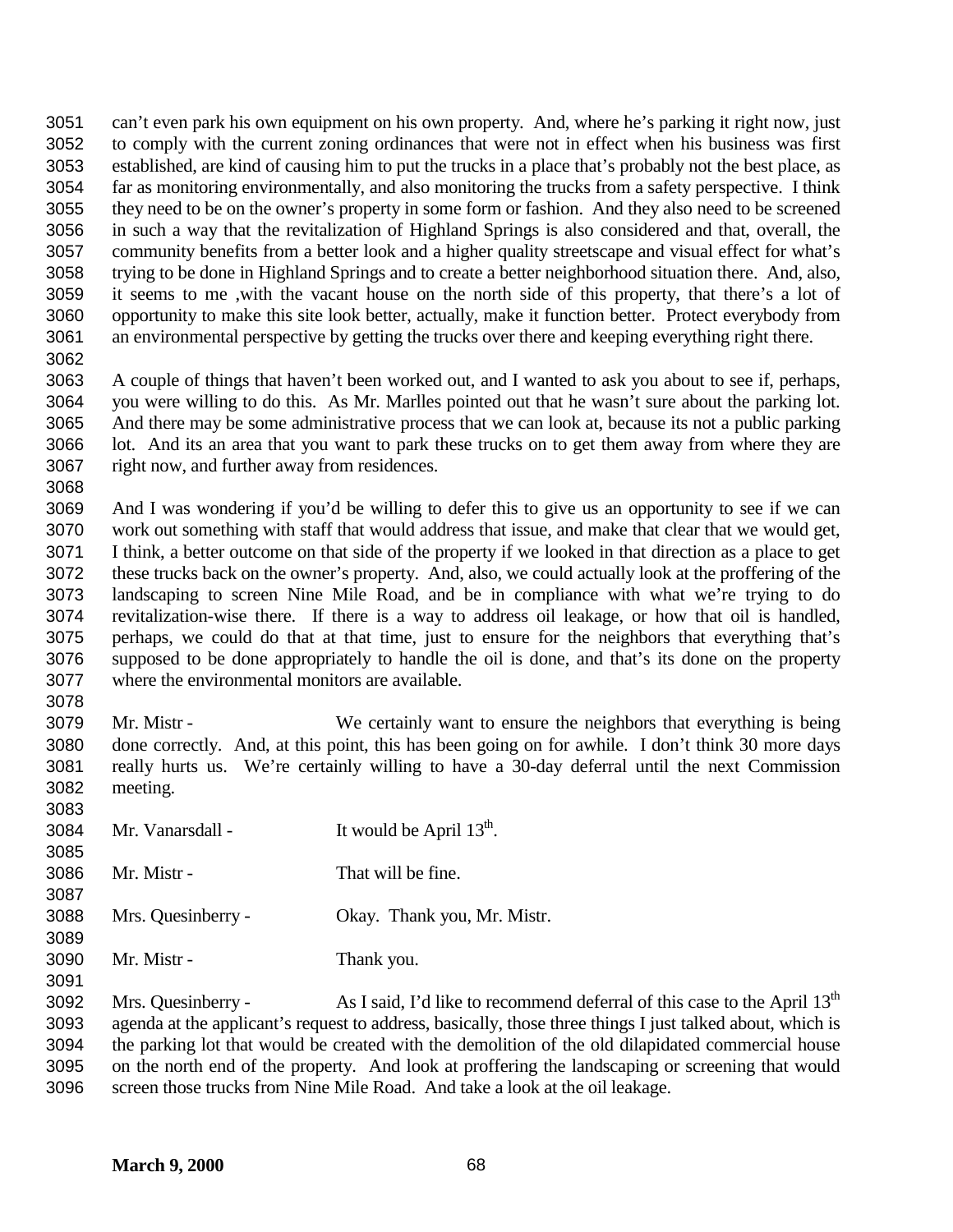can't even park his own equipment on his own property. And, where he's parking it right now, just to comply with the current zoning ordinances that were not in effect when his business was first established, are kind of causing him to put the trucks in a place that's probably not the best place, as far as monitoring environmentally, and also monitoring the trucks from a safety perspective. I think they need to be on the owner's property in some form or fashion. And they also need to be screened in such a way that the revitalization of Highland Springs is also considered and that, overall, the community benefits from a better look and a higher quality streetscape and visual effect for what's trying to be done in Highland Springs and to create a better neighborhood situation there. And, also, it seems to me ,with the vacant house on the north side of this property, that there's a lot of opportunity to make this site look better, actually, make it function better. Protect everybody from an environmental perspective by getting the trucks over there and keeping everything right there.

A couple of things that haven't been worked out, and I wanted to ask you about to see if, perhaps, you were willing to do this. As Mr. Marlles pointed out that he wasn't sure about the parking lot. And there may be some administrative process that we can look at, because its not a public parking lot. And its an area that you want to park these trucks on to get them away from where they are right now, and further away from residences.

And I was wondering if you'd be willing to defer this to give us an opportunity to see if we can work out something with staff that would address that issue, and make that clear that we would get, I think, a better outcome on that side of the property if we looked in that direction as a place to get these trucks back on the owner's property. And, also, we could actually look at the proffering of the landscaping to screen Nine Mile Road, and be in compliance with what we're trying to do revitalization-wise there. If there is a way to address oil leakage, or how that oil is handled, perhaps, we could do that at that time, just to ensure for the neighbors that everything that's supposed to be done appropriately to handle the oil is done, and that's its done on the property where the environmental monitors are available.

Mr. Mistr - We certainly want to ensure the neighbors that everything is being done correctly. And, at this point, this has been going on for awhile. I don't think 30 more days really hurts us. We're certainly willing to have a 30-day deferral until the next Commission meeting.

Mr. Vanarsdall - It would be April 13th.

Mr. Mistr - That will be fine.

Mrs. Quesinberry - Okay. Thank you, Mr. Mistr.

Mr. Mistr - Thank you.

Mrs. Quesinberry - As I said, I'd like to recommend deferral of this case to the April 13th agenda at the applicant's request to address, basically, those three things I just talked about, which is the parking lot that would be created with the demolition of the old dilapidated commercial house on the north end of the property. And look at proffering the landscaping or screening that would screen those trucks from Nine Mile Road. And take a look at the oil leakage.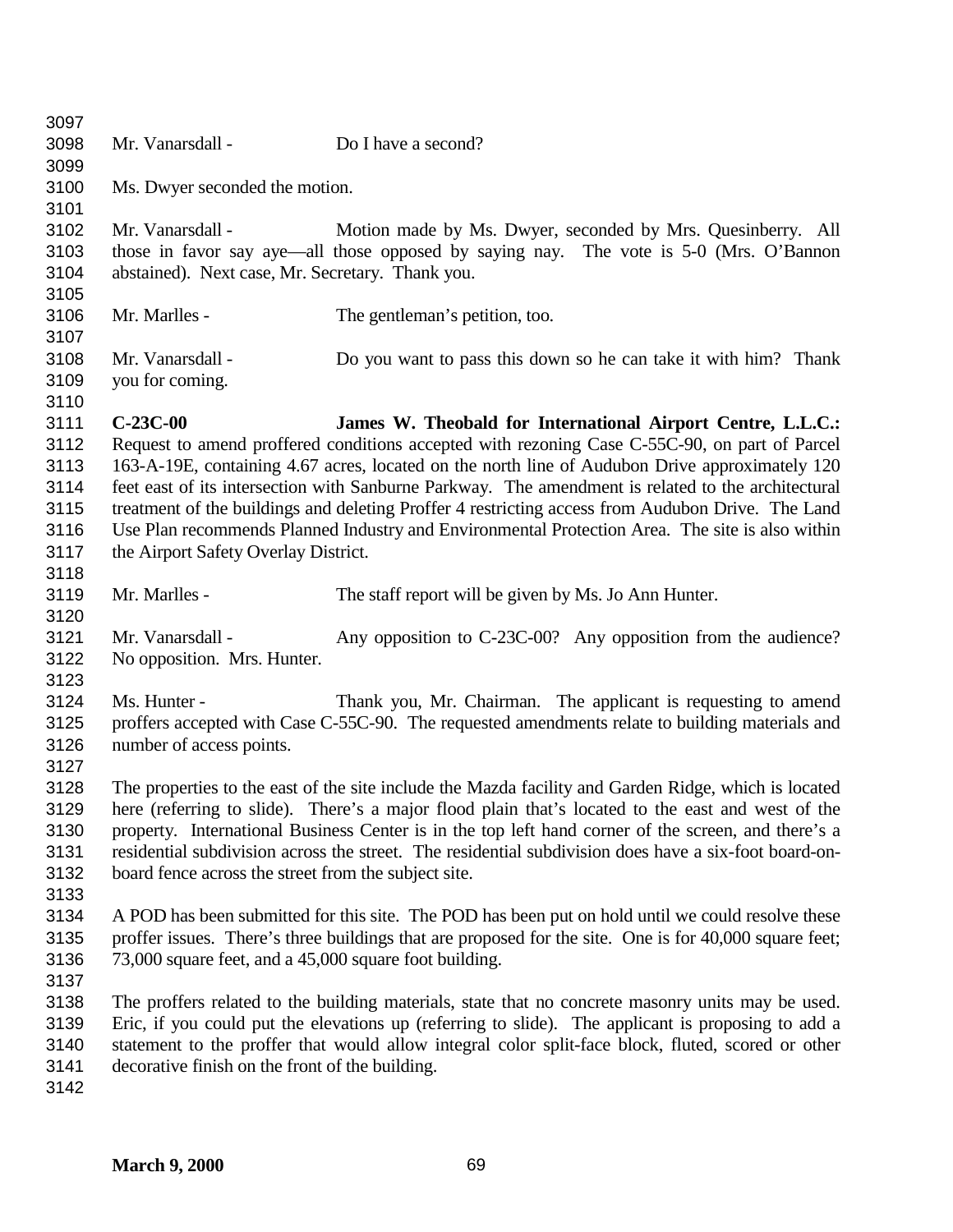Mr. Vanarsdall - Do I have a second?

Ms. Dwyer seconded the motion.

Mr. Vanarsdall - Motion made by Ms. Dwyer, seconded by Mrs. Quesinberry. All those in favor say aye—all those opposed by saying nay. The vote is 5-0 (Mrs. O'Bannon abstained). Next case, Mr. Secretary. Thank you.

Mr. Marlles - The gentleman's petition, too.

Mr. Vanarsdall - Do you want to pass this down so he can take it with him? Thank you for coming.

**C-23C-00 James W. Theobald for International Airport Centre, L.L.C.:** Request to amend proffered conditions accepted with rezoning Case C-55C-90, on part of Parcel 163-A-19E, containing 4.67 acres, located on the north line of Audubon Drive approximately 120 feet east of its intersection with Sanburne Parkway. The amendment is related to the architectural treatment of the buildings and deleting Proffer 4 restricting access from Audubon Drive. The Land Use Plan recommends Planned Industry and Environmental Protection Area. The site is also within the Airport Safety Overlay District.

Mr. Marlles - The staff report will be given by Ms. Jo Ann Hunter.

Mr. Vanarsdall - Any opposition to C-23C-00? Any opposition from the audience? No opposition. Mrs. Hunter.

Ms. Hunter - Thank you, Mr. Chairman. The applicant is requesting to amend proffers accepted with Case C-55C-90. The requested amendments relate to building materials and number of access points.

The properties to the east of the site include the Mazda facility and Garden Ridge, which is located here (referring to slide). There's a major flood plain that's located to the east and west of the property. International Business Center is in the top left hand corner of the screen, and there's a residential subdivision across the street. The residential subdivision does have a six-foot board-on-board fence across the street from the subject site.

A POD has been submitted for this site. The POD has been put on hold until we could resolve these proffer issues. There's three buildings that are proposed for the site. One is for 40,000 square feet; 73,000 square feet, and a 45,000 square foot building.

The proffers related to the building materials, state that no concrete masonry units may be used. Eric, if you could put the elevations up (referring to slide). The applicant is proposing to add a statement to the proffer that would allow integral color split-face block, fluted, scored or other decorative finish on the front of the building.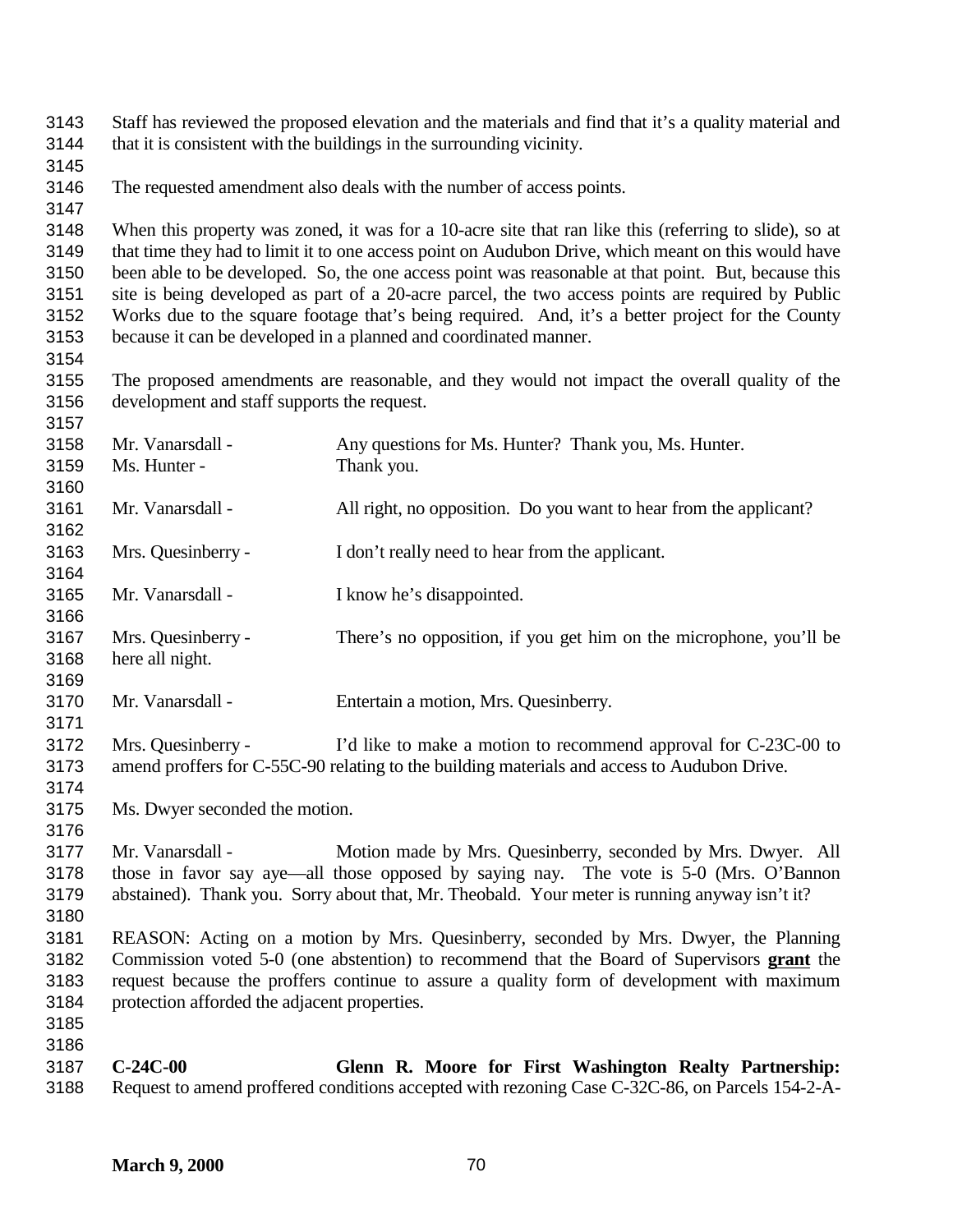Staff has reviewed the proposed elevation and the materials and find that it's a quality material and that it is consistent with the buildings in the surrounding vicinity.

The requested amendment also deals with the number of access points.

When this property was zoned, it was for a 10-acre site that ran like this (referring to slide), so at that time they had to limit it to one access point on Audubon Drive, which meant on this would have been able to be developed. So, the one access point was reasonable at that point. But, because this site is being developed as part of a 20-acre parcel, the two access points are required by Public Works due to the square footage that's being required. And, it's a better project for the County because it can be developed in a planned and coordinated manner.

The proposed amendments are reasonable, and they would not impact the overall quality of the development and staff supports the request.

Mr. Vanarsdall - Any questions for Ms. Hunter? Thank you, Ms. Hunter.

Ms. Hunter - Thank you.

Mr. Vanarsdall - All right, no opposition. Do you want to hear from the applicant?

Mrs. Quesinberry - I don't really need to hear from the applicant.

Mr. Vanarsdall - I know he's disappointed.

Mrs. Quesinberry - There's no opposition, if you get him on the microphone, you'll be here all night.

Mr. Vanarsdall - Entertain a motion, Mrs. Quesinberry.

Mrs. Quesinberry - I'd like to make a motion to recommend approval for C-23C-00 to amend proffers for C-55C-90 relating to the building materials and access to Audubon Drive.

Ms. Dwyer seconded the motion.

Mr. Vanarsdall - Motion made by Mrs. Quesinberry, seconded by Mrs. Dwyer. All those in favor say aye—all those opposed by saying nay. The vote is 5-0 (Mrs. O'Bannon abstained). Thank you. Sorry about that, Mr. Theobald. Your meter is running anyway isn't it?

REASON: Acting on a motion by Mrs. Quesinberry, seconded by Mrs. Dwyer, the Planning Commission voted 5-0 (one abstention) to recommend that the Board of Supervisors **grant** the request because the proffers continue to assure a quality form of development with maximum protection afforded the adjacent properties.

**C-24C-00 Glenn R. Moore for First Washington Realty Partnership:** Request to amend proffered conditions accepted with rezoning Case C-32C-86, on Parcels 154-2-A-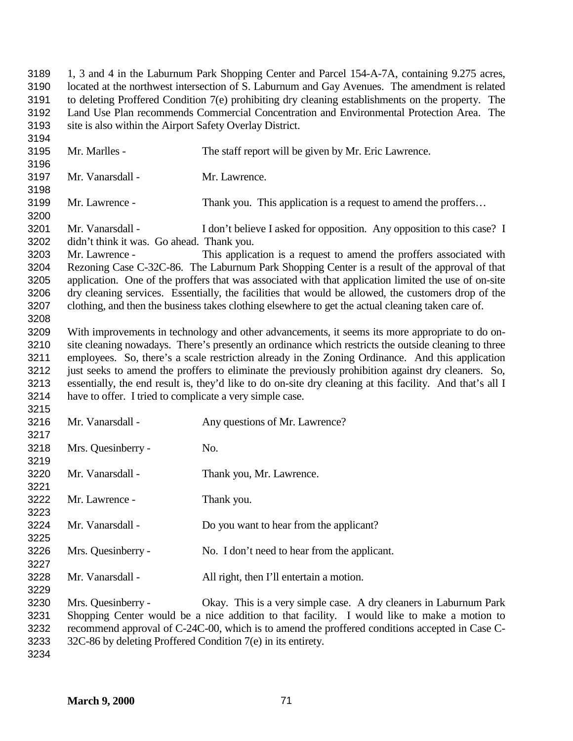1, 3 and 4 in the Laburnum Park Shopping Center and Parcel 154-A-7A, containing 9.275 acres, located at the northwest intersection of S. Laburnum and Gay Avenues. The amendment is related to deleting Proffered Condition 7(e) prohibiting dry cleaning establishments on the property. The Land Use Plan recommends Commercial Concentration and Environmental Protection Area. The site is also within the Airport Safety Overlay District.

Mr. Marlles - The staff report will be given by Mr. Eric Lawrence.

Mr. Vanarsdall - Mr. Lawrence.

Mr. Lawrence - Thank you. This application is a request to amend the proffers…

Mr. Vanarsdall - I don't believe I asked for opposition. Any opposition to this case? I didn't think it was. Go ahead. Thank you.

Mr. Lawrence - This application is a request to amend the proffers associated with Rezoning Case C-32C-86. The Laburnum Park Shopping Center is a result of the approval of that application. One of the proffers that was associated with that application limited the use of on-site dry cleaning services. Essentially, the facilities that would be allowed, the customers drop of the clothing, and then the business takes clothing elsewhere to get the actual cleaning taken care of.

With improvements in technology and other advancements, it seems its more appropriate to do on-site cleaning nowadays. There's presently an ordinance which restricts the outside cleaning to three employees. So, there's a scale restriction already in the Zoning Ordinance. And this application just seeks to amend the proffers to eliminate the previously prohibition against dry cleaners. So, essentially, the end result is, they'd like to do on-site dry cleaning at this facility. And that's all I have to offer. I tried to complicate a very simple case.

Mr. Vanarsdall - Any questions of Mr. Lawrence?

Mrs. Quesinberry - No.

Mr. Vanarsdall - Thank you, Mr. Lawrence.

Mr. Lawrence - Thank you.

Mr. Vanarsdall - Do you want to hear from the applicant?

Mrs. Quesinberry - No. I don't need to hear from the applicant.

Mr. Vanarsdall - All right, then I'll entertain a motion.

Mrs. Quesinberry - Okay. This is a very simple case. A dry cleaners in Laburnum Park Shopping Center would be a nice addition to that facility. I would like to make a motion to recommend approval of C-24C-00, which is to amend the proffered conditions accepted in Case C-32C-86 by deleting Proffered Condition 7(e) in its entirety.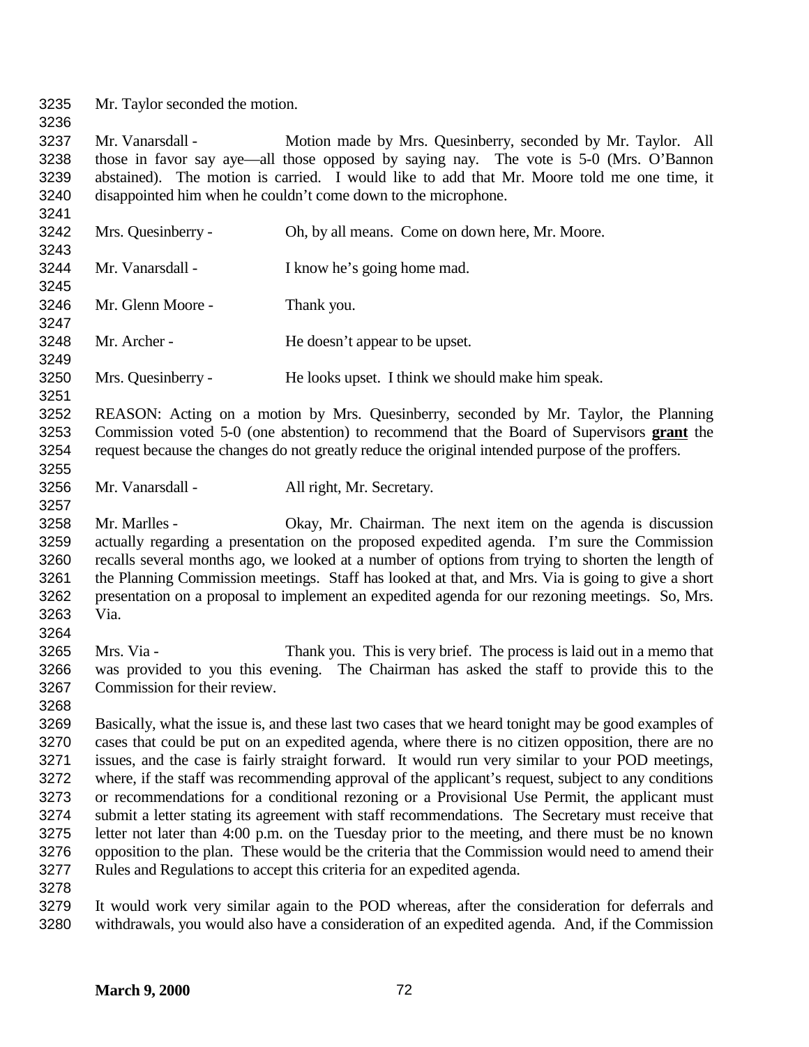Mr. Taylor seconded the motion.

Mr. Vanarsdall - Motion made by Mrs. Quesinberry, seconded by Mr. Taylor. All those in favor say aye—all those opposed by saying nay. The vote is 5-0 (Mrs. O'Bannon abstained). The motion is carried. I would like to add that Mr. Moore told me one time, it disappointed him when he couldn't come down to the microphone.

Mrs. Quesinberry - Oh, by all means. Come on down here, Mr. Moore.

Mr. Vanarsdall - I know he's going home mad.

Mr. Glenn Moore - Thank you.

Mr. Archer - He doesn't appear to be upset.

Mrs. Quesinberry - He looks upset. I think we should make him speak.

REASON: Acting on a motion by Mrs. Quesinberry, seconded by Mr. Taylor, the Planning Commission voted 5-0 (one abstention) to recommend that the Board of Supervisors **grant** the request because the changes do not greatly reduce the original intended purpose of the proffers.

Mr. Vanarsdall - All right, Mr. Secretary.

Mr. Marlles - Okay, Mr. Chairman. The next item on the agenda is discussion actually regarding a presentation on the proposed expedited agenda. I'm sure the Commission recalls several months ago, we looked at a number of options from trying to shorten the length of the Planning Commission meetings. Staff has looked at that, and Mrs. Via is going to give a short presentation on a proposal to implement an expedited agenda for our rezoning meetings. So, Mrs. Via.

Mrs. Via - Thank you. This is very brief. The process is laid out in a memo that was provided to you this evening. The Chairman has asked the staff to provide this to the Commission for their review.

Basically, what the issue is, and these last two cases that we heard tonight may be good examples of cases that could be put on an expedited agenda, where there is no citizen opposition, there are no issues, and the case is fairly straight forward. It would run very similar to your POD meetings, where, if the staff was recommending approval of the applicant's request, subject to any conditions or recommendations for a conditional rezoning or a Provisional Use Permit, the applicant must submit a letter stating its agreement with staff recommendations. The Secretary must receive that letter not later than 4:00 p.m. on the Tuesday prior to the meeting, and there must be no known opposition to the plan. These would be the criteria that the Commission would need to amend their Rules and Regulations to accept this criteria for an expedited agenda.

It would work very similar again to the POD whereas, after the consideration for deferrals and withdrawals, you would also have a consideration of an expedited agenda. And, if the Commission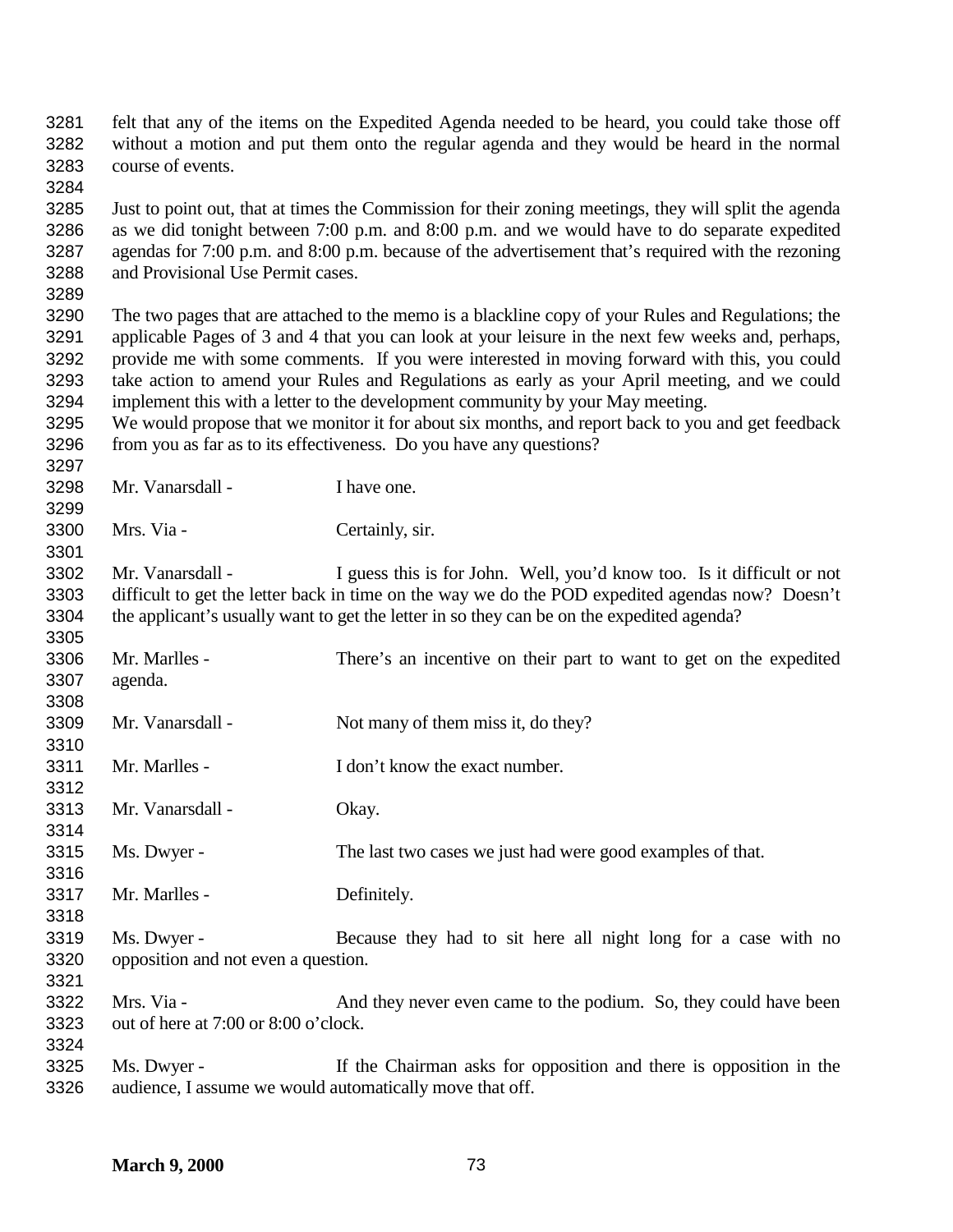felt that any of the items on the Expedited Agenda needed to be heard, you could take those off without a motion and put them onto the regular agenda and they would be heard in the normal course of events.

Just to point out, that at times the Commission for their zoning meetings, they will split the agenda as we did tonight between 7:00 p.m. and 8:00 p.m. and we would have to do separate expedited agendas for 7:00 p.m. and 8:00 p.m. because of the advertisement that's required with the rezoning and Provisional Use Permit cases.

The two pages that are attached to the memo is a blackline copy of your Rules and Regulations; the applicable Pages of 3 and 4 that you can look at your leisure in the next few weeks and, perhaps, provide me with some comments. If you were interested in moving forward with this, you could take action to amend your Rules and Regulations as early as your April meeting, and we could implement this with a letter to the development community by your May meeting.
We would propose that we monitor it for about six months, and report back to you and get feedback from you as far as to its effectiveness. Do you have any questions?

Mr. Vanarsdall - I have one.

Mrs. Via - Certainly, sir.

Mr. Vanarsdall - I guess this is for John. Well, you'd know too. Is it difficult or not difficult to get the letter back in time on the way we do the POD expedited agendas now? Doesn't the applicant's usually want to get the letter in so they can be on the expedited agenda?

Mr. Marlles - There's an incentive on their part to want to get on the expedited agenda.

Mr. Vanarsdall - Not many of them miss it, do they?

Mr. Marlles - I don't know the exact number.

Mr. Vanarsdall - Okay.

Ms. Dwyer - The last two cases we just had were good examples of that.

Mr. Marlles - Definitely.

Ms. Dwyer - Because they had to sit here all night long for a case with no opposition and not even a question.

Mrs. Via - And they never even came to the podium. So, they could have been out of here at 7:00 or 8:00 o'clock.

Ms. Dwyer - If the Chairman asks for opposition and there is opposition in the audience, I assume we would automatically move that off.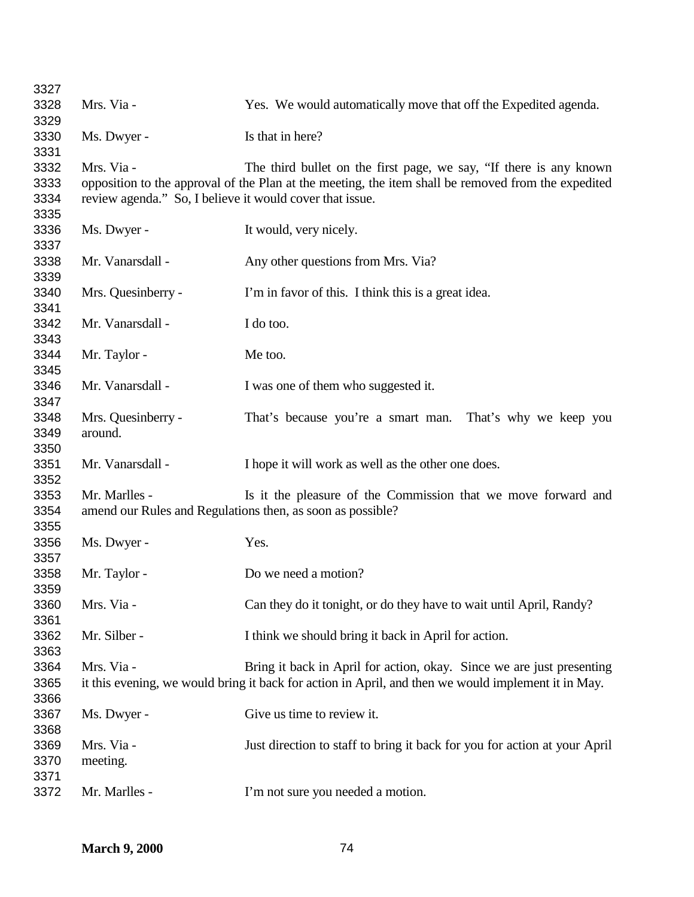3327

3328 Mrs. Via - Yes. We would automatically move that off the Expedited agenda.

3329

3330 Ms. Dwyer - Is that in here?

3331

3332 Mrs. Via - The third bullet on the first page, we say, "If there is any known
3333 opposition to the approval of the Plan at the meeting, the item shall be removed from the expedited
3334 review agenda." So, I believe it would cover that issue.

3335

3336 Ms. Dwyer - It would, very nicely.

3337

3338 Mr. Vanarsdall - Any other questions from Mrs. Via?

3339

3340 Mrs. Quesinberry - I'm in favor of this. I think this is a great idea.

3341

3342 Mr. Vanarsdall - I do too.

3343

3344 Mr. Taylor - Me too.

3345

3346 Mr. Vanarsdall - I was one of them who suggested it.

3347

3348 Mrs. Quesinberry - That's because you're a smart man. That's why we keep you
3349 around.

3350

3351 Mr. Vanarsdall - I hope it will work as well as the other one does.

3352

3353 Mr. Marlles - Is it the pleasure of the Commission that we move forward and
3354 amend our Rules and Regulations then, as soon as possible?

3355

3356 Ms. Dwyer - Yes.

3357

3358 Mr. Taylor - Do we need a motion?

3359

3360 Mrs. Via - Can they do it tonight, or do they have to wait until April, Randy?

3361

3362 Mr. Silber - I think we should bring it back in April for action.

3363

3364 Mrs. Via - Bring it back in April for action, okay. Since we are just presenting
3365 it this evening, we would bring it back for action in April, and then we would implement it in May.

3366

3367 Ms. Dwyer - Give us time to review it.

3368

3369 Mrs. Via - Just direction to staff to bring it back for you for action at your April
3370 meeting.

3371

3372 Mr. Marlles - I'm not sure you needed a motion.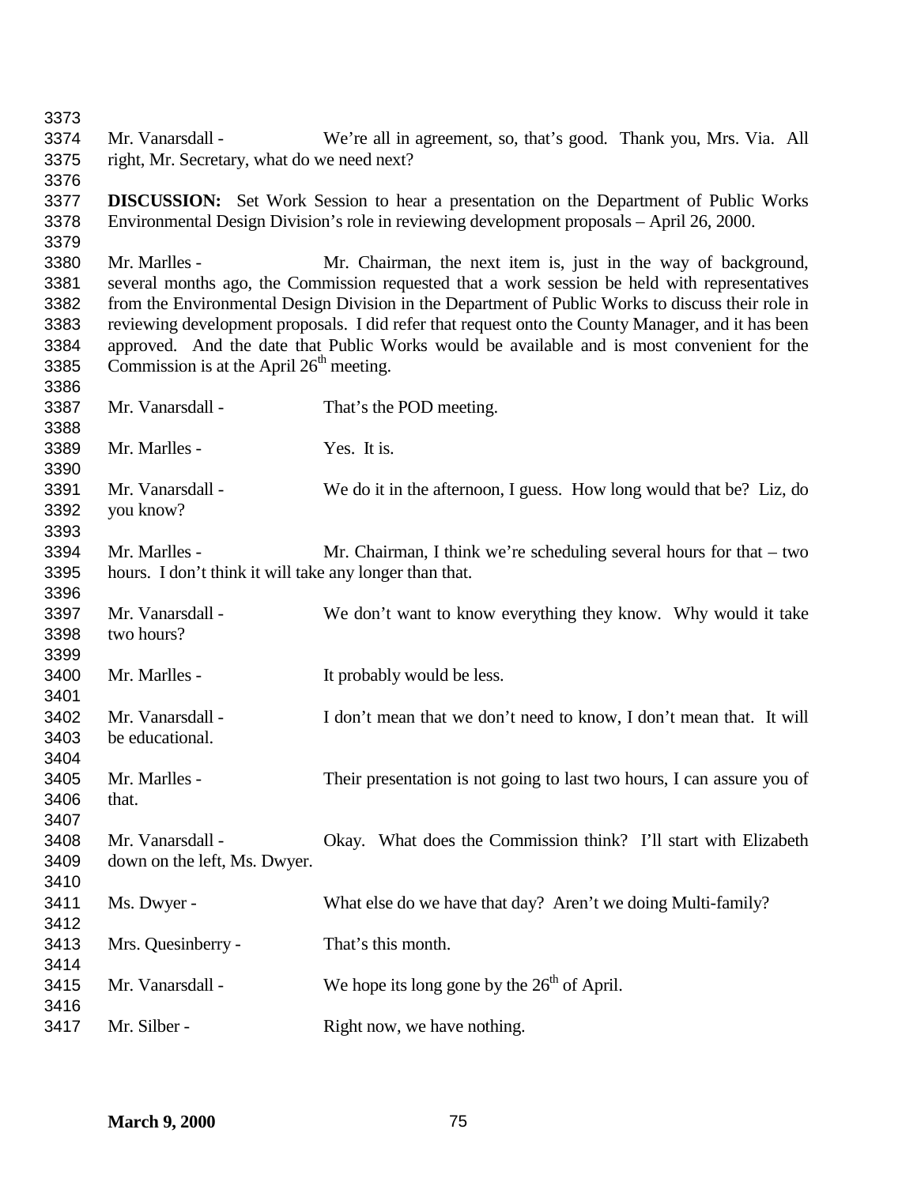Mr. Vanarsdall - We're all in agreement, so, that's good. Thank you, Mrs. Via. All right, Mr. Secretary, what do we need next?

**DISCUSSION:** Set Work Session to hear a presentation on the Department of Public Works Environmental Design Division's role in reviewing development proposals – April 26, 2000.

Mr. Marlles - Mr. Chairman, the next item is, just in the way of background, several months ago, the Commission requested that a work session be held with representatives from the Environmental Design Division in the Department of Public Works to discuss their role in reviewing development proposals. I did refer that request onto the County Manager, and it has been approved. And the date that Public Works would be available and is most convenient for the Commission is at the April 26th meeting.

Mr. Vanarsdall - That's the POD meeting.

Mr. Marlles - Yes. It is.

Mr. Vanarsdall - We do it in the afternoon, I guess. How long would that be? Liz, do you know?

Mr. Marlles - Mr. Chairman, I think we're scheduling several hours for that – two hours. I don't think it will take any longer than that.

Mr. Vanarsdall - We don't want to know everything they know. Why would it take two hours?

Mr. Marlles - It probably would be less.

Mr. Vanarsdall - I don't mean that we don't need to know, I don't mean that. It will be educational.

Mr. Marlles - Their presentation is not going to last two hours, I can assure you of that.

Mr. Vanarsdall - Okay. What does the Commission think? I'll start with Elizabeth down on the left, Ms. Dwyer.

Ms. Dwyer - What else do we have that day? Aren't we doing Multi-family?

Mrs. Quesinberry - That's this month.

Mr. Vanarsdall - We hope its long gone by the 26th of April.

Mr. Silber - Right now, we have nothing.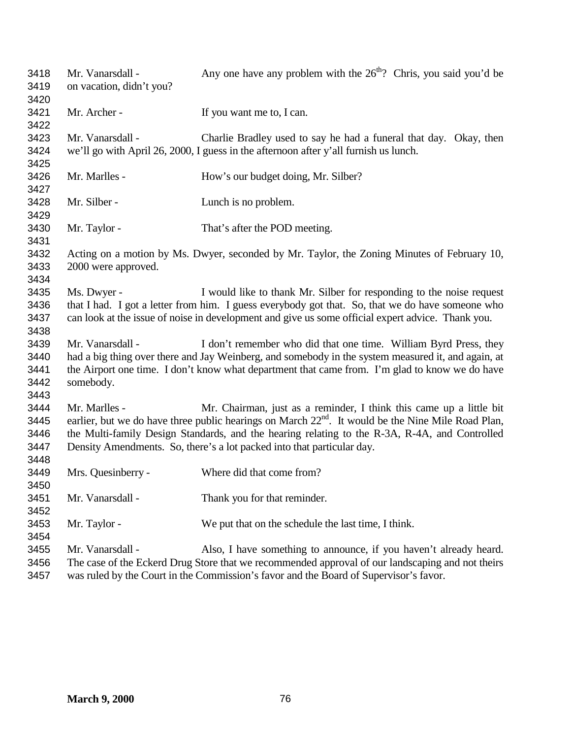Mr. Vanarsdall - Any one have any problem with the 26th? Chris, you said you'd be on vacation, didn't you?

Mr. Archer - If you want me to, I can.

Mr. Vanarsdall - Charlie Bradley used to say he had a funeral that day. Okay, then we'll go with April 26, 2000, I guess in the afternoon after y'all furnish us lunch.

Mr. Marlles - How's our budget doing, Mr. Silber?

Mr. Silber - Lunch is no problem.

Mr. Taylor - That's after the POD meeting.

Acting on a motion by Ms. Dwyer, seconded by Mr. Taylor, the Zoning Minutes of February 10, 2000 were approved.

Ms. Dwyer - I would like to thank Mr. Silber for responding to the noise request that I had. I got a letter from him. I guess everybody got that. So, that we do have someone who can look at the issue of noise in development and give us some official expert advice. Thank you.

Mr. Vanarsdall - I don't remember who did that one time. William Byrd Press, they had a big thing over there and Jay Weinberg, and somebody in the system measured it, and again, at the Airport one time. I don't know what department that came from. I'm glad to know we do have somebody.

Mr. Marlles - Mr. Chairman, just as a reminder, I think this came up a little bit earlier, but we do have three public hearings on March 22nd. It would be the Nine Mile Road Plan, the Multi-family Design Standards, and the hearing relating to the R-3A, R-4A, and Controlled Density Amendments. So, there's a lot packed into that particular day.

Mrs. Quesinberry - Where did that come from?

Mr. Vanarsdall - Thank you for that reminder.

Mr. Taylor - We put that on the schedule the last time, I think.

Mr. Vanarsdall - Also, I have something to announce, if you haven't already heard. The case of the Eckerd Drug Store that we recommended approval of our landscaping and not theirs was ruled by the Court in the Commission's favor and the Board of Supervisor's favor.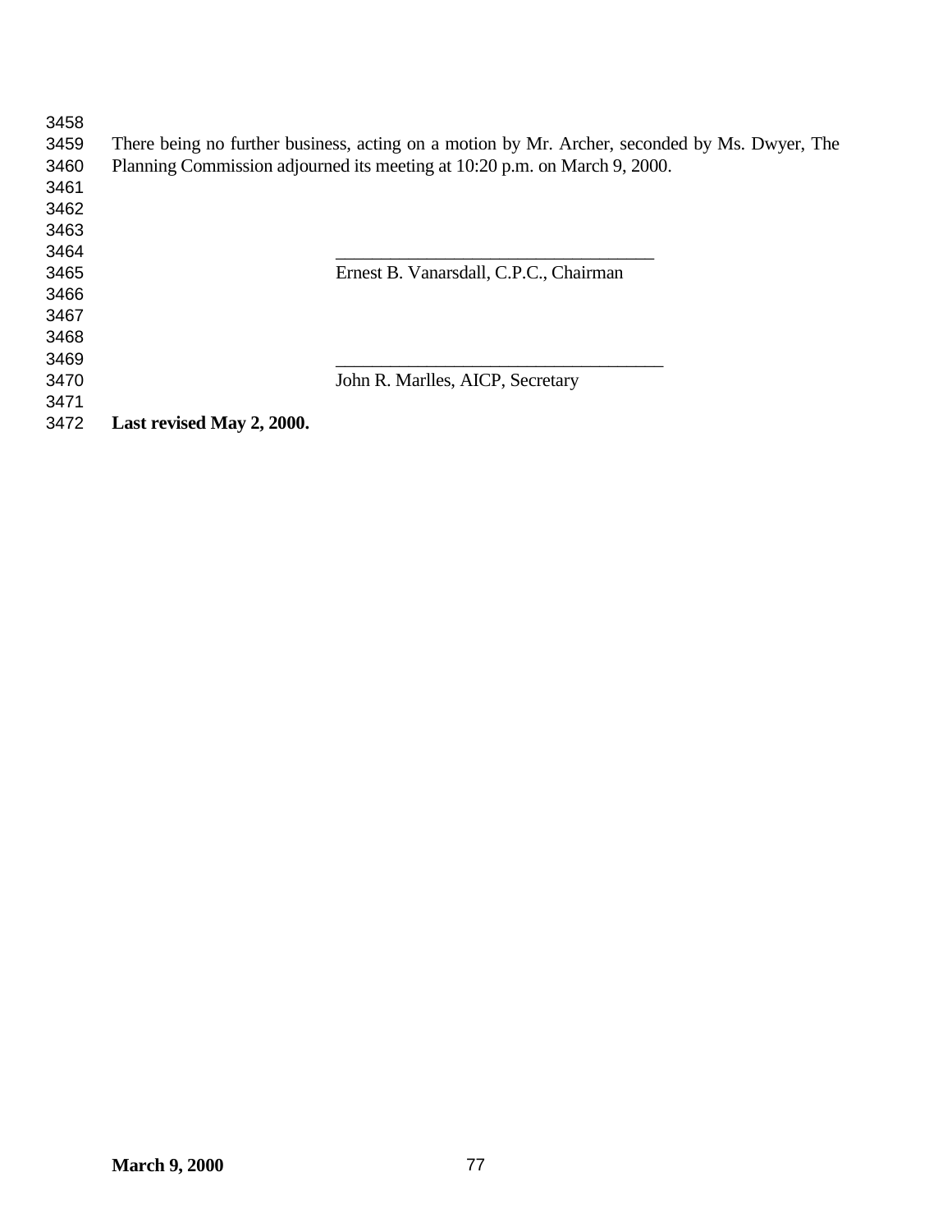There being no further business, acting on a motion by Mr. Archer, seconded by Ms. Dwyer, The Planning Commission adjourned its meeting at 10:20 p.m. on March 9, 2000.

\_\_\_\_\_\_\_\_\_\_\_\_\_\_\_\_\_\_\_\_\_\_\_\_\_\_\_\_\_\_\_\_\_\_\_\_
Ernest B. Vanarsdall, C.P.C., Chairman

\_\_\_\_\_\_\_\_\_\_\_\_\_\_\_\_\_\_\_\_\_\_\_\_\_\_\_\_\_\_\_\_\_\_\_\_
John R. Marlles, AICP, Secretary

**Last revised May 2, 2000.**